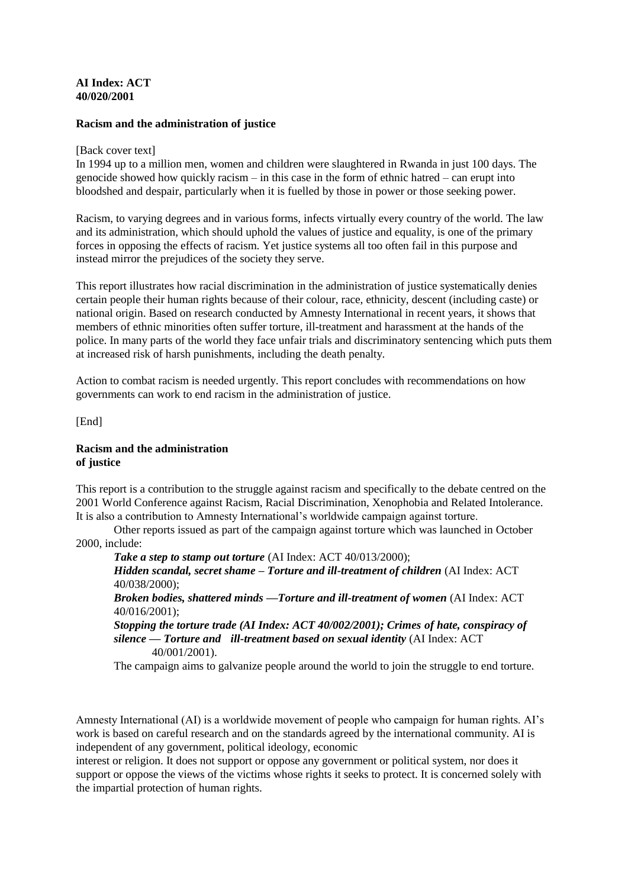**AI Index: ACT 40/020/2001**

**Racism and the administration of justice**

[Back cover text]

In 1994 up to a million men, women and children were slaughtered in Rwanda in just 100 days. The genocide showed how quickly racism – in this case in the form of ethnic hatred – can erupt into bloodshed and despair, particularly when it is fuelled by those in power or those seeking power.

Racism, to varying degrees and in various forms, infects virtually every country of the world. The law and its administration, which should uphold the values of justice and equality, is one of the primary forces in opposing the effects of racism. Yet justice systems all too often fail in this purpose and instead mirror the prejudices of the society they serve.

This report illustrates how racial discrimination in the administration of justice systematically denies certain people their human rights because of their colour, race, ethnicity, descent (including caste) or national origin. Based on research conducted by Amnesty International in recent years, it shows that members of ethnic minorities often suffer torture, ill-treatment and harassment at the hands of the police. In many parts of the world they face unfair trials and discriminatory sentencing which puts them at increased risk of harsh punishments, including the death penalty.

Action to combat racism is needed urgently. This report concludes with recommendations on how governments can work to end racism in the administration of justice.

[End]

**Racism and the administration of justice**

This report is a contribution to the struggle against racism and specifically to the debate centred on the 2001 World Conference against Racism, Racial Discrimination, Xenophobia and Related Intolerance. It is also a contribution to Amnesty International's worldwide campaign against torture.

Other reports issued as part of the campaign against torture which was launched in October 2000, include:

***Take a step to stamp out torture*** (AI Index: ACT 40/013/2000);

***Hidden scandal, secret shame – Torture and ill-treatment of children*** (AI Index: ACT 40/038/2000);

***Broken bodies, shattered minds —Torture and ill-treatment of women*** (AI Index: ACT 40/016/2001);

***Stopping the torture trade (AI Index: ACT 40/002/2001); Crimes of hate, conspiracy of silence — Torture and ill-treatment based on sexual identity*** (AI Index: ACT 40/001/2001).

The campaign aims to galvanize people around the world to join the struggle to end torture.

Amnesty International (AI) is a worldwide movement of people who campaign for human rights. AI's work is based on careful research and on the standards agreed by the international community. AI is independent of any government, political ideology, economic interest or religion. It does not support or oppose any government or political system, nor does it support or oppose the views of the victims whose rights it seeks to protect. It is concerned solely with the impartial protection of human rights.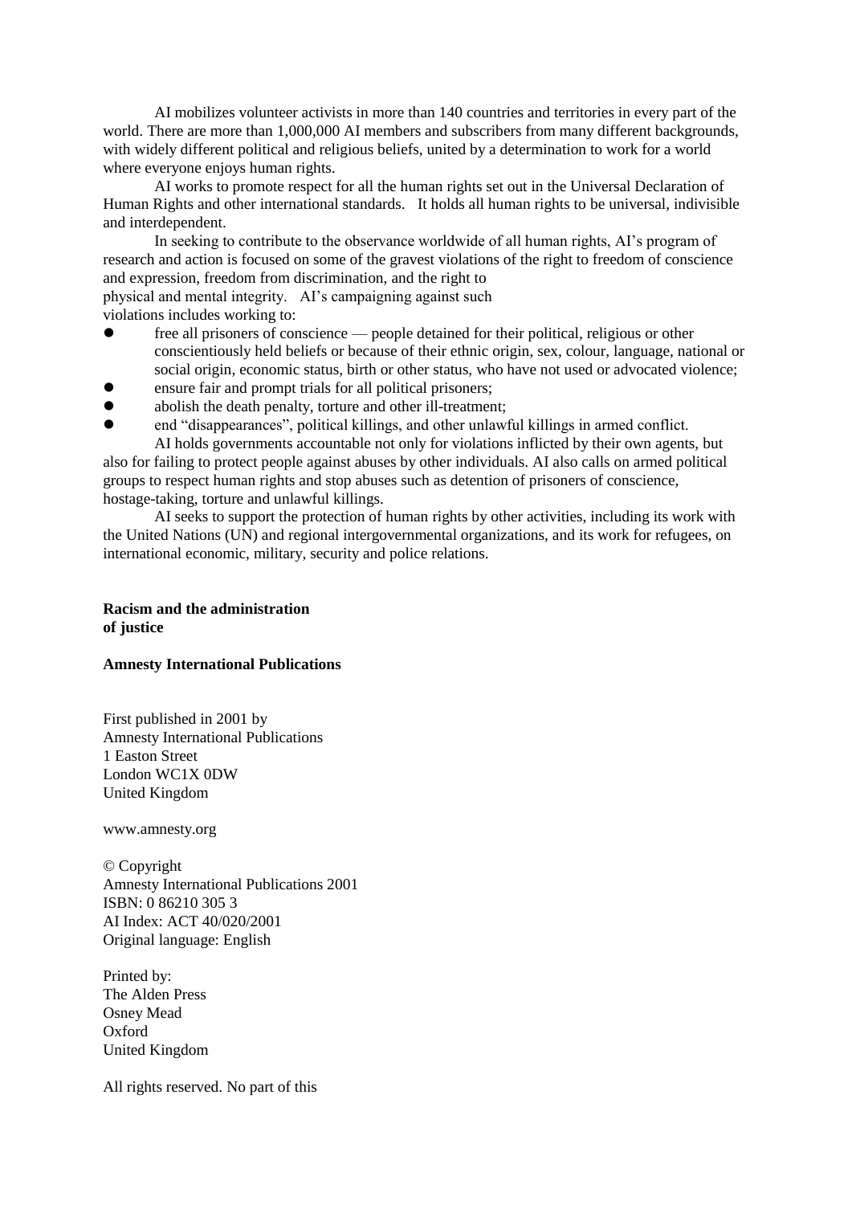AI mobilizes volunteer activists in more than 140 countries and territories in every part of the world. There are more than 1,000,000 AI members and subscribers from many different backgrounds, with widely different political and religious beliefs, united by a determination to work for a world where everyone enjoys human rights.

AI works to promote respect for all the human rights set out in the Universal Declaration of Human Rights and other international standards. It holds all human rights to be universal, indivisible and interdependent.

In seeking to contribute to the observance worldwide of all human rights, AI's program of research and action is focused on some of the gravest violations of the right to freedom of conscience and expression, freedom from discrimination, and the right to physical and mental integrity. AI's campaigning against such violations includes working to:

- free all prisoners of conscience — people detained for their political, religious or other conscientiously held beliefs or because of their ethnic origin, sex, colour, language, national or social origin, economic status, birth or other status, who have not used or advocated violence;
- ensure fair and prompt trials for all political prisoners;
- abolish the death penalty, torture and other ill-treatment;
- end "disappearances", political killings, and other unlawful killings in armed conflict.

AI holds governments accountable not only for violations inflicted by their own agents, but also for failing to protect people against abuses by other individuals. AI also calls on armed political groups to respect human rights and stop abuses such as detention of prisoners of conscience, hostage-taking, torture and unlawful killings.

AI seeks to support the protection of human rights by other activities, including its work with the United Nations (UN) and regional intergovernmental organizations, and its work for refugees, on international economic, military, security and police relations.

**Racism and the administration of justice**

**Amnesty International Publications**

First published in 2001 by
Amnesty International Publications
1 Easton Street
London WC1X 0DW
United Kingdom

www.amnesty.org

© Copyright
Amnesty International Publications 2001
ISBN: 0 86210 305 3
AI Index: ACT 40/020/2001
Original language: English

Printed by:
The Alden Press
Osney Mead
Oxford
United Kingdom

All rights reserved. No part of this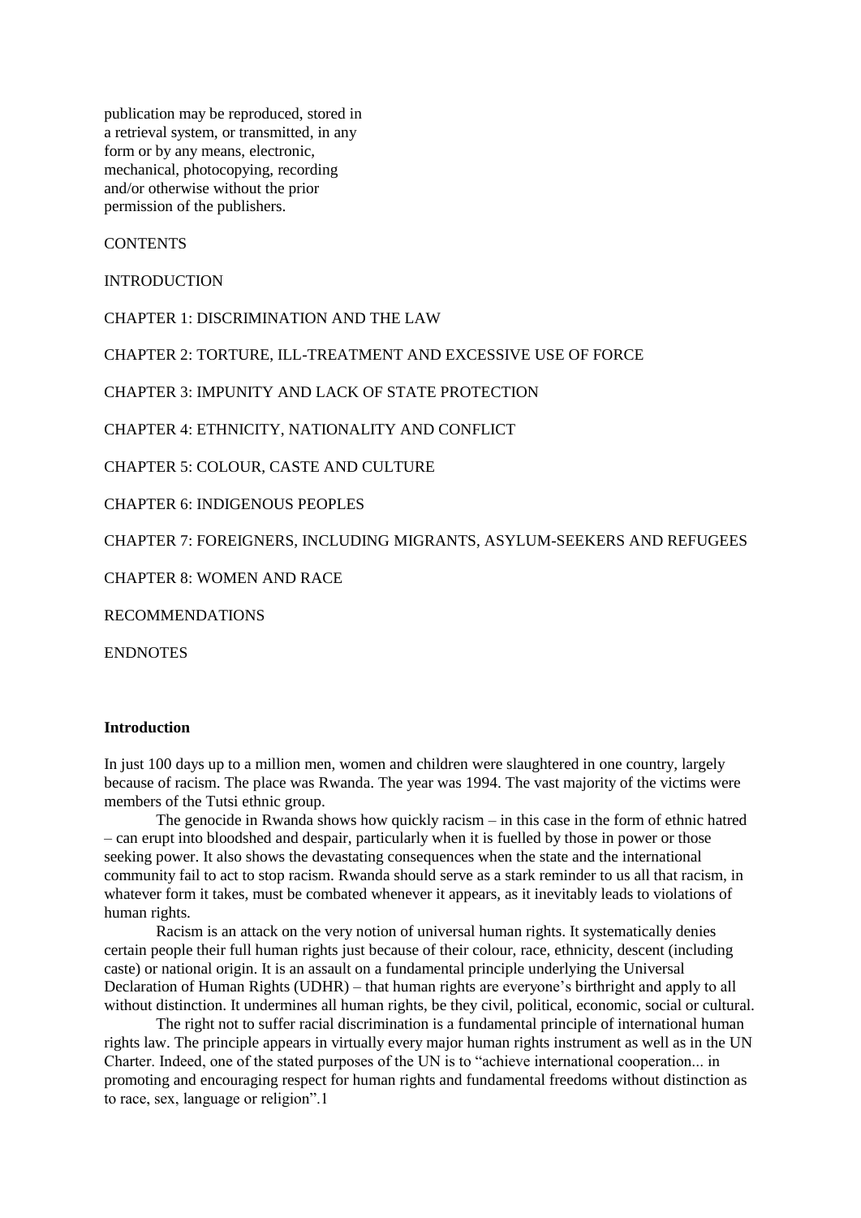publication may be reproduced, stored in a retrieval system, or transmitted, in any form or by any means, electronic, mechanical, photocopying, recording and/or otherwise without the prior permission of the publishers.

CONTENTS

INTRODUCTION

CHAPTER 1: DISCRIMINATION AND THE LAW

CHAPTER 2: TORTURE, ILL-TREATMENT AND EXCESSIVE USE OF FORCE

CHAPTER 3: IMPUNITY AND LACK OF STATE PROTECTION

CHAPTER 4: ETHNICITY, NATIONALITY AND CONFLICT

CHAPTER 5: COLOUR, CASTE AND CULTURE

CHAPTER 6: INDIGENOUS PEOPLES

CHAPTER 7: FOREIGNERS, INCLUDING MIGRANTS, ASYLUM-SEEKERS AND REFUGEES

CHAPTER 8: WOMEN AND RACE

RECOMMENDATIONS

ENDNOTES

## Introduction

In just 100 days up to a million men, women and children were slaughtered in one country, largely because of racism. The place was Rwanda. The year was 1994. The vast majority of the victims were members of the Tutsi ethnic group.

The genocide in Rwanda shows how quickly racism – in this case in the form of ethnic hatred – can erupt into bloodshed and despair, particularly when it is fuelled by those in power or those seeking power. It also shows the devastating consequences when the state and the international community fail to act to stop racism. Rwanda should serve as a stark reminder to us all that racism, in whatever form it takes, must be combated whenever it appears, as it inevitably leads to violations of human rights.

Racism is an attack on the very notion of universal human rights. It systematically denies certain people their full human rights just because of their colour, race, ethnicity, descent (including caste) or national origin. It is an assault on a fundamental principle underlying the Universal Declaration of Human Rights (UDHR) – that human rights are everyone's birthright and apply to all without distinction. It undermines all human rights, be they civil, political, economic, social or cultural.

The right not to suffer racial discrimination is a fundamental principle of international human rights law. The principle appears in virtually every major human rights instrument as well as in the UN Charter. Indeed, one of the stated purposes of the UN is to "achieve international cooperation... in promoting and encouraging respect for human rights and fundamental freedoms without distinction as to race, sex, language or religion".1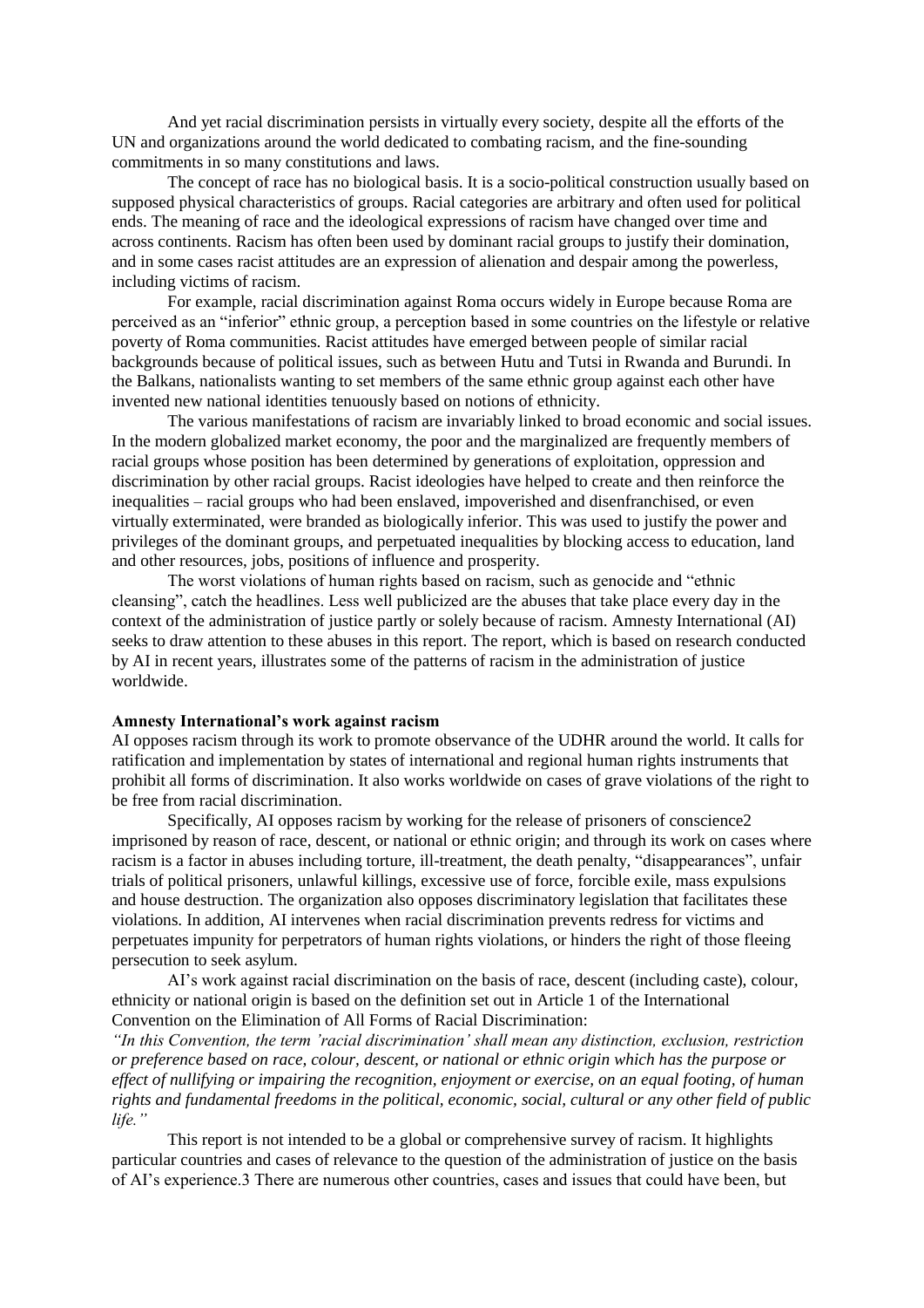And yet racial discrimination persists in virtually every society, despite all the efforts of the UN and organizations around the world dedicated to combating racism, and the fine-sounding commitments in so many constitutions and laws.

The concept of race has no biological basis. It is a socio-political construction usually based on supposed physical characteristics of groups. Racial categories are arbitrary and often used for political ends. The meaning of race and the ideological expressions of racism have changed over time and across continents. Racism has often been used by dominant racial groups to justify their domination, and in some cases racist attitudes are an expression of alienation and despair among the powerless, including victims of racism.

For example, racial discrimination against Roma occurs widely in Europe because Roma are perceived as an "inferior" ethnic group, a perception based in some countries on the lifestyle or relative poverty of Roma communities. Racist attitudes have emerged between people of similar racial backgrounds because of political issues, such as between Hutu and Tutsi in Rwanda and Burundi. In the Balkans, nationalists wanting to set members of the same ethnic group against each other have invented new national identities tenuously based on notions of ethnicity.

The various manifestations of racism are invariably linked to broad economic and social issues. In the modern globalized market economy, the poor and the marginalized are frequently members of racial groups whose position has been determined by generations of exploitation, oppression and discrimination by other racial groups. Racist ideologies have helped to create and then reinforce the inequalities – racial groups who had been enslaved, impoverished and disenfranchised, or even virtually exterminated, were branded as biologically inferior. This was used to justify the power and privileges of the dominant groups, and perpetuated inequalities by blocking access to education, land and other resources, jobs, positions of influence and prosperity.

The worst violations of human rights based on racism, such as genocide and "ethnic cleansing", catch the headlines. Less well publicized are the abuses that take place every day in the context of the administration of justice partly or solely because of racism. Amnesty International (AI) seeks to draw attention to these abuses in this report. The report, which is based on research conducted by AI in recent years, illustrates some of the patterns of racism in the administration of justice worldwide.

**Amnesty International's work against racism**

AI opposes racism through its work to promote observance of the UDHR around the world. It calls for ratification and implementation by states of international and regional human rights instruments that prohibit all forms of discrimination. It also works worldwide on cases of grave violations of the right to be free from racial discrimination.

Specifically, AI opposes racism by working for the release of prisoners of conscience[2] imprisoned by reason of race, descent, or national or ethnic origin; and through its work on cases where racism is a factor in abuses including torture, ill-treatment, the death penalty, "disappearances", unfair trials of political prisoners, unlawful killings, excessive use of force, forcible exile, mass expulsions and house destruction. The organization also opposes discriminatory legislation that facilitates these violations. In addition, AI intervenes when racial discrimination prevents redress for victims and perpetuates impunity for perpetrators of human rights violations, or hinders the right of those fleeing persecution to seek asylum.

AI's work against racial discrimination on the basis of race, descent (including caste), colour, ethnicity or national origin is based on the definition set out in Article 1 of the International Convention on the Elimination of All Forms of Racial Discrimination:

*"In this Convention, the term 'racial discrimination' shall mean any distinction, exclusion, restriction or preference based on race, colour, descent, or national or ethnic origin which has the purpose or effect of nullifying or impairing the recognition, enjoyment or exercise, on an equal footing, of human rights and fundamental freedoms in the political, economic, social, cultural or any other field of public life."*

This report is not intended to be a global or comprehensive survey of racism. It highlights particular countries and cases of relevance to the question of the administration of justice on the basis of AI's experience.[3] There are numerous other countries, cases and issues that could have been, but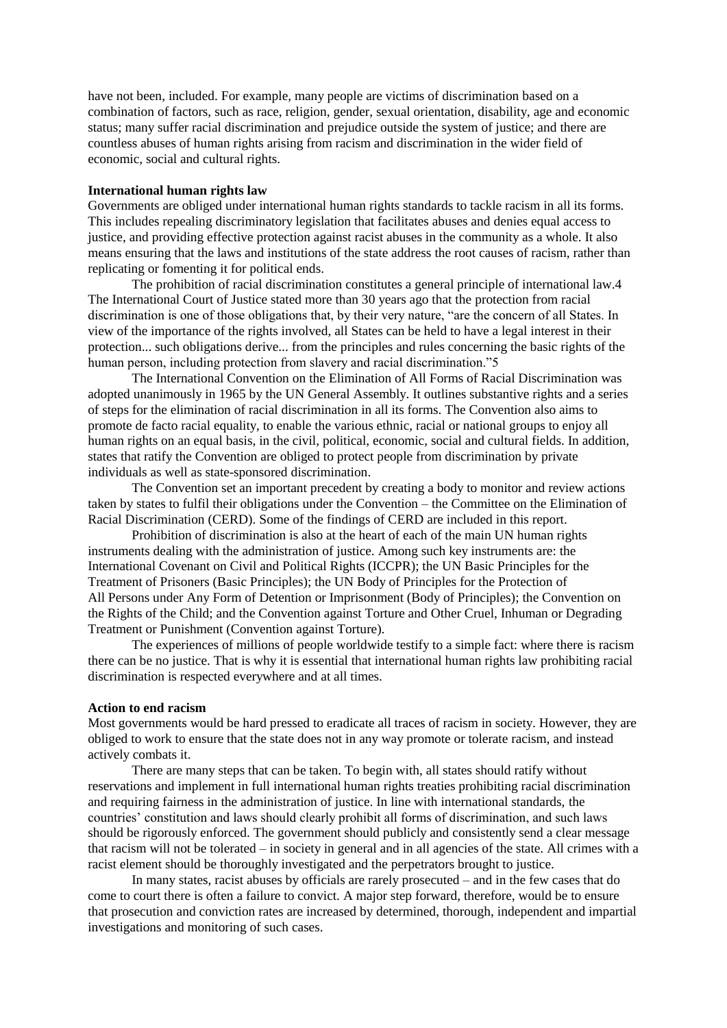have not been, included. For example, many people are victims of discrimination based on a combination of factors, such as race, religion, gender, sexual orientation, disability, age and economic status; many suffer racial discrimination and prejudice outside the system of justice; and there are countless abuses of human rights arising from racism and discrimination in the wider field of economic, social and cultural rights.

### International human rights law

Governments are obliged under international human rights standards to tackle racism in all its forms. This includes repealing discriminatory legislation that facilitates abuses and denies equal access to justice, and providing effective protection against racist abuses in the community as a whole. It also means ensuring that the laws and institutions of the state address the root causes of racism, rather than replicating or fomenting it for political ends.

The prohibition of racial discrimination constitutes a general principle of international law.[4] The International Court of Justice stated more than 30 years ago that the protection from racial discrimination is one of those obligations that, by their very nature, "are the concern of all States. In view of the importance of the rights involved, all States can be held to have a legal interest in their protection... such obligations derive... from the principles and rules concerning the basic rights of the human person, including protection from slavery and racial discrimination."[5]

The International Convention on the Elimination of All Forms of Racial Discrimination was adopted unanimously in 1965 by the UN General Assembly. It outlines substantive rights and a series of steps for the elimination of racial discrimination in all its forms. The Convention also aims to promote de facto racial equality, to enable the various ethnic, racial or national groups to enjoy all human rights on an equal basis, in the civil, political, economic, social and cultural fields. In addition, states that ratify the Convention are obliged to protect people from discrimination by private individuals as well as state-sponsored discrimination.

The Convention set an important precedent by creating a body to monitor and review actions taken by states to fulfil their obligations under the Convention – the Committee on the Elimination of Racial Discrimination (CERD). Some of the findings of CERD are included in this report.

Prohibition of discrimination is also at the heart of each of the main UN human rights instruments dealing with the administration of justice. Among such key instruments are: the International Covenant on Civil and Political Rights (ICCPR); the UN Basic Principles for the Treatment of Prisoners (Basic Principles); the UN Body of Principles for the Protection of All Persons under Any Form of Detention or Imprisonment (Body of Principles); the Convention on the Rights of the Child; and the Convention against Torture and Other Cruel, Inhuman or Degrading Treatment or Punishment (Convention against Torture).

The experiences of millions of people worldwide testify to a simple fact: where there is racism there can be no justice. That is why it is essential that international human rights law prohibiting racial discrimination is respected everywhere and at all times.

### Action to end racism

Most governments would be hard pressed to eradicate all traces of racism in society. However, they are obliged to work to ensure that the state does not in any way promote or tolerate racism, and instead actively combats it.

There are many steps that can be taken. To begin with, all states should ratify without reservations and implement in full international human rights treaties prohibiting racial discrimination and requiring fairness in the administration of justice. In line with international standards, the countries' constitution and laws should clearly prohibit all forms of discrimination, and such laws should be rigorously enforced. The government should publicly and consistently send a clear message that racism will not be tolerated – in society in general and in all agencies of the state. All crimes with a racist element should be thoroughly investigated and the perpetrators brought to justice.

In many states, racist abuses by officials are rarely prosecuted – and in the few cases that do come to court there is often a failure to convict. A major step forward, therefore, would be to ensure that prosecution and conviction rates are increased by determined, thorough, independent and impartial investigations and monitoring of such cases.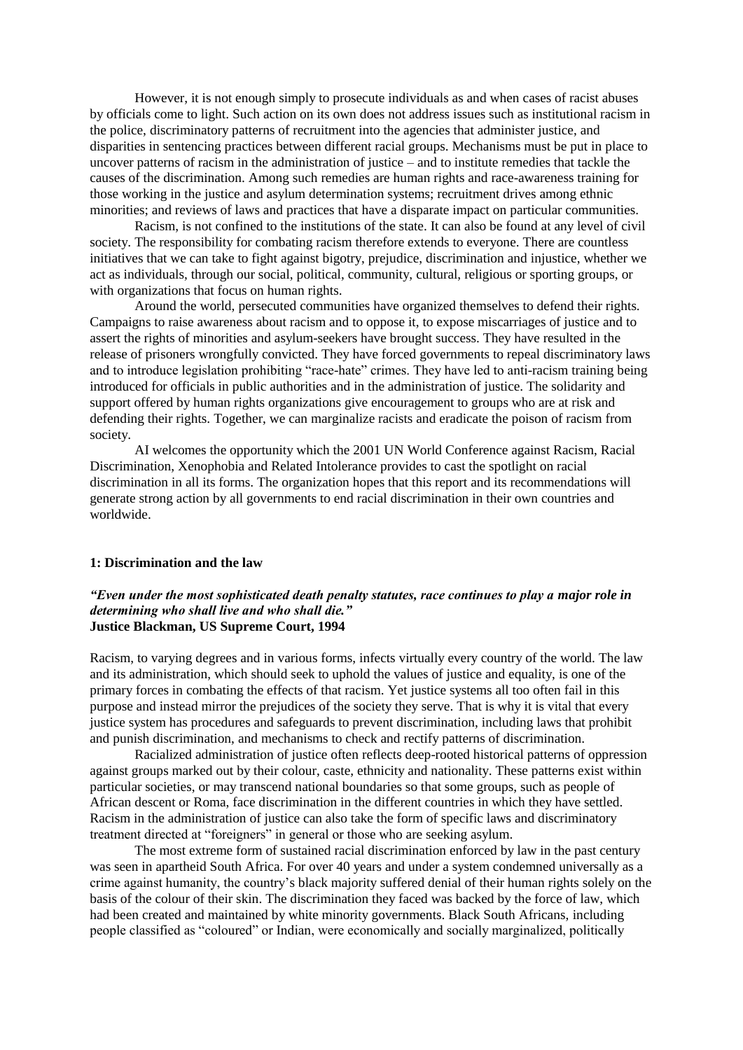However, it is not enough simply to prosecute individuals as and when cases of racist abuses by officials come to light. Such action on its own does not address issues such as institutional racism in the police, discriminatory patterns of recruitment into the agencies that administer justice, and disparities in sentencing practices between different racial groups. Mechanisms must be put in place to uncover patterns of racism in the administration of justice – and to institute remedies that tackle the causes of the discrimination. Among such remedies are human rights and race-awareness training for those working in the justice and asylum determination systems; recruitment drives among ethnic minorities; and reviews of laws and practices that have a disparate impact on particular communities.

Racism, is not confined to the institutions of the state. It can also be found at any level of civil society. The responsibility for combating racism therefore extends to everyone. There are countless initiatives that we can take to fight against bigotry, prejudice, discrimination and injustice, whether we act as individuals, through our social, political, community, cultural, religious or sporting groups, or with organizations that focus on human rights.

Around the world, persecuted communities have organized themselves to defend their rights. Campaigns to raise awareness about racism and to oppose it, to expose miscarriages of justice and to assert the rights of minorities and asylum-seekers have brought success. They have resulted in the release of prisoners wrongfully convicted. They have forced governments to repeal discriminatory laws and to introduce legislation prohibiting "race-hate" crimes. They have led to anti-racism training being introduced for officials in public authorities and in the administration of justice. The solidarity and support offered by human rights organizations give encouragement to groups who are at risk and defending their rights. Together, we can marginalize racists and eradicate the poison of racism from society.

AI welcomes the opportunity which the 2001 UN World Conference against Racism, Racial Discrimination, Xenophobia and Related Intolerance provides to cast the spotlight on racial discrimination in all its forms. The organization hopes that this report and its recommendations will generate strong action by all governments to end racial discrimination in their own countries and worldwide.

## 1: Discrimination and the law

***"Even under the most sophisticated death penalty statutes, race continues to play a major role in determining who shall live and who shall die."***
**Justice Blackman, US Supreme Court, 1994**

Racism, to varying degrees and in various forms, infects virtually every country of the world. The law and its administration, which should seek to uphold the values of justice and equality, is one of the primary forces in combating the effects of that racism. Yet justice systems all too often fail in this purpose and instead mirror the prejudices of the society they serve. That is why it is vital that every justice system has procedures and safeguards to prevent discrimination, including laws that prohibit and punish discrimination, and mechanisms to check and rectify patterns of discrimination.

Racialized administration of justice often reflects deep-rooted historical patterns of oppression against groups marked out by their colour, caste, ethnicity and nationality. These patterns exist within particular societies, or may transcend national boundaries so that some groups, such as people of African descent or Roma, face discrimination in the different countries in which they have settled. Racism in the administration of justice can also take the form of specific laws and discriminatory treatment directed at "foreigners" in general or those who are seeking asylum.

The most extreme form of sustained racial discrimination enforced by law in the past century was seen in apartheid South Africa. For over 40 years and under a system condemned universally as a crime against humanity, the country's black majority suffered denial of their human rights solely on the basis of the colour of their skin. The discrimination they faced was backed by the force of law, which had been created and maintained by white minority governments. Black South Africans, including people classified as "coloured" or Indian, were economically and socially marginalized, politically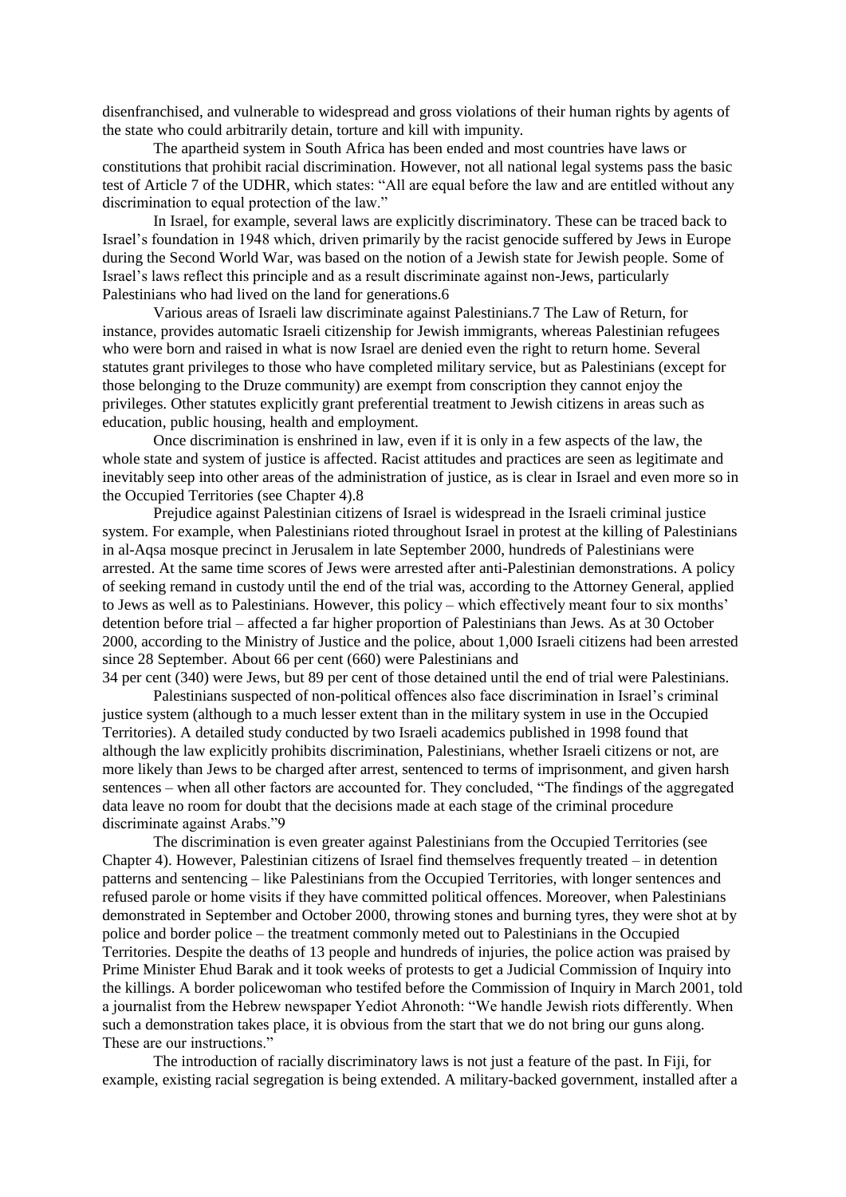disenfranchised, and vulnerable to widespread and gross violations of their human rights by agents of the state who could arbitrarily detain, torture and kill with impunity.

The apartheid system in South Africa has been ended and most countries have laws or constitutions that prohibit racial discrimination. However, not all national legal systems pass the basic test of Article 7 of the UDHR, which states: "All are equal before the law and are entitled without any discrimination to equal protection of the law."

In Israel, for example, several laws are explicitly discriminatory. These can be traced back to Israel's foundation in 1948 which, driven primarily by the racist genocide suffered by Jews in Europe during the Second World War, was based on the notion of a Jewish state for Jewish people. Some of Israel's laws reflect this principle and as a result discriminate against non-Jews, particularly Palestinians who had lived on the land for generations.[6]

Various areas of Israeli law discriminate against Palestinians.[7] The Law of Return, for instance, provides automatic Israeli citizenship for Jewish immigrants, whereas Palestinian refugees who were born and raised in what is now Israel are denied even the right to return home. Several statutes grant privileges to those who have completed military service, but as Palestinians (except for those belonging to the Druze community) are exempt from conscription they cannot enjoy the privileges. Other statutes explicitly grant preferential treatment to Jewish citizens in areas such as education, public housing, health and employment.

Once discrimination is enshrined in law, even if it is only in a few aspects of the law, the whole state and system of justice is affected. Racist attitudes and practices are seen as legitimate and inevitably seep into other areas of the administration of justice, as is clear in Israel and even more so in the Occupied Territories (see Chapter 4).[8]

Prejudice against Palestinian citizens of Israel is widespread in the Israeli criminal justice system. For example, when Palestinians rioted throughout Israel in protest at the killing of Palestinians in al-Aqsa mosque precinct in Jerusalem in late September 2000, hundreds of Palestinians were arrested. At the same time scores of Jews were arrested after anti-Palestinian demonstrations. A policy of seeking remand in custody until the end of the trial was, according to the Attorney General, applied to Jews as well as to Palestinians. However, this policy – which effectively meant four to six months' detention before trial – affected a far higher proportion of Palestinians than Jews. As at 30 October 2000, according to the Ministry of Justice and the police, about 1,000 Israeli citizens had been arrested since 28 September. About 66 per cent (660) were Palestinians and 34 per cent (340) were Jews, but 89 per cent of those detained until the end of trial were Palestinians.

Palestinians suspected of non-political offences also face discrimination in Israel's criminal justice system (although to a much lesser extent than in the military system in use in the Occupied Territories). A detailed study conducted by two Israeli academics published in 1998 found that although the law explicitly prohibits discrimination, Palestinians, whether Israeli citizens or not, are more likely than Jews to be charged after arrest, sentenced to terms of imprisonment, and given harsh sentences – when all other factors are accounted for. They concluded, "The findings of the aggregated data leave no room for doubt that the decisions made at each stage of the criminal procedure discriminate against Arabs."[9]

The discrimination is even greater against Palestinians from the Occupied Territories (see Chapter 4). However, Palestinian citizens of Israel find themselves frequently treated – in detention patterns and sentencing – like Palestinians from the Occupied Territories, with longer sentences and refused parole or home visits if they have committed political offences. Moreover, when Palestinians demonstrated in September and October 2000, throwing stones and burning tyres, they were shot at by police and border police – the treatment commonly meted out to Palestinians in the Occupied Territories. Despite the deaths of 13 people and hundreds of injuries, the police action was praised by Prime Minister Ehud Barak and it took weeks of protests to get a Judicial Commission of Inquiry into the killings. A border policewoman who testifed before the Commission of Inquiry in March 2001, told a journalist from the Hebrew newspaper Yediot Ahronoth: "We handle Jewish riots differently. When such a demonstration takes place, it is obvious from the start that we do not bring our guns along. These are our instructions."

The introduction of racially discriminatory laws is not just a feature of the past. In Fiji, for example, existing racial segregation is being extended. A military-backed government, installed after a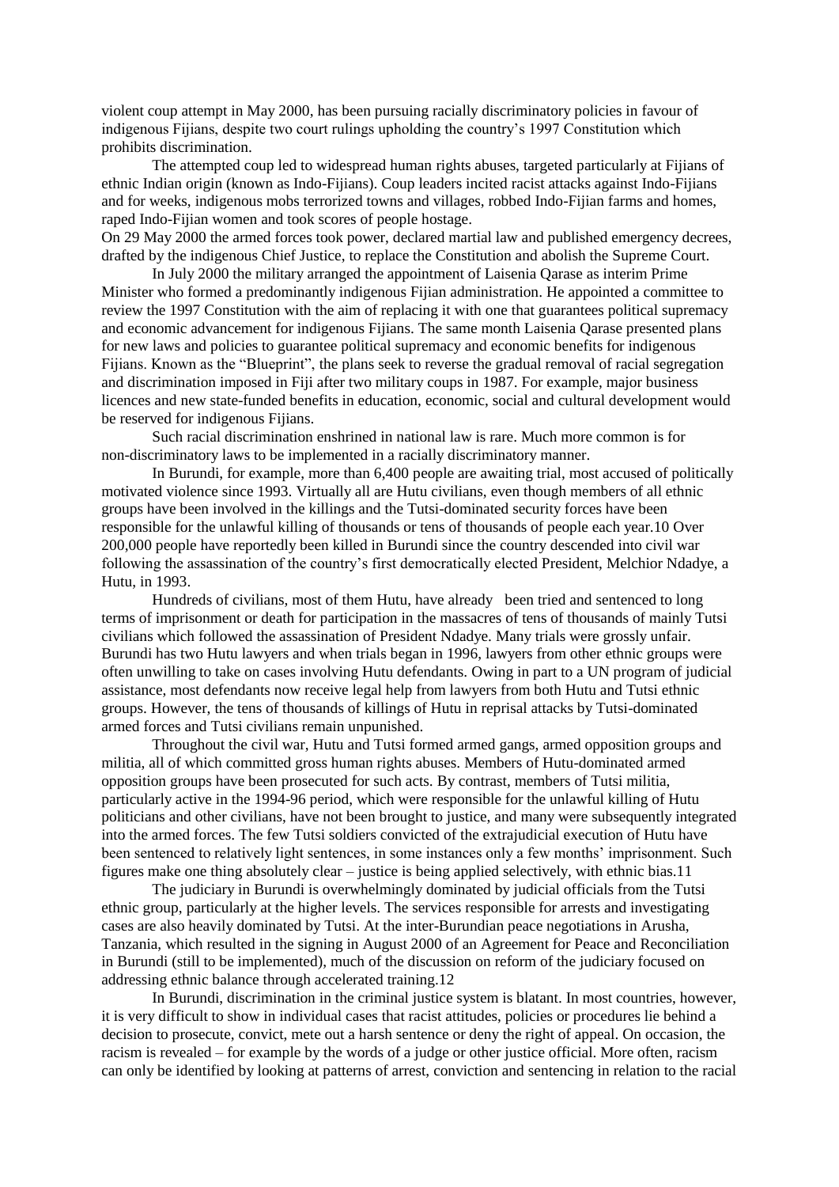violent coup attempt in May 2000, has been pursuing racially discriminatory policies in favour of indigenous Fijians, despite two court rulings upholding the country's 1997 Constitution which prohibits discrimination.

The attempted coup led to widespread human rights abuses, targeted particularly at Fijians of ethnic Indian origin (known as Indo-Fijians). Coup leaders incited racist attacks against Indo-Fijians and for weeks, indigenous mobs terrorized towns and villages, robbed Indo-Fijian farms and homes, raped Indo-Fijian women and took scores of people hostage.

On 29 May 2000 the armed forces took power, declared martial law and published emergency decrees, drafted by the indigenous Chief Justice, to replace the Constitution and abolish the Supreme Court.

In July 2000 the military arranged the appointment of Laisenia Qarase as interim Prime Minister who formed a predominantly indigenous Fijian administration. He appointed a committee to review the 1997 Constitution with the aim of replacing it with one that guarantees political supremacy and economic advancement for indigenous Fijians. The same month Laisenia Qarase presented plans for new laws and policies to guarantee political supremacy and economic benefits for indigenous Fijians. Known as the "Blueprint", the plans seek to reverse the gradual removal of racial segregation and discrimination imposed in Fiji after two military coups in 1987. For example, major business licences and new state-funded benefits in education, economic, social and cultural development would be reserved for indigenous Fijians.

Such racial discrimination enshrined in national law is rare. Much more common is for non-discriminatory laws to be implemented in a racially discriminatory manner.

In Burundi, for example, more than 6,400 people are awaiting trial, most accused of politically motivated violence since 1993. Virtually all are Hutu civilians, even though members of all ethnic groups have been involved in the killings and the Tutsi-dominated security forces have been responsible for the unlawful killing of thousands or tens of thousands of people each year.10 Over 200,000 people have reportedly been killed in Burundi since the country descended into civil war following the assassination of the country's first democratically elected President, Melchior Ndadye, a Hutu, in 1993.

Hundreds of civilians, most of them Hutu, have already been tried and sentenced to long terms of imprisonment or death for participation in the massacres of tens of thousands of mainly Tutsi civilians which followed the assassination of President Ndadye. Many trials were grossly unfair. Burundi has two Hutu lawyers and when trials began in 1996, lawyers from other ethnic groups were often unwilling to take on cases involving Hutu defendants. Owing in part to a UN program of judicial assistance, most defendants now receive legal help from lawyers from both Hutu and Tutsi ethnic groups. However, the tens of thousands of killings of Hutu in reprisal attacks by Tutsi-dominated armed forces and Tutsi civilians remain unpunished.

Throughout the civil war, Hutu and Tutsi formed armed gangs, armed opposition groups and militia, all of which committed gross human rights abuses. Members of Hutu-dominated armed opposition groups have been prosecuted for such acts. By contrast, members of Tutsi militia, particularly active in the 1994-96 period, which were responsible for the unlawful killing of Hutu politicians and other civilians, have not been brought to justice, and many were subsequently integrated into the armed forces. The few Tutsi soldiers convicted of the extrajudicial execution of Hutu have been sentenced to relatively light sentences, in some instances only a few months' imprisonment. Such figures make one thing absolutely clear – justice is being applied selectively, with ethnic bias.11

The judiciary in Burundi is overwhelmingly dominated by judicial officials from the Tutsi ethnic group, particularly at the higher levels. The services responsible for arrests and investigating cases are also heavily dominated by Tutsi. At the inter-Burundian peace negotiations in Arusha, Tanzania, which resulted in the signing in August 2000 of an Agreement for Peace and Reconciliation in Burundi (still to be implemented), much of the discussion on reform of the judiciary focused on addressing ethnic balance through accelerated training.12

In Burundi, discrimination in the criminal justice system is blatant. In most countries, however, it is very difficult to show in individual cases that racist attitudes, policies or procedures lie behind a decision to prosecute, convict, mete out a harsh sentence or deny the right of appeal. On occasion, the racism is revealed – for example by the words of a judge or other justice official. More often, racism can only be identified by looking at patterns of arrest, conviction and sentencing in relation to the racial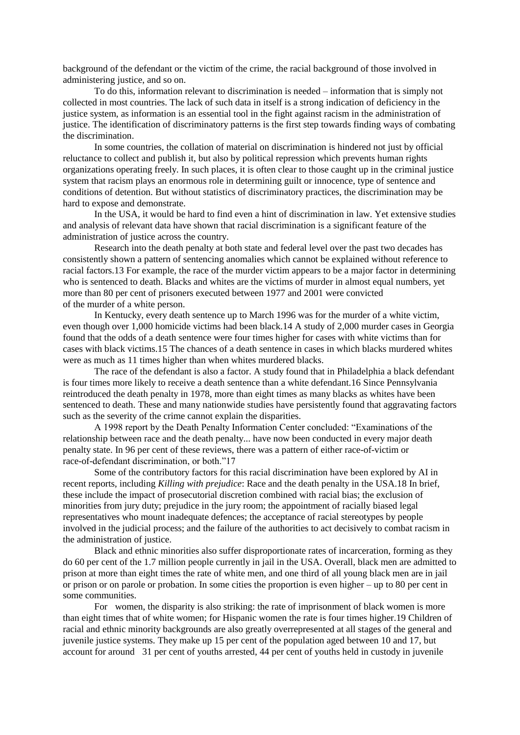background of the defendant or the victim of the crime, the racial background of those involved in administering justice, and so on.

To do this, information relevant to discrimination is needed – information that is simply not collected in most countries. The lack of such data in itself is a strong indication of deficiency in the justice system, as information is an essential tool in the fight against racism in the administration of justice. The identification of discriminatory patterns is the first step towards finding ways of combating the discrimination.

In some countries, the collation of material on discrimination is hindered not just by official reluctance to collect and publish it, but also by political repression which prevents human rights organizations operating freely. In such places, it is often clear to those caught up in the criminal justice system that racism plays an enormous role in determining guilt or innocence, type of sentence and conditions of detention. But without statistics of discriminatory practices, the discrimination may be hard to expose and demonstrate.

In the USA, it would be hard to find even a hint of discrimination in law. Yet extensive studies and analysis of relevant data have shown that racial discrimination is a significant feature of the administration of justice across the country.

Research into the death penalty at both state and federal level over the past two decades has consistently shown a pattern of sentencing anomalies which cannot be explained without reference to racial factors.[13] For example, the race of the murder victim appears to be a major factor in determining who is sentenced to death. Blacks and whites are the victims of murder in almost equal numbers, yet more than 80 per cent of prisoners executed between 1977 and 2001 were convicted of the murder of a white person.

In Kentucky, every death sentence up to March 1996 was for the murder of a white victim, even though over 1,000 homicide victims had been black.[14] A study of 2,000 murder cases in Georgia found that the odds of a death sentence were four times higher for cases with white victims than for cases with black victims.[15] The chances of a death sentence in cases in which blacks murdered whites were as much as 11 times higher than when whites murdered blacks.

The race of the defendant is also a factor. A study found that in Philadelphia a black defendant is four times more likely to receive a death sentence than a white defendant.[16] Since Pennsylvania reintroduced the death penalty in 1978, more than eight times as many blacks as whites have been sentenced to death. These and many nationwide studies have persistently found that aggravating factors such as the severity of the crime cannot explain the disparities.

A 1998 report by the Death Penalty Information Center concluded: "Examinations of the relationship between race and the death penalty... have now been conducted in every major death penalty state. In 96 per cent of these reviews, there was a pattern of either race-of-victim or race-of-defendant discrimination, or both."[17]

Some of the contributory factors for this racial discrimination have been explored by AI in recent reports, including *Killing with prejudice*: Race and the death penalty in the USA.[18] In brief, these include the impact of prosecutorial discretion combined with racial bias; the exclusion of minorities from jury duty; prejudice in the jury room; the appointment of racially biased legal representatives who mount inadequate defences; the acceptance of racial stereotypes by people involved in the judicial process; and the failure of the authorities to act decisively to combat racism in the administration of justice.

Black and ethnic minorities also suffer disproportionate rates of incarceration, forming as they do 60 per cent of the 1.7 million people currently in jail in the USA. Overall, black men are admitted to prison at more than eight times the rate of white men, and one third of all young black men are in jail or prison or on parole or probation. In some cities the proportion is even higher – up to 80 per cent in some communities.

For women, the disparity is also striking: the rate of imprisonment of black women is more than eight times that of white women; for Hispanic women the rate is four times higher.[19] Children of racial and ethnic minority backgrounds are also greatly overrepresented at all stages of the general and juvenile justice systems. They make up 15 per cent of the population aged between 10 and 17, but account for around 31 per cent of youths arrested, 44 per cent of youths held in custody in juvenile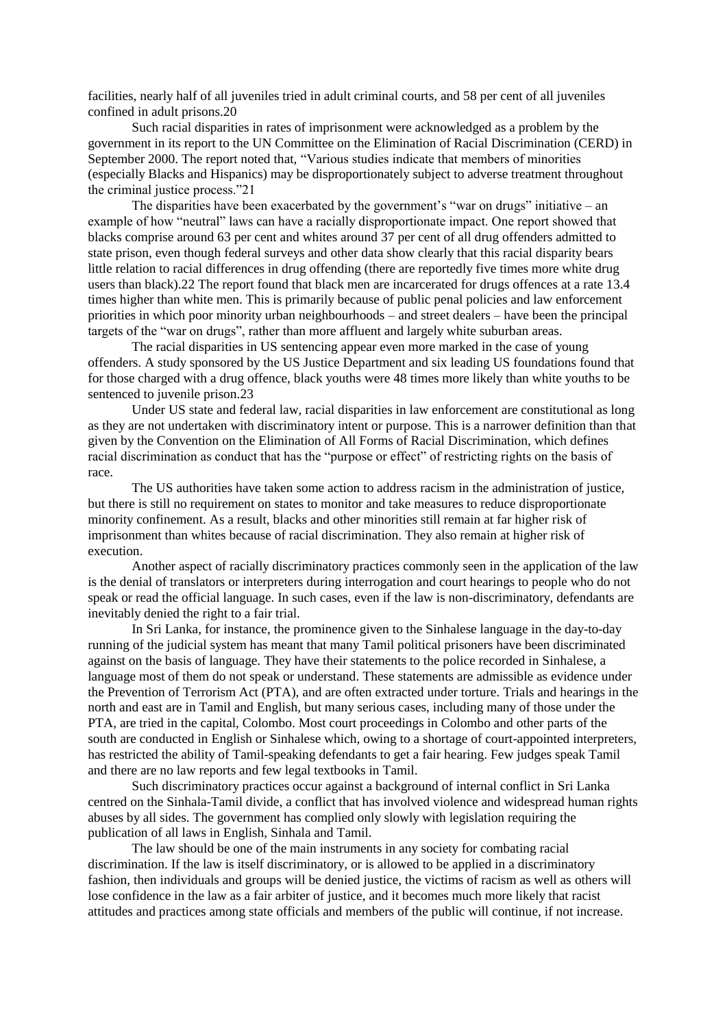facilities, nearly half of all juveniles tried in adult criminal courts, and 58 per cent of all juveniles confined in adult prisons.[20]

Such racial disparities in rates of imprisonment were acknowledged as a problem by the government in its report to the UN Committee on the Elimination of Racial Discrimination (CERD) in September 2000. The report noted that, "Various studies indicate that members of minorities (especially Blacks and Hispanics) may be disproportionately subject to adverse treatment throughout the criminal justice process."[21]

The disparities have been exacerbated by the government's "war on drugs" initiative – an example of how "neutral" laws can have a racially disproportionate impact. One report showed that blacks comprise around 63 per cent and whites around 37 per cent of all drug offenders admitted to state prison, even though federal surveys and other data show clearly that this racial disparity bears little relation to racial differences in drug offending (there are reportedly five times more white drug users than black).[22] The report found that black men are incarcerated for drugs offences at a rate 13.4 times higher than white men. This is primarily because of public penal policies and law enforcement priorities in which poor minority urban neighbourhoods – and street dealers – have been the principal targets of the "war on drugs", rather than more affluent and largely white suburban areas.

The racial disparities in US sentencing appear even more marked in the case of young offenders. A study sponsored by the US Justice Department and six leading US foundations found that for those charged with a drug offence, black youths were 48 times more likely than white youths to be sentenced to juvenile prison.[23]

Under US state and federal law, racial disparities in law enforcement are constitutional as long as they are not undertaken with discriminatory intent or purpose. This is a narrower definition than that given by the Convention on the Elimination of All Forms of Racial Discrimination, which defines racial discrimination as conduct that has the "purpose or effect" of restricting rights on the basis of race.

The US authorities have taken some action to address racism in the administration of justice, but there is still no requirement on states to monitor and take measures to reduce disproportionate minority confinement. As a result, blacks and other minorities still remain at far higher risk of imprisonment than whites because of racial discrimination. They also remain at higher risk of execution.

Another aspect of racially discriminatory practices commonly seen in the application of the law is the denial of translators or interpreters during interrogation and court hearings to people who do not speak or read the official language. In such cases, even if the law is non-discriminatory, defendants are inevitably denied the right to a fair trial.

In Sri Lanka, for instance, the prominence given to the Sinhalese language in the day-to-day running of the judicial system has meant that many Tamil political prisoners have been discriminated against on the basis of language. They have their statements to the police recorded in Sinhalese, a language most of them do not speak or understand. These statements are admissible as evidence under the Prevention of Terrorism Act (PTA), and are often extracted under torture. Trials and hearings in the north and east are in Tamil and English, but many serious cases, including many of those under the PTA, are tried in the capital, Colombo. Most court proceedings in Colombo and other parts of the south are conducted in English or Sinhalese which, owing to a shortage of court-appointed interpreters, has restricted the ability of Tamil-speaking defendants to get a fair hearing. Few judges speak Tamil and there are no law reports and few legal textbooks in Tamil.

Such discriminatory practices occur against a background of internal conflict in Sri Lanka centred on the Sinhala-Tamil divide, a conflict that has involved violence and widespread human rights abuses by all sides. The government has complied only slowly with legislation requiring the publication of all laws in English, Sinhala and Tamil.

The law should be one of the main instruments in any society for combating racial discrimination. If the law is itself discriminatory, or is allowed to be applied in a discriminatory fashion, then individuals and groups will be denied justice, the victims of racism as well as others will lose confidence in the law as a fair arbiter of justice, and it becomes much more likely that racist attitudes and practices among state officials and members of the public will continue, if not increase.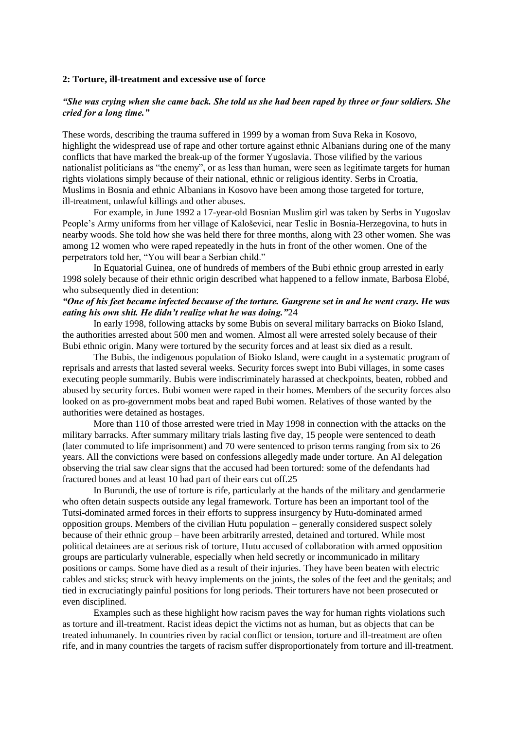**2: Torture, ill-treatment and excessive use of force**

***"She was crying when she came back. She told us she had been raped by three or four soldiers. She cried for a long time."***

These words, describing the trauma suffered in 1999 by a woman from Suva Reka in Kosovo, highlight the widespread use of rape and other torture against ethnic Albanians during one of the many conflicts that have marked the break-up of the former Yugoslavia. Those vilified by the various nationalist politicians as "the enemy", or as less than human, were seen as legitimate targets for human rights violations simply because of their national, ethnic or religious identity. Serbs in Croatia, Muslims in Bosnia and ethnic Albanians in Kosovo have been among those targeted for torture, ill-treatment, unlawful killings and other abuses.

For example, in June 1992 a 17-year-old Bosnian Muslim girl was taken by Serbs in Yugoslav People's Army uniforms from her village of Kaloševici, near Teslic in Bosnia-Herzegovina, to huts in nearby woods. She told how she was held there for three months, along with 23 other women. She was among 12 women who were raped repeatedly in the huts in front of the other women. One of the perpetrators told her, "You will bear a Serbian child."

In Equatorial Guinea, one of hundreds of members of the Bubi ethnic group arrested in early 1998 solely because of their ethnic origin described what happened to a fellow inmate, Barbosa Elobé, who subsequently died in detention:

***"One of his feet became infected because of the torture. Gangrene set in and he went crazy. He was eating his own shit. He didn't realize what he was doing."***[24]

In early 1998, following attacks by some Bubis on several military barracks on Bioko Island, the authorities arrested about 500 men and women. Almost all were arrested solely because of their Bubi ethnic origin. Many were tortured by the security forces and at least six died as a result.

The Bubis, the indigenous population of Bioko Island, were caught in a systematic program of reprisals and arrests that lasted several weeks. Security forces swept into Bubi villages, in some cases executing people summarily. Bubis were indiscriminately harassed at checkpoints, beaten, robbed and abused by security forces. Bubi women were raped in their homes. Members of the security forces also looked on as pro-government mobs beat and raped Bubi women. Relatives of those wanted by the authorities were detained as hostages.

More than 110 of those arrested were tried in May 1998 in connection with the attacks on the military barracks. After summary military trials lasting five day, 15 people were sentenced to death (later commuted to life imprisonment) and 70 were sentenced to prison terms ranging from six to 26 years. All the convictions were based on confessions allegedly made under torture. An AI delegation observing the trial saw clear signs that the accused had been tortured: some of the defendants had fractured bones and at least 10 had part of their ears cut off.[25]

In Burundi, the use of torture is rife, particularly at the hands of the military and gendarmerie who often detain suspects outside any legal framework. Torture has been an important tool of the Tutsi-dominated armed forces in their efforts to suppress insurgency by Hutu-dominated armed opposition groups. Members of the civilian Hutu population – generally considered suspect solely because of their ethnic group – have been arbitrarily arrested, detained and tortured. While most political detainees are at serious risk of torture, Hutu accused of collaboration with armed opposition groups are particularly vulnerable, especially when held secretly or incommunicado in military positions or camps. Some have died as a result of their injuries. They have been beaten with electric cables and sticks; struck with heavy implements on the joints, the soles of the feet and the genitals; and tied in excruciatingly painful positions for long periods. Their torturers have not been prosecuted or even disciplined.

Examples such as these highlight how racism paves the way for human rights violations such as torture and ill-treatment. Racist ideas depict the victims not as human, but as objects that can be treated inhumanely. In countries riven by racial conflict or tension, torture and ill-treatment are often rife, and in many countries the targets of racism suffer disproportionately from torture and ill-treatment.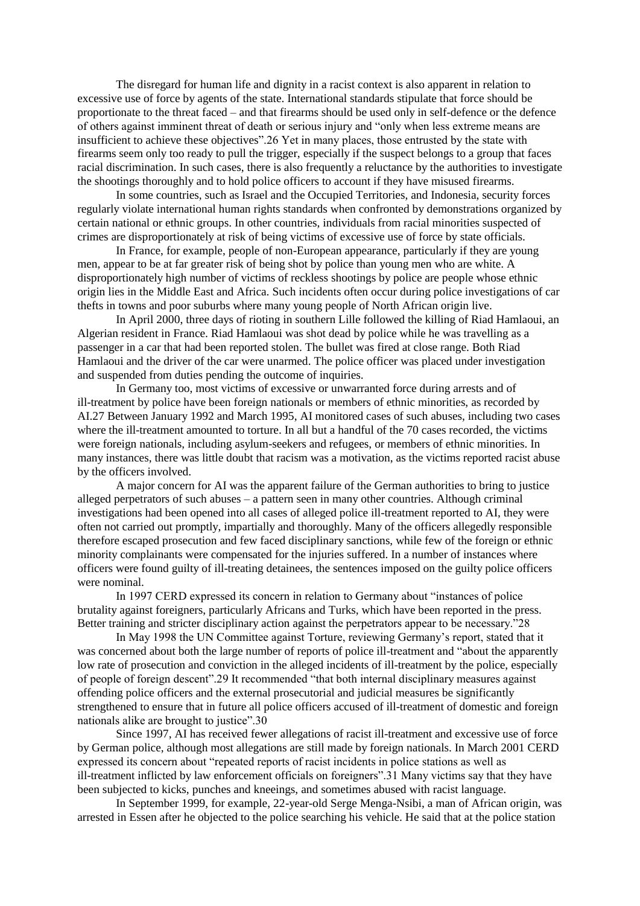The disregard for human life and dignity in a racist context is also apparent in relation to excessive use of force by agents of the state. International standards stipulate that force should be proportionate to the threat faced – and that firearms should be used only in self-defence or the defence of others against imminent threat of death or serious injury and "only when less extreme means are insufficient to achieve these objectives".[26] Yet in many places, those entrusted by the state with firearms seem only too ready to pull the trigger, especially if the suspect belongs to a group that faces racial discrimination. In such cases, there is also frequently a reluctance by the authorities to investigate the shootings thoroughly and to hold police officers to account if they have misused firearms.

In some countries, such as Israel and the Occupied Territories, and Indonesia, security forces regularly violate international human rights standards when confronted by demonstrations organized by certain national or ethnic groups. In other countries, individuals from racial minorities suspected of crimes are disproportionately at risk of being victims of excessive use of force by state officials.

In France, for example, people of non-European appearance, particularly if they are young men, appear to be at far greater risk of being shot by police than young men who are white. A disproportionately high number of victims of reckless shootings by police are people whose ethnic origin lies in the Middle East and Africa. Such incidents often occur during police investigations of car thefts in towns and poor suburbs where many young people of North African origin live.

In April 2000, three days of rioting in southern Lille followed the killing of Riad Hamlaoui, an Algerian resident in France. Riad Hamlaoui was shot dead by police while he was travelling as a passenger in a car that had been reported stolen. The bullet was fired at close range. Both Riad Hamlaoui and the driver of the car were unarmed. The police officer was placed under investigation and suspended from duties pending the outcome of inquiries.

In Germany too, most victims of excessive or unwarranted force during arrests and of ill-treatment by police have been foreign nationals or members of ethnic minorities, as recorded by AI.[27] Between January 1992 and March 1995, AI monitored cases of such abuses, including two cases where the ill-treatment amounted to torture. In all but a handful of the 70 cases recorded, the victims were foreign nationals, including asylum-seekers and refugees, or members of ethnic minorities. In many instances, there was little doubt that racism was a motivation, as the victims reported racist abuse by the officers involved.

A major concern for AI was the apparent failure of the German authorities to bring to justice alleged perpetrators of such abuses – a pattern seen in many other countries. Although criminal investigations had been opened into all cases of alleged police ill-treatment reported to AI, they were often not carried out promptly, impartially and thoroughly. Many of the officers allegedly responsible therefore escaped prosecution and few faced disciplinary sanctions, while few of the foreign or ethnic minority complainants were compensated for the injuries suffered. In a number of instances where officers were found guilty of ill-treating detainees, the sentences imposed on the guilty police officers were nominal.

In 1997 CERD expressed its concern in relation to Germany about "instances of police brutality against foreigners, particularly Africans and Turks, which have been reported in the press. Better training and stricter disciplinary action against the perpetrators appear to be necessary."[28]

In May 1998 the UN Committee against Torture, reviewing Germany's report, stated that it was concerned about both the large number of reports of police ill-treatment and "about the apparently low rate of prosecution and conviction in the alleged incidents of ill-treatment by the police, especially of people of foreign descent".[29] It recommended "that both internal disciplinary measures against offending police officers and the external prosecutorial and judicial measures be significantly strengthened to ensure that in future all police officers accused of ill-treatment of domestic and foreign nationals alike are brought to justice".[30]

Since 1997, AI has received fewer allegations of racist ill-treatment and excessive use of force by German police, although most allegations are still made by foreign nationals. In March 2001 CERD expressed its concern about "repeated reports of racist incidents in police stations as well as ill-treatment inflicted by law enforcement officials on foreigners".[31] Many victims say that they have been subjected to kicks, punches and kneeings, and sometimes abused with racist language.

In September 1999, for example, 22-year-old Serge Menga-Nsibi, a man of African origin, was arrested in Essen after he objected to the police searching his vehicle. He said that at the police station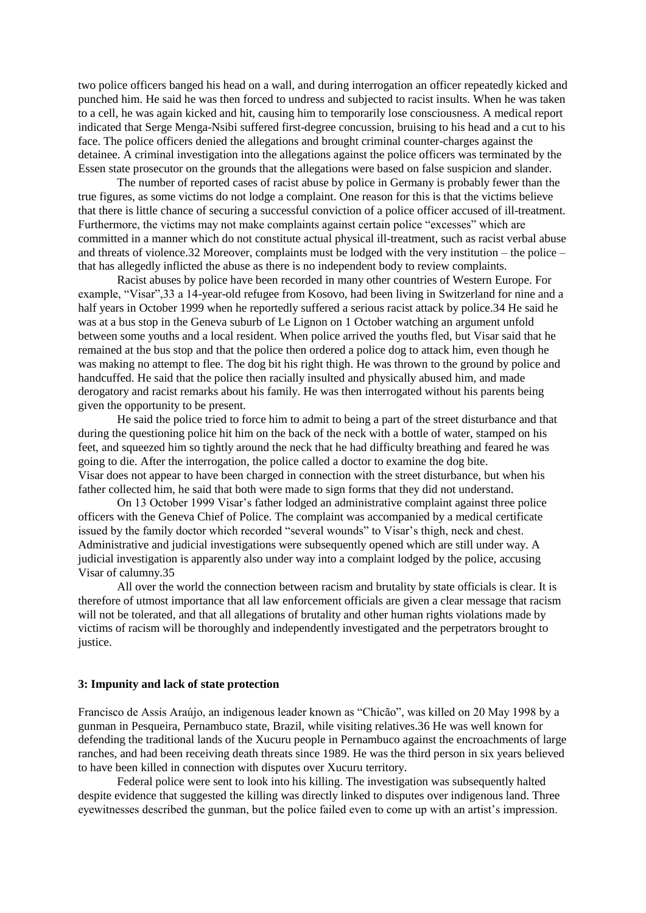two police officers banged his head on a wall, and during interrogation an officer repeatedly kicked and punched him. He said he was then forced to undress and subjected to racist insults. When he was taken to a cell, he was again kicked and hit, causing him to temporarily lose consciousness. A medical report indicated that Serge Menga-Nsibi suffered first-degree concussion, bruising to his head and a cut to his face. The police officers denied the allegations and brought criminal counter-charges against the detainee. A criminal investigation into the allegations against the police officers was terminated by the Essen state prosecutor on the grounds that the allegations were based on false suspicion and slander.

The number of reported cases of racist abuse by police in Germany is probably fewer than the true figures, as some victims do not lodge a complaint. One reason for this is that the victims believe that there is little chance of securing a successful conviction of a police officer accused of ill-treatment. Furthermore, the victims may not make complaints against certain police "excesses" which are committed in a manner which do not constitute actual physical ill-treatment, such as racist verbal abuse and threats of violence.32 Moreover, complaints must be lodged with the very institution – the police – that has allegedly inflicted the abuse as there is no independent body to review complaints.

Racist abuses by police have been recorded in many other countries of Western Europe. For example, "Visar",33 a 14-year-old refugee from Kosovo, had been living in Switzerland for nine and a half years in October 1999 when he reportedly suffered a serious racist attack by police.34 He said he was at a bus stop in the Geneva suburb of Le Lignon on 1 October watching an argument unfold between some youths and a local resident. When police arrived the youths fled, but Visar said that he remained at the bus stop and that the police then ordered a police dog to attack him, even though he was making no attempt to flee. The dog bit his right thigh. He was thrown to the ground by police and handcuffed. He said that the police then racially insulted and physically abused him, and made derogatory and racist remarks about his family. He was then interrogated without his parents being given the opportunity to be present.

He said the police tried to force him to admit to being a part of the street disturbance and that during the questioning police hit him on the back of the neck with a bottle of water, stamped on his feet, and squeezed him so tightly around the neck that he had difficulty breathing and feared he was going to die. After the interrogation, the police called a doctor to examine the dog bite. Visar does not appear to have been charged in connection with the street disturbance, but when his father collected him, he said that both were made to sign forms that they did not understand.

On 13 October 1999 Visar's father lodged an administrative complaint against three police officers with the Geneva Chief of Police. The complaint was accompanied by a medical certificate issued by the family doctor which recorded "several wounds" to Visar's thigh, neck and chest. Administrative and judicial investigations were subsequently opened which are still under way. A judicial investigation is apparently also under way into a complaint lodged by the police, accusing Visar of calumny.35

All over the world the connection between racism and brutality by state officials is clear. It is therefore of utmost importance that all law enforcement officials are given a clear message that racism will not be tolerated, and that all allegations of brutality and other human rights violations made by victims of racism will be thoroughly and independently investigated and the perpetrators brought to justice.

### 3: Impunity and lack of state protection

Francisco de Assis Araújo, an indigenous leader known as "Chicão", was killed on 20 May 1998 by a gunman in Pesqueira, Pernambuco state, Brazil, while visiting relatives.36 He was well known for defending the traditional lands of the Xucuru people in Pernambuco against the encroachments of large ranches, and had been receiving death threats since 1989. He was the third person in six years believed to have been killed in connection with disputes over Xucuru territory.

Federal police were sent to look into his killing. The investigation was subsequently halted despite evidence that suggested the killing was directly linked to disputes over indigenous land. Three eyewitnesses described the gunman, but the police failed even to come up with an artist's impression.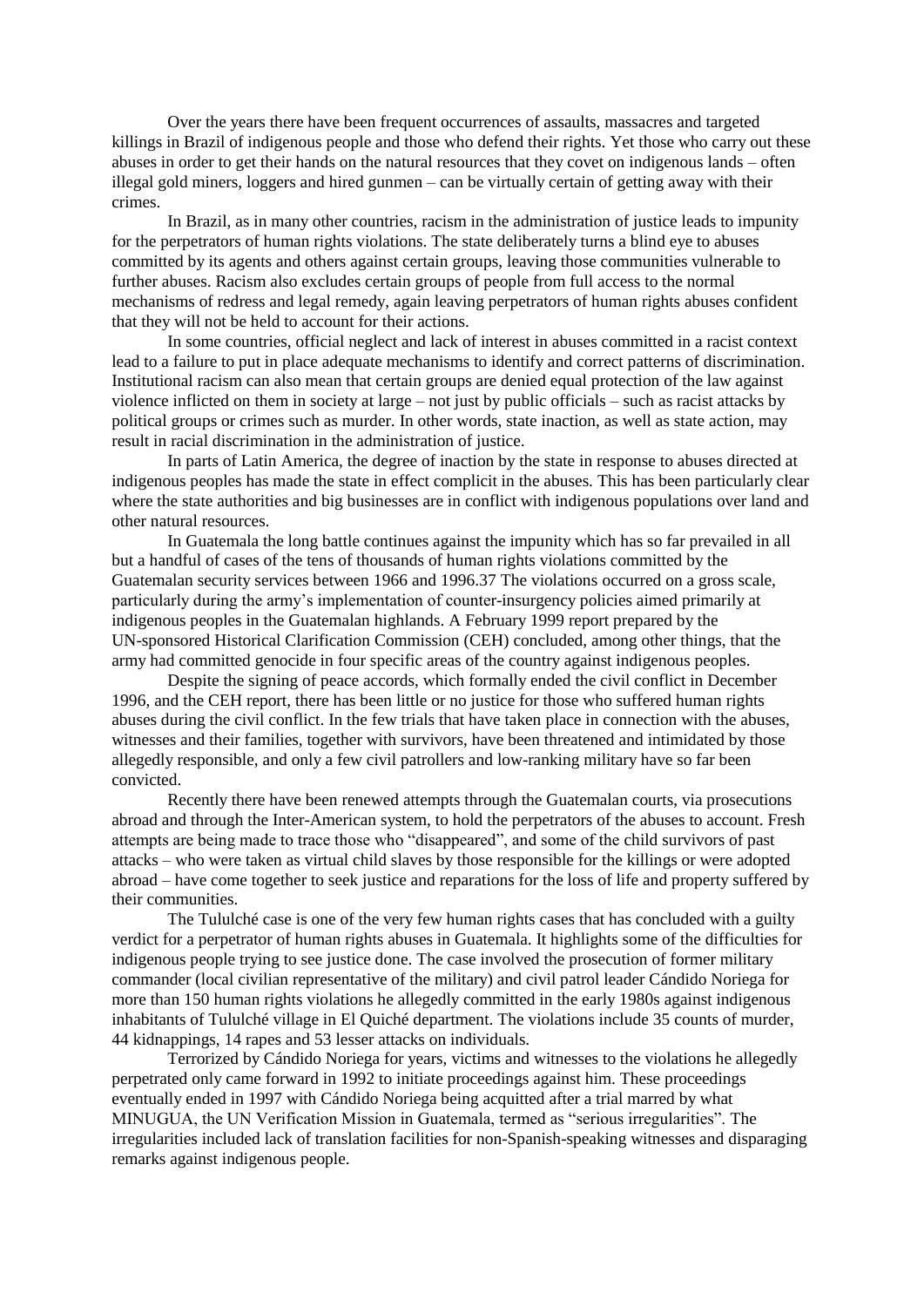Over the years there have been frequent occurrences of assaults, massacres and targeted killings in Brazil of indigenous people and those who defend their rights. Yet those who carry out these abuses in order to get their hands on the natural resources that they covet on indigenous lands – often illegal gold miners, loggers and hired gunmen – can be virtually certain of getting away with their crimes.

In Brazil, as in many other countries, racism in the administration of justice leads to impunity for the perpetrators of human rights violations. The state deliberately turns a blind eye to abuses committed by its agents and others against certain groups, leaving those communities vulnerable to further abuses. Racism also excludes certain groups of people from full access to the normal mechanisms of redress and legal remedy, again leaving perpetrators of human rights abuses confident that they will not be held to account for their actions.

In some countries, official neglect and lack of interest in abuses committed in a racist context lead to a failure to put in place adequate mechanisms to identify and correct patterns of discrimination. Institutional racism can also mean that certain groups are denied equal protection of the law against violence inflicted on them in society at large – not just by public officials – such as racist attacks by political groups or crimes such as murder. In other words, state inaction, as well as state action, may result in racial discrimination in the administration of justice.

In parts of Latin America, the degree of inaction by the state in response to abuses directed at indigenous peoples has made the state in effect complicit in the abuses. This has been particularly clear where the state authorities and big businesses are in conflict with indigenous populations over land and other natural resources.

In Guatemala the long battle continues against the impunity which has so far prevailed in all but a handful of cases of the tens of thousands of human rights violations committed by the Guatemalan security services between 1966 and 1996.[37] The violations occurred on a gross scale, particularly during the army's implementation of counter-insurgency policies aimed primarily at indigenous peoples in the Guatemalan highlands. A February 1999 report prepared by the UN-sponsored Historical Clarification Commission (CEH) concluded, among other things, that the army had committed genocide in four specific areas of the country against indigenous peoples.

Despite the signing of peace accords, which formally ended the civil conflict in December 1996, and the CEH report, there has been little or no justice for those who suffered human rights abuses during the civil conflict. In the few trials that have taken place in connection with the abuses, witnesses and their families, together with survivors, have been threatened and intimidated by those allegedly responsible, and only a few civil patrollers and low-ranking military have so far been convicted.

Recently there have been renewed attempts through the Guatemalan courts, via prosecutions abroad and through the Inter-American system, to hold the perpetrators of the abuses to account. Fresh attempts are being made to trace those who "disappeared", and some of the child survivors of past attacks – who were taken as virtual child slaves by those responsible for the killings or were adopted abroad – have come together to seek justice and reparations for the loss of life and property suffered by their communities.

The Tululché case is one of the very few human rights cases that has concluded with a guilty verdict for a perpetrator of human rights abuses in Guatemala. It highlights some of the difficulties for indigenous people trying to see justice done. The case involved the prosecution of former military commander (local civilian representative of the military) and civil patrol leader Cándido Noriega for more than 150 human rights violations he allegedly committed in the early 1980s against indigenous inhabitants of Tululché village in El Quiché department. The violations include 35 counts of murder, 44 kidnappings, 14 rapes and 53 lesser attacks on individuals.

Terrorized by Cándido Noriega for years, victims and witnesses to the violations he allegedly perpetrated only came forward in 1992 to initiate proceedings against him. These proceedings eventually ended in 1997 with Cándido Noriega being acquitted after a trial marred by what MINUGUA, the UN Verification Mission in Guatemala, termed as "serious irregularities". The irregularities included lack of translation facilities for non-Spanish-speaking witnesses and disparaging remarks against indigenous people.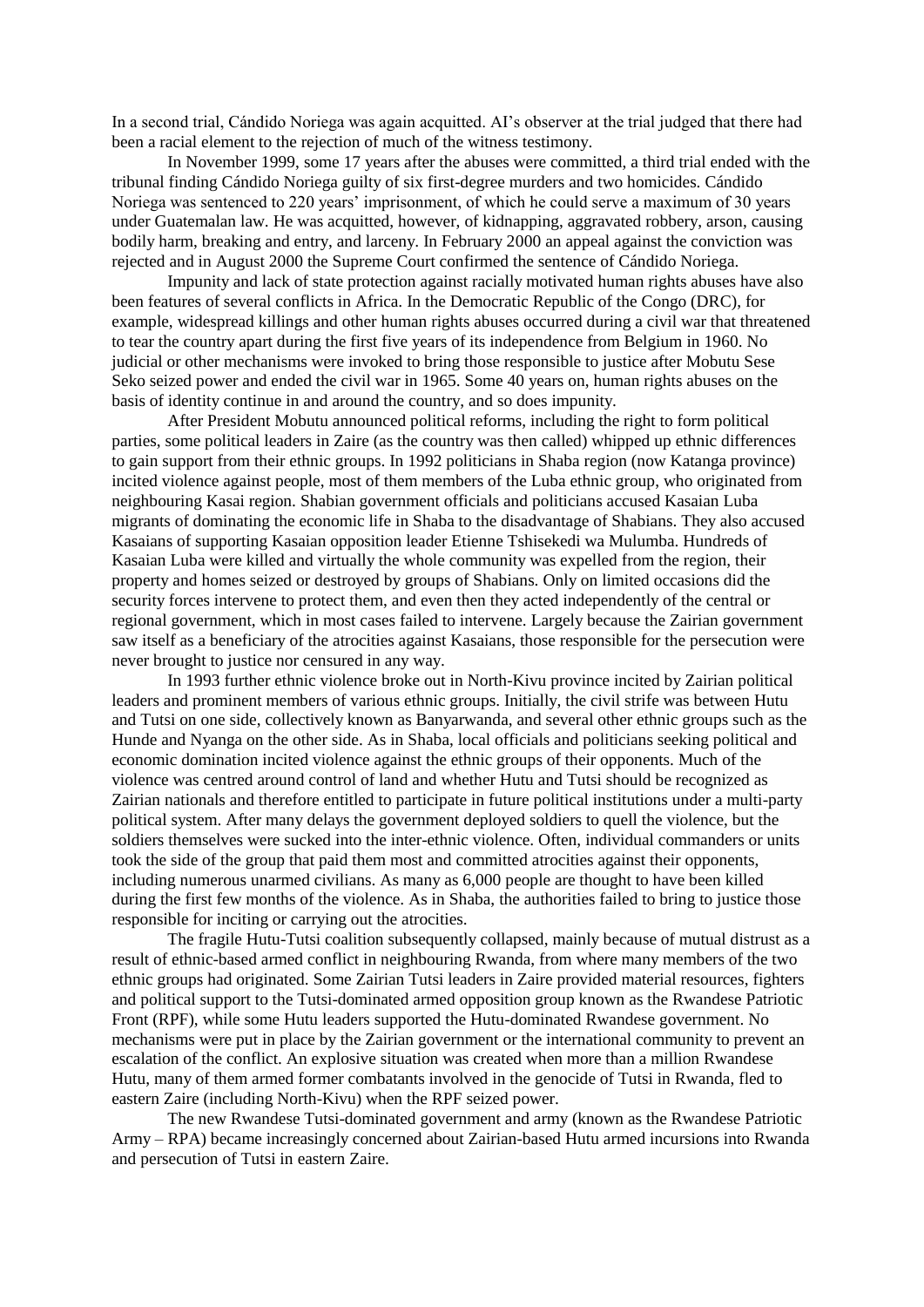In a second trial, Cándido Noriega was again acquitted. AI's observer at the trial judged that there had been a racial element to the rejection of much of the witness testimony.

In November 1999, some 17 years after the abuses were committed, a third trial ended with the tribunal finding Cándido Noriega guilty of six first-degree murders and two homicides. Cándido Noriega was sentenced to 220 years' imprisonment, of which he could serve a maximum of 30 years under Guatemalan law. He was acquitted, however, of kidnapping, aggravated robbery, arson, causing bodily harm, breaking and entry, and larceny. In February 2000 an appeal against the conviction was rejected and in August 2000 the Supreme Court confirmed the sentence of Cándido Noriega.

Impunity and lack of state protection against racially motivated human rights abuses have also been features of several conflicts in Africa. In the Democratic Republic of the Congo (DRC), for example, widespread killings and other human rights abuses occurred during a civil war that threatened to tear the country apart during the first five years of its independence from Belgium in 1960. No judicial or other mechanisms were invoked to bring those responsible to justice after Mobutu Sese Seko seized power and ended the civil war in 1965. Some 40 years on, human rights abuses on the basis of identity continue in and around the country, and so does impunity.

After President Mobutu announced political reforms, including the right to form political parties, some political leaders in Zaire (as the country was then called) whipped up ethnic differences to gain support from their ethnic groups. In 1992 politicians in Shaba region (now Katanga province) incited violence against people, most of them members of the Luba ethnic group, who originated from neighbouring Kasai region. Shabian government officials and politicians accused Kasaian Luba migrants of dominating the economic life in Shaba to the disadvantage of Shabians. They also accused Kasaians of supporting Kasaian opposition leader Etienne Tshisekedi wa Mulumba. Hundreds of Kasaian Luba were killed and virtually the whole community was expelled from the region, their property and homes seized or destroyed by groups of Shabians. Only on limited occasions did the security forces intervene to protect them, and even then they acted independently of the central or regional government, which in most cases failed to intervene. Largely because the Zairian government saw itself as a beneficiary of the atrocities against Kasaians, those responsible for the persecution were never brought to justice nor censured in any way.

In 1993 further ethnic violence broke out in North-Kivu province incited by Zairian political leaders and prominent members of various ethnic groups. Initially, the civil strife was between Hutu and Tutsi on one side, collectively known as Banyarwanda, and several other ethnic groups such as the Hunde and Nyanga on the other side. As in Shaba, local officials and politicians seeking political and economic domination incited violence against the ethnic groups of their opponents. Much of the violence was centred around control of land and whether Hutu and Tutsi should be recognized as Zairian nationals and therefore entitled to participate in future political institutions under a multi-party political system. After many delays the government deployed soldiers to quell the violence, but the soldiers themselves were sucked into the inter-ethnic violence. Often, individual commanders or units took the side of the group that paid them most and committed atrocities against their opponents, including numerous unarmed civilians. As many as 6,000 people are thought to have been killed during the first few months of the violence. As in Shaba, the authorities failed to bring to justice those responsible for inciting or carrying out the atrocities.

The fragile Hutu-Tutsi coalition subsequently collapsed, mainly because of mutual distrust as a result of ethnic-based armed conflict in neighbouring Rwanda, from where many members of the two ethnic groups had originated. Some Zairian Tutsi leaders in Zaire provided material resources, fighters and political support to the Tutsi-dominated armed opposition group known as the Rwandese Patriotic Front (RPF), while some Hutu leaders supported the Hutu-dominated Rwandese government. No mechanisms were put in place by the Zairian government or the international community to prevent an escalation of the conflict. An explosive situation was created when more than a million Rwandese Hutu, many of them armed former combatants involved in the genocide of Tutsi in Rwanda, fled to eastern Zaire (including North-Kivu) when the RPF seized power.

The new Rwandese Tutsi-dominated government and army (known as the Rwandese Patriotic Army – RPA) became increasingly concerned about Zairian-based Hutu armed incursions into Rwanda and persecution of Tutsi in eastern Zaire.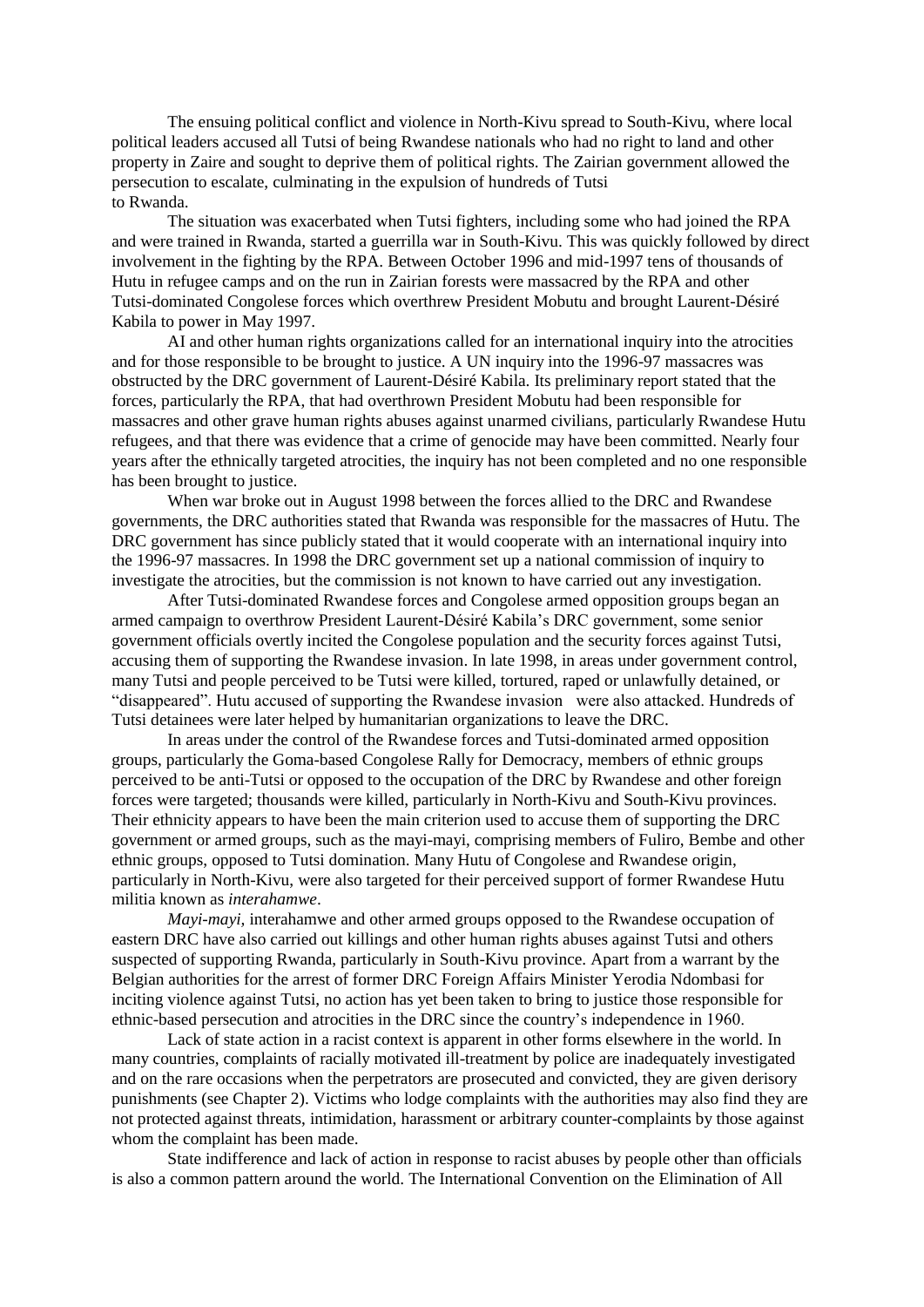The ensuing political conflict and violence in North-Kivu spread to South-Kivu, where local political leaders accused all Tutsi of being Rwandese nationals who had no right to land and other property in Zaire and sought to deprive them of political rights. The Zairian government allowed the persecution to escalate, culminating in the expulsion of hundreds of Tutsi to Rwanda.

The situation was exacerbated when Tutsi fighters, including some who had joined the RPA and were trained in Rwanda, started a guerrilla war in South-Kivu. This was quickly followed by direct involvement in the fighting by the RPA. Between October 1996 and mid-1997 tens of thousands of Hutu in refugee camps and on the run in Zairian forests were massacred by the RPA and other Tutsi-dominated Congolese forces which overthrew President Mobutu and brought Laurent-Désiré Kabila to power in May 1997.

AI and other human rights organizations called for an international inquiry into the atrocities and for those responsible to be brought to justice. A UN inquiry into the 1996-97 massacres was obstructed by the DRC government of Laurent-Désiré Kabila. Its preliminary report stated that the forces, particularly the RPA, that had overthrown President Mobutu had been responsible for massacres and other grave human rights abuses against unarmed civilians, particularly Rwandese Hutu refugees, and that there was evidence that a crime of genocide may have been committed. Nearly four years after the ethnically targeted atrocities, the inquiry has not been completed and no one responsible has been brought to justice.

When war broke out in August 1998 between the forces allied to the DRC and Rwandese governments, the DRC authorities stated that Rwanda was responsible for the massacres of Hutu. The DRC government has since publicly stated that it would cooperate with an international inquiry into the 1996-97 massacres. In 1998 the DRC government set up a national commission of inquiry to investigate the atrocities, but the commission is not known to have carried out any investigation.

After Tutsi-dominated Rwandese forces and Congolese armed opposition groups began an armed campaign to overthrow President Laurent-Désiré Kabila's DRC government, some senior government officials overtly incited the Congolese population and the security forces against Tutsi, accusing them of supporting the Rwandese invasion. In late 1998, in areas under government control, many Tutsi and people perceived to be Tutsi were killed, tortured, raped or unlawfully detained, or "disappeared". Hutu accused of supporting the Rwandese invasion were also attacked. Hundreds of Tutsi detainees were later helped by humanitarian organizations to leave the DRC.

In areas under the control of the Rwandese forces and Tutsi-dominated armed opposition groups, particularly the Goma-based Congolese Rally for Democracy, members of ethnic groups perceived to be anti-Tutsi or opposed to the occupation of the DRC by Rwandese and other foreign forces were targeted; thousands were killed, particularly in North-Kivu and South-Kivu provinces. Their ethnicity appears to have been the main criterion used to accuse them of supporting the DRC government or armed groups, such as the mayi-mayi, comprising members of Fuliro, Bembe and other ethnic groups, opposed to Tutsi domination. Many Hutu of Congolese and Rwandese origin, particularly in North-Kivu, were also targeted for their perceived support of former Rwandese Hutu militia known as *interahamwe*.

*Mayi-mayi*, interahamwe and other armed groups opposed to the Rwandese occupation of eastern DRC have also carried out killings and other human rights abuses against Tutsi and others suspected of supporting Rwanda, particularly in South-Kivu province. Apart from a warrant by the Belgian authorities for the arrest of former DRC Foreign Affairs Minister Yerodia Ndombasi for inciting violence against Tutsi, no action has yet been taken to bring to justice those responsible for ethnic-based persecution and atrocities in the DRC since the country's independence in 1960.

Lack of state action in a racist context is apparent in other forms elsewhere in the world. In many countries, complaints of racially motivated ill-treatment by police are inadequately investigated and on the rare occasions when the perpetrators are prosecuted and convicted, they are given derisory punishments (see Chapter 2). Victims who lodge complaints with the authorities may also find they are not protected against threats, intimidation, harassment or arbitrary counter-complaints by those against whom the complaint has been made.

State indifference and lack of action in response to racist abuses by people other than officials is also a common pattern around the world. The International Convention on the Elimination of All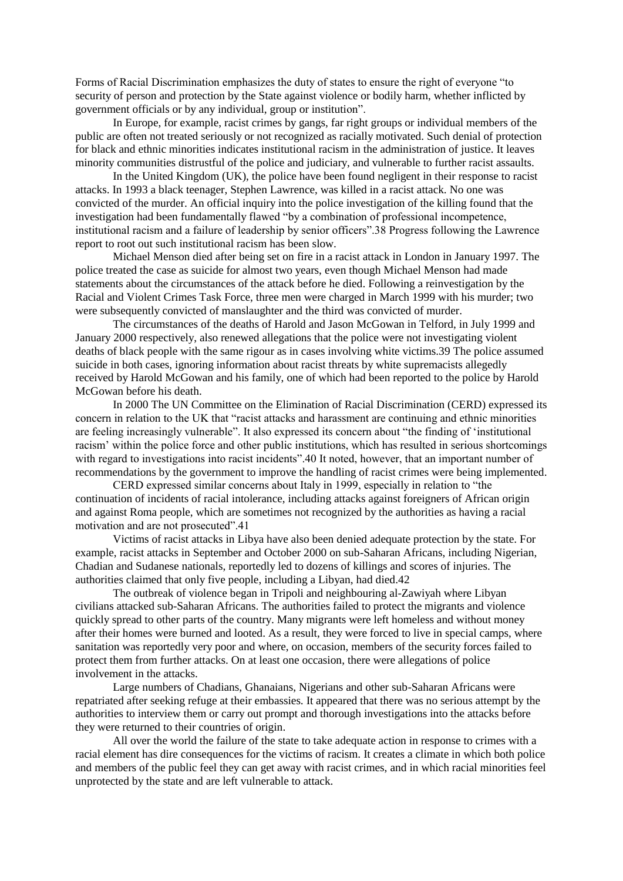Forms of Racial Discrimination emphasizes the duty of states to ensure the right of everyone “to security of person and protection by the State against violence or bodily harm, whether inflicted by government officials or by any individual, group or institution”.

In Europe, for example, racist crimes by gangs, far right groups or individual members of the public are often not treated seriously or not recognized as racially motivated. Such denial of protection for black and ethnic minorities indicates institutional racism in the administration of justice. It leaves minority communities distrustful of the police and judiciary, and vulnerable to further racist assaults.

In the United Kingdom (UK), the police have been found negligent in their response to racist attacks. In 1993 a black teenager, Stephen Lawrence, was killed in a racist attack. No one was convicted of the murder. An official inquiry into the police investigation of the killing found that the investigation had been fundamentally flawed “by a combination of professional incompetence, institutional racism and a failure of leadership by senior officers”.[38] Progress following the Lawrence report to root out such institutional racism has been slow.

Michael Menson died after being set on fire in a racist attack in London in January 1997. The police treated the case as suicide for almost two years, even though Michael Menson had made statements about the circumstances of the attack before he died. Following a reinvestigation by the Racial and Violent Crimes Task Force, three men were charged in March 1999 with his murder; two were subsequently convicted of manslaughter and the third was convicted of murder.

The circumstances of the deaths of Harold and Jason McGowan in Telford, in July 1999 and January 2000 respectively, also renewed allegations that the police were not investigating violent deaths of black people with the same rigour as in cases involving white victims.[39] The police assumed suicide in both cases, ignoring information about racist threats by white supremacists allegedly received by Harold McGowan and his family, one of which had been reported to the police by Harold McGowan before his death.

In 2000 The UN Committee on the Elimination of Racial Discrimination (CERD) expressed its concern in relation to the UK that “racist attacks and harassment are continuing and ethnic minorities are feeling increasingly vulnerable”. It also expressed its concern about “the finding of ‘institutional racism’ within the police force and other public institutions, which has resulted in serious shortcomings with regard to investigations into racist incidents”.[40] It noted, however, that an important number of recommendations by the government to improve the handling of racist crimes were being implemented.

CERD expressed similar concerns about Italy in 1999, especially in relation to “the continuation of incidents of racial intolerance, including attacks against foreigners of African origin and against Roma people, which are sometimes not recognized by the authorities as having a racial motivation and are not prosecuted”.[41]

Victims of racist attacks in Libya have also been denied adequate protection by the state. For example, racist attacks in September and October 2000 on sub-Saharan Africans, including Nigerian, Chadian and Sudanese nationals, reportedly led to dozens of killings and scores of injuries. The authorities claimed that only five people, including a Libyan, had died.[42]

The outbreak of violence began in Tripoli and neighbouring al-Zawiyah where Libyan civilians attacked sub-Saharan Africans. The authorities failed to protect the migrants and violence quickly spread to other parts of the country. Many migrants were left homeless and without money after their homes were burned and looted. As a result, they were forced to live in special camps, where sanitation was reportedly very poor and where, on occasion, members of the security forces failed to protect them from further attacks. On at least one occasion, there were allegations of police involvement in the attacks.

Large numbers of Chadians, Ghanaians, Nigerians and other sub-Saharan Africans were repatriated after seeking refuge at their embassies. It appeared that there was no serious attempt by the authorities to interview them or carry out prompt and thorough investigations into the attacks before they were returned to their countries of origin.

All over the world the failure of the state to take adequate action in response to crimes with a racial element has dire consequences for the victims of racism. It creates a climate in which both police and members of the public feel they can get away with racist crimes, and in which racial minorities feel unprotected by the state and are left vulnerable to attack.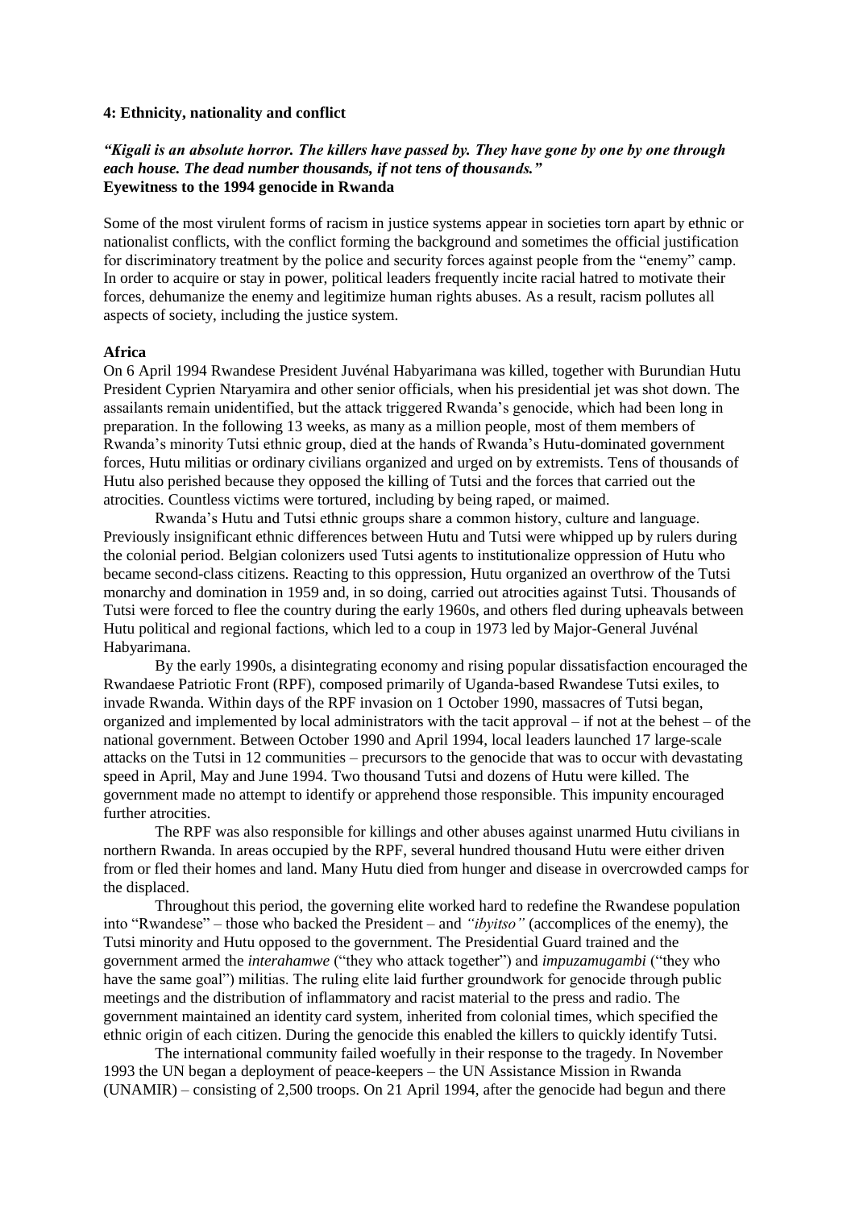## 4: Ethnicity, nationality and conflict

***"Kigali is an absolute horror. The killers have passed by. They have gone by one by one through each house. The dead number thousands, if not tens of thousands."***
**Eyewitness to the 1994 genocide in Rwanda**

Some of the most virulent forms of racism in justice systems appear in societies torn apart by ethnic or nationalist conflicts, with the conflict forming the background and sometimes the official justification for discriminatory treatment by the police and security forces against people from the "enemy" camp. In order to acquire or stay in power, political leaders frequently incite racial hatred to motivate their forces, dehumanize the enemy and legitimize human rights abuses. As a result, racism pollutes all aspects of society, including the justice system.

### Africa

On 6 April 1994 Rwandese President Juvénal Habyarimana was killed, together with Burundian Hutu President Cyprien Ntaryamira and other senior officials, when his presidential jet was shot down. The assailants remain unidentified, but the attack triggered Rwanda's genocide, which had been long in preparation. In the following 13 weeks, as many as a million people, most of them members of Rwanda's minority Tutsi ethnic group, died at the hands of Rwanda's Hutu-dominated government forces, Hutu militias or ordinary civilians organized and urged on by extremists. Tens of thousands of Hutu also perished because they opposed the killing of Tutsi and the forces that carried out the atrocities. Countless victims were tortured, including by being raped, or maimed.

Rwanda's Hutu and Tutsi ethnic groups share a common history, culture and language. Previously insignificant ethnic differences between Hutu and Tutsi were whipped up by rulers during the colonial period. Belgian colonizers used Tutsi agents to institutionalize oppression of Hutu who became second-class citizens. Reacting to this oppression, Hutu organized an overthrow of the Tutsi monarchy and domination in 1959 and, in so doing, carried out atrocities against Tutsi. Thousands of Tutsi were forced to flee the country during the early 1960s, and others fled during upheavals between Hutu political and regional factions, which led to a coup in 1973 led by Major-General Juvénal Habyarimana.

By the early 1990s, a disintegrating economy and rising popular dissatisfaction encouraged the Rwandaese Patriotic Front (RPF), composed primarily of Uganda-based Rwandese Tutsi exiles, to invade Rwanda. Within days of the RPF invasion on 1 October 1990, massacres of Tutsi began, organized and implemented by local administrators with the tacit approval – if not at the behest – of the national government. Between October 1990 and April 1994, local leaders launched 17 large-scale attacks on the Tutsi in 12 communities – precursors to the genocide that was to occur with devastating speed in April, May and June 1994. Two thousand Tutsi and dozens of Hutu were killed. The government made no attempt to identify or apprehend those responsible. This impunity encouraged further atrocities.

The RPF was also responsible for killings and other abuses against unarmed Hutu civilians in northern Rwanda. In areas occupied by the RPF, several hundred thousand Hutu were either driven from or fled their homes and land. Many Hutu died from hunger and disease in overcrowded camps for the displaced.

Throughout this period, the governing elite worked hard to redefine the Rwandese population into "Rwandese" – those who backed the President – and *"ibyitso"* (accomplices of the enemy), the Tutsi minority and Hutu opposed to the government. The Presidential Guard trained and the government armed the *interahamwe* ("they who attack together") and *impuzamugambi* ("they who have the same goal") militias. The ruling elite laid further groundwork for genocide through public meetings and the distribution of inflammatory and racist material to the press and radio. The government maintained an identity card system, inherited from colonial times, which specified the ethnic origin of each citizen. During the genocide this enabled the killers to quickly identify Tutsi.

The international community failed woefully in their response to the tragedy. In November 1993 the UN began a deployment of peace-keepers – the UN Assistance Mission in Rwanda (UNAMIR) – consisting of 2,500 troops. On 21 April 1994, after the genocide had begun and there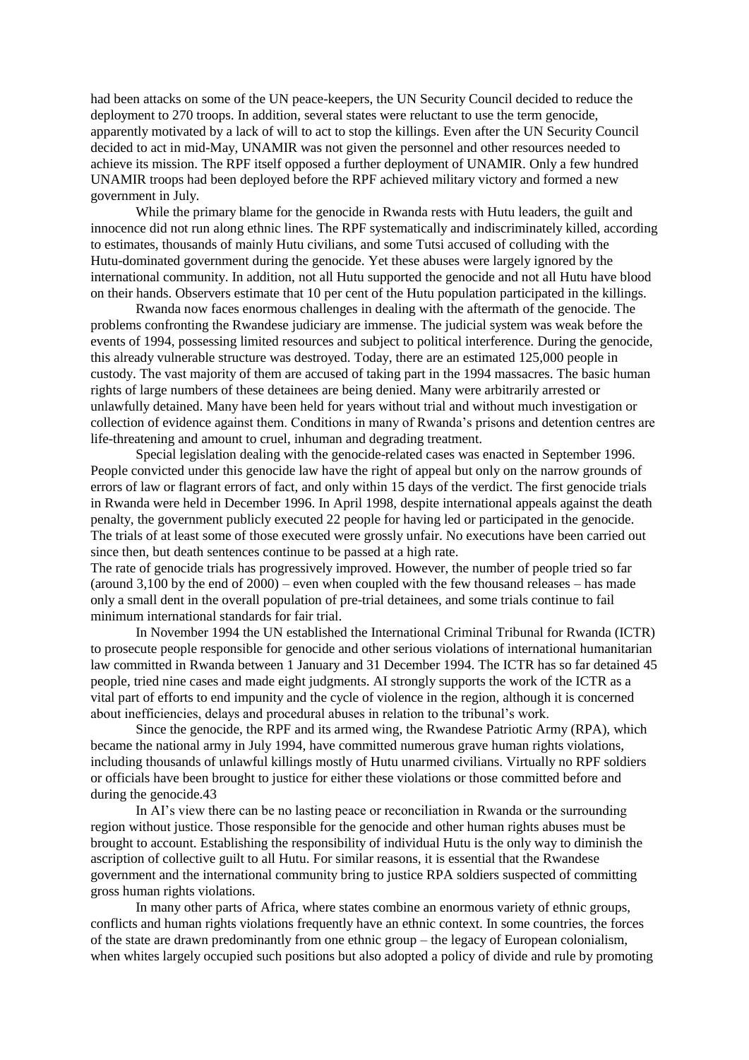had been attacks on some of the UN peace-keepers, the UN Security Council decided to reduce the deployment to 270 troops. In addition, several states were reluctant to use the term genocide, apparently motivated by a lack of will to act to stop the killings. Even after the UN Security Council decided to act in mid-May, UNAMIR was not given the personnel and other resources needed to achieve its mission. The RPF itself opposed a further deployment of UNAMIR. Only a few hundred UNAMIR troops had been deployed before the RPF achieved military victory and formed a new government in July.

While the primary blame for the genocide in Rwanda rests with Hutu leaders, the guilt and innocence did not run along ethnic lines. The RPF systematically and indiscriminately killed, according to estimates, thousands of mainly Hutu civilians, and some Tutsi accused of colluding with the Hutu-dominated government during the genocide. Yet these abuses were largely ignored by the international community. In addition, not all Hutu supported the genocide and not all Hutu have blood on their hands. Observers estimate that 10 per cent of the Hutu population participated in the killings.

Rwanda now faces enormous challenges in dealing with the aftermath of the genocide. The problems confronting the Rwandese judiciary are immense. The judicial system was weak before the events of 1994, possessing limited resources and subject to political interference. During the genocide, this already vulnerable structure was destroyed. Today, there are an estimated 125,000 people in custody. The vast majority of them are accused of taking part in the 1994 massacres. The basic human rights of large numbers of these detainees are being denied. Many were arbitrarily arrested or unlawfully detained. Many have been held for years without trial and without much investigation or collection of evidence against them. Conditions in many of Rwanda's prisons and detention centres are life-threatening and amount to cruel, inhuman and degrading treatment.

Special legislation dealing with the genocide-related cases was enacted in September 1996. People convicted under this genocide law have the right of appeal but only on the narrow grounds of errors of law or flagrant errors of fact, and only within 15 days of the verdict. The first genocide trials in Rwanda were held in December 1996. In April 1998, despite international appeals against the death penalty, the government publicly executed 22 people for having led or participated in the genocide. The trials of at least some of those executed were grossly unfair. No executions have been carried out since then, but death sentences continue to be passed at a high rate.

The rate of genocide trials has progressively improved. However, the number of people tried so far (around 3,100 by the end of 2000) – even when coupled with the few thousand releases – has made only a small dent in the overall population of pre-trial detainees, and some trials continue to fail minimum international standards for fair trial.

In November 1994 the UN established the International Criminal Tribunal for Rwanda (ICTR) to prosecute people responsible for genocide and other serious violations of international humanitarian law committed in Rwanda between 1 January and 31 December 1994. The ICTR has so far detained 45 people, tried nine cases and made eight judgments. AI strongly supports the work of the ICTR as a vital part of efforts to end impunity and the cycle of violence in the region, although it is concerned about inefficiencies, delays and procedural abuses in relation to the tribunal's work.

Since the genocide, the RPF and its armed wing, the Rwandese Patriotic Army (RPA), which became the national army in July 1994, have committed numerous grave human rights violations, including thousands of unlawful killings mostly of Hutu unarmed civilians. Virtually no RPF soldiers or officials have been brought to justice for either these violations or those committed before and during the genocide.[43]

In AI's view there can be no lasting peace or reconciliation in Rwanda or the surrounding region without justice. Those responsible for the genocide and other human rights abuses must be brought to account. Establishing the responsibility of individual Hutu is the only way to diminish the ascription of collective guilt to all Hutu. For similar reasons, it is essential that the Rwandese government and the international community bring to justice RPA soldiers suspected of committing gross human rights violations.

In many other parts of Africa, where states combine an enormous variety of ethnic groups, conflicts and human rights violations frequently have an ethnic context. In some countries, the forces of the state are drawn predominantly from one ethnic group – the legacy of European colonialism, when whites largely occupied such positions but also adopted a policy of divide and rule by promoting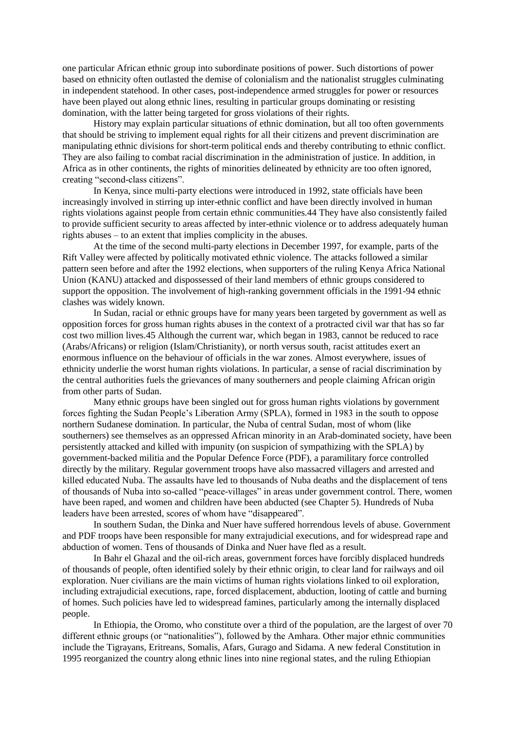one particular African ethnic group into subordinate positions of power. Such distortions of power based on ethnicity often outlasted the demise of colonialism and the nationalist struggles culminating in independent statehood. In other cases, post-independence armed struggles for power or resources have been played out along ethnic lines, resulting in particular groups dominating or resisting domination, with the latter being targeted for gross violations of their rights.

History may explain particular situations of ethnic domination, but all too often governments that should be striving to implement equal rights for all their citizens and prevent discrimination are manipulating ethnic divisions for short-term political ends and thereby contributing to ethnic conflict. They are also failing to combat racial discrimination in the administration of justice. In addition, in Africa as in other continents, the rights of minorities delineated by ethnicity are too often ignored, creating "second-class citizens".

In Kenya, since multi-party elections were introduced in 1992, state officials have been increasingly involved in stirring up inter-ethnic conflict and have been directly involved in human rights violations against people from certain ethnic communities.[44] They have also consistently failed to provide sufficient security to areas affected by inter-ethnic violence or to address adequately human rights abuses – to an extent that implies complicity in the abuses.

At the time of the second multi-party elections in December 1997, for example, parts of the Rift Valley were affected by politically motivated ethnic violence. The attacks followed a similar pattern seen before and after the 1992 elections, when supporters of the ruling Kenya Africa National Union (KANU) attacked and dispossessed of their land members of ethnic groups considered to support the opposition. The involvement of high-ranking government officials in the 1991-94 ethnic clashes was widely known.

In Sudan, racial or ethnic groups have for many years been targeted by government as well as opposition forces for gross human rights abuses in the context of a protracted civil war that has so far cost two million lives.[45] Although the current war, which began in 1983, cannot be reduced to race (Arabs/Africans) or religion (Islam/Christianity), or north versus south, racist attitudes exert an enormous influence on the behaviour of officials in the war zones. Almost everywhere, issues of ethnicity underlie the worst human rights violations. In particular, a sense of racial discrimination by the central authorities fuels the grievances of many southerners and people claiming African origin from other parts of Sudan.

Many ethnic groups have been singled out for gross human rights violations by government forces fighting the Sudan People's Liberation Army (SPLA), formed in 1983 in the south to oppose northern Sudanese domination. In particular, the Nuba of central Sudan, most of whom (like southerners) see themselves as an oppressed African minority in an Arab-dominated society, have been persistently attacked and killed with impunity (on suspicion of sympathizing with the SPLA) by government-backed militia and the Popular Defence Force (PDF), a paramilitary force controlled directly by the military. Regular government troops have also massacred villagers and arrested and killed educated Nuba. The assaults have led to thousands of Nuba deaths and the displacement of tens of thousands of Nuba into so-called "peace-villages" in areas under government control. There, women have been raped, and women and children have been abducted (see Chapter 5). Hundreds of Nuba leaders have been arrested, scores of whom have "disappeared".

In southern Sudan, the Dinka and Nuer have suffered horrendous levels of abuse. Government and PDF troops have been responsible for many extrajudicial executions, and for widespread rape and abduction of women. Tens of thousands of Dinka and Nuer have fled as a result.

In Bahr el Ghazal and the oil-rich areas, government forces have forcibly displaced hundreds of thousands of people, often identified solely by their ethnic origin, to clear land for railways and oil exploration. Nuer civilians are the main victims of human rights violations linked to oil exploration, including extrajudicial executions, rape, forced displacement, abduction, looting of cattle and burning of homes. Such policies have led to widespread famines, particularly among the internally displaced people.

In Ethiopia, the Oromo, who constitute over a third of the population, are the largest of over 70 different ethnic groups (or "nationalities"), followed by the Amhara. Other major ethnic communities include the Tigrayans, Eritreans, Somalis, Afars, Gurago and Sidama. A new federal Constitution in 1995 reorganized the country along ethnic lines into nine regional states, and the ruling Ethiopian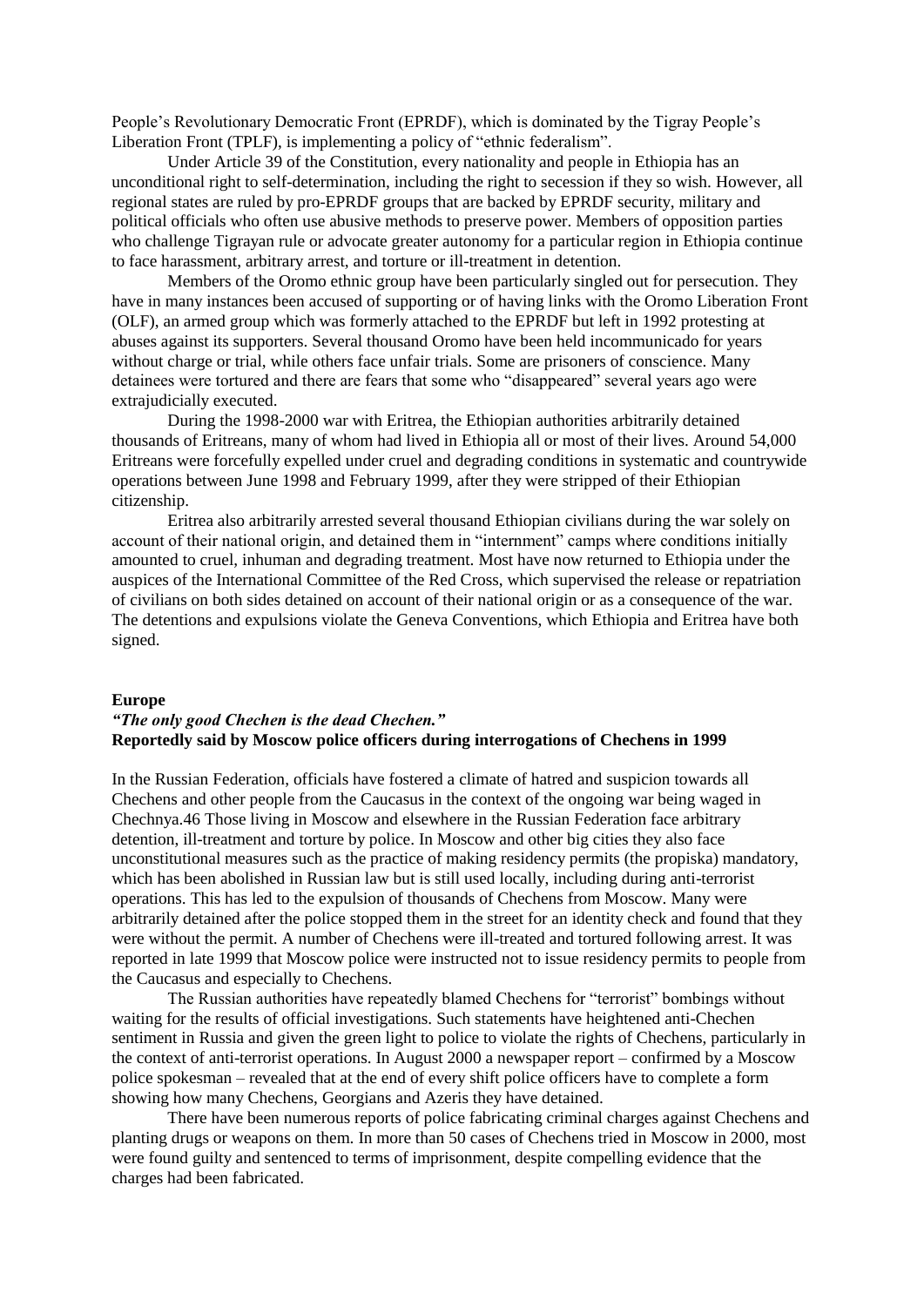People's Revolutionary Democratic Front (EPRDF), which is dominated by the Tigray People's Liberation Front (TPLF), is implementing a policy of "ethnic federalism".

Under Article 39 of the Constitution, every nationality and people in Ethiopia has an unconditional right to self-determination, including the right to secession if they so wish. However, all regional states are ruled by pro-EPRDF groups that are backed by EPRDF security, military and political officials who often use abusive methods to preserve power. Members of opposition parties who challenge Tigrayan rule or advocate greater autonomy for a particular region in Ethiopia continue to face harassment, arbitrary arrest, and torture or ill-treatment in detention.

Members of the Oromo ethnic group have been particularly singled out for persecution. They have in many instances been accused of supporting or of having links with the Oromo Liberation Front (OLF), an armed group which was formerly attached to the EPRDF but left in 1992 protesting at abuses against its supporters. Several thousand Oromo have been held incommunicado for years without charge or trial, while others face unfair trials. Some are prisoners of conscience. Many detainees were tortured and there are fears that some who "disappeared" several years ago were extrajudicially executed.

During the 1998-2000 war with Eritrea, the Ethiopian authorities arbitrarily detained thousands of Eritreans, many of whom had lived in Ethiopia all or most of their lives. Around 54,000 Eritreans were forcefully expelled under cruel and degrading conditions in systematic and countrywide operations between June 1998 and February 1999, after they were stripped of their Ethiopian citizenship.

Eritrea also arbitrarily arrested several thousand Ethiopian civilians during the war solely on account of their national origin, and detained them in "internment" camps where conditions initially amounted to cruel, inhuman and degrading treatment. Most have now returned to Ethiopia under the auspices of the International Committee of the Red Cross, which supervised the release or repatriation of civilians on both sides detained on account of their national origin or as a consequence of the war. The detentions and expulsions violate the Geneva Conventions, which Ethiopia and Eritrea have both signed.

**Europe**

***"The only good Chechen is the dead Chechen."***
**Reportedly said by Moscow police officers during interrogations of Chechens in 1999**

In the Russian Federation, officials have fostered a climate of hatred and suspicion towards all Chechens and other people from the Caucasus in the context of the ongoing war being waged in Chechnya.46 Those living in Moscow and elsewhere in the Russian Federation face arbitrary detention, ill-treatment and torture by police. In Moscow and other big cities they also face unconstitutional measures such as the practice of making residency permits (the propiska) mandatory, which has been abolished in Russian law but is still used locally, including during anti-terrorist operations. This has led to the expulsion of thousands of Chechens from Moscow. Many were arbitrarily detained after the police stopped them in the street for an identity check and found that they were without the permit. A number of Chechens were ill-treated and tortured following arrest. It was reported in late 1999 that Moscow police were instructed not to issue residency permits to people from the Caucasus and especially to Chechens.

The Russian authorities have repeatedly blamed Chechens for "terrorist" bombings without waiting for the results of official investigations. Such statements have heightened anti-Chechen sentiment in Russia and given the green light to police to violate the rights of Chechens, particularly in the context of anti-terrorist operations. In August 2000 a newspaper report – confirmed by a Moscow police spokesman – revealed that at the end of every shift police officers have to complete a form showing how many Chechens, Georgians and Azeris they have detained.

There have been numerous reports of police fabricating criminal charges against Chechens and planting drugs or weapons on them. In more than 50 cases of Chechens tried in Moscow in 2000, most were found guilty and sentenced to terms of imprisonment, despite compelling evidence that the charges had been fabricated.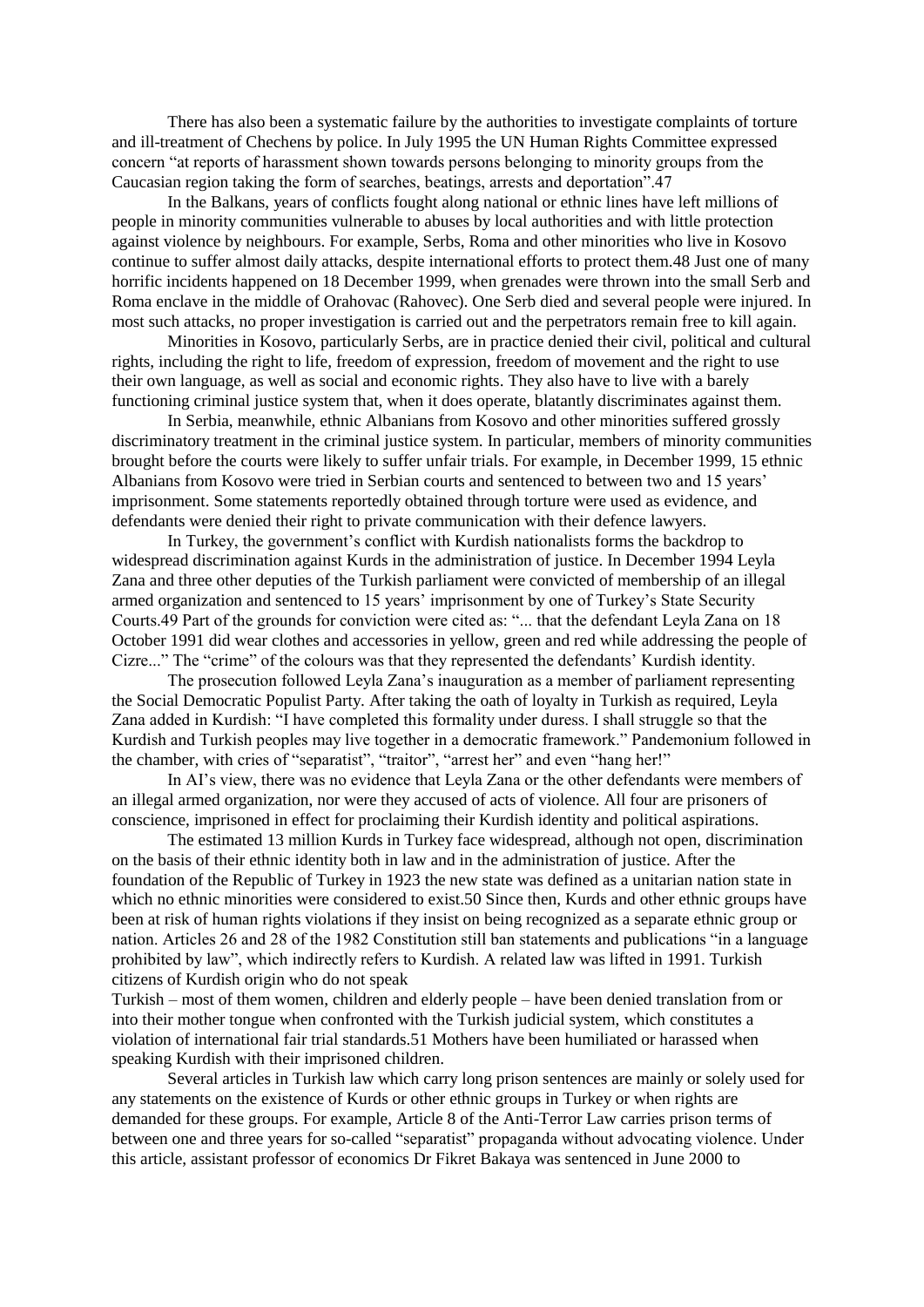There has also been a systematic failure by the authorities to investigate complaints of torture and ill-treatment of Chechens by police. In July 1995 the UN Human Rights Committee expressed concern "at reports of harassment shown towards persons belonging to minority groups from the Caucasian region taking the form of searches, beatings, arrests and deportation".47

In the Balkans, years of conflicts fought along national or ethnic lines have left millions of people in minority communities vulnerable to abuses by local authorities and with little protection against violence by neighbours. For example, Serbs, Roma and other minorities who live in Kosovo continue to suffer almost daily attacks, despite international efforts to protect them.48 Just one of many horrific incidents happened on 18 December 1999, when grenades were thrown into the small Serb and Roma enclave in the middle of Orahovac (Rahovec). One Serb died and several people were injured. In most such attacks, no proper investigation is carried out and the perpetrators remain free to kill again.

Minorities in Kosovo, particularly Serbs, are in practice denied their civil, political and cultural rights, including the right to life, freedom of expression, freedom of movement and the right to use their own language, as well as social and economic rights. They also have to live with a barely functioning criminal justice system that, when it does operate, blatantly discriminates against them.

In Serbia, meanwhile, ethnic Albanians from Kosovo and other minorities suffered grossly discriminatory treatment in the criminal justice system. In particular, members of minority communities brought before the courts were likely to suffer unfair trials. For example, in December 1999, 15 ethnic Albanians from Kosovo were tried in Serbian courts and sentenced to between two and 15 years' imprisonment. Some statements reportedly obtained through torture were used as evidence, and defendants were denied their right to private communication with their defence lawyers.

In Turkey, the government's conflict with Kurdish nationalists forms the backdrop to widespread discrimination against Kurds in the administration of justice. In December 1994 Leyla Zana and three other deputies of the Turkish parliament were convicted of membership of an illegal armed organization and sentenced to 15 years' imprisonment by one of Turkey's State Security Courts.49 Part of the grounds for conviction were cited as: "... that the defendant Leyla Zana on 18 October 1991 did wear clothes and accessories in yellow, green and red while addressing the people of Cizre..." The "crime" of the colours was that they represented the defendants' Kurdish identity.

The prosecution followed Leyla Zana's inauguration as a member of parliament representing the Social Democratic Populist Party. After taking the oath of loyalty in Turkish as required, Leyla Zana added in Kurdish: "I have completed this formality under duress. I shall struggle so that the Kurdish and Turkish peoples may live together in a democratic framework." Pandemonium followed in the chamber, with cries of "separatist", "traitor", "arrest her" and even "hang her!"

In AI's view, there was no evidence that Leyla Zana or the other defendants were members of an illegal armed organization, nor were they accused of acts of violence. All four are prisoners of conscience, imprisoned in effect for proclaiming their Kurdish identity and political aspirations.

The estimated 13 million Kurds in Turkey face widespread, although not open, discrimination on the basis of their ethnic identity both in law and in the administration of justice. After the foundation of the Republic of Turkey in 1923 the new state was defined as a unitarian nation state in which no ethnic minorities were considered to exist.50 Since then, Kurds and other ethnic groups have been at risk of human rights violations if they insist on being recognized as a separate ethnic group or nation. Articles 26 and 28 of the 1982 Constitution still ban statements and publications "in a language prohibited by law", which indirectly refers to Kurdish. A related law was lifted in 1991. Turkish citizens of Kurdish origin who do not speak Turkish – most of them women, children and elderly people – have been denied translation from or into their mother tongue when confronted with the Turkish judicial system, which constitutes a violation of international fair trial standards.51 Mothers have been humiliated or harassed when speaking Kurdish with their imprisoned children.

Several articles in Turkish law which carry long prison sentences are mainly or solely used for any statements on the existence of Kurds or other ethnic groups in Turkey or when rights are demanded for these groups. For example, Article 8 of the Anti-Terror Law carries prison terms of between one and three years for so-called "separatist" propaganda without advocating violence. Under this article, assistant professor of economics Dr Fikret Bakaya was sentenced in June 2000 to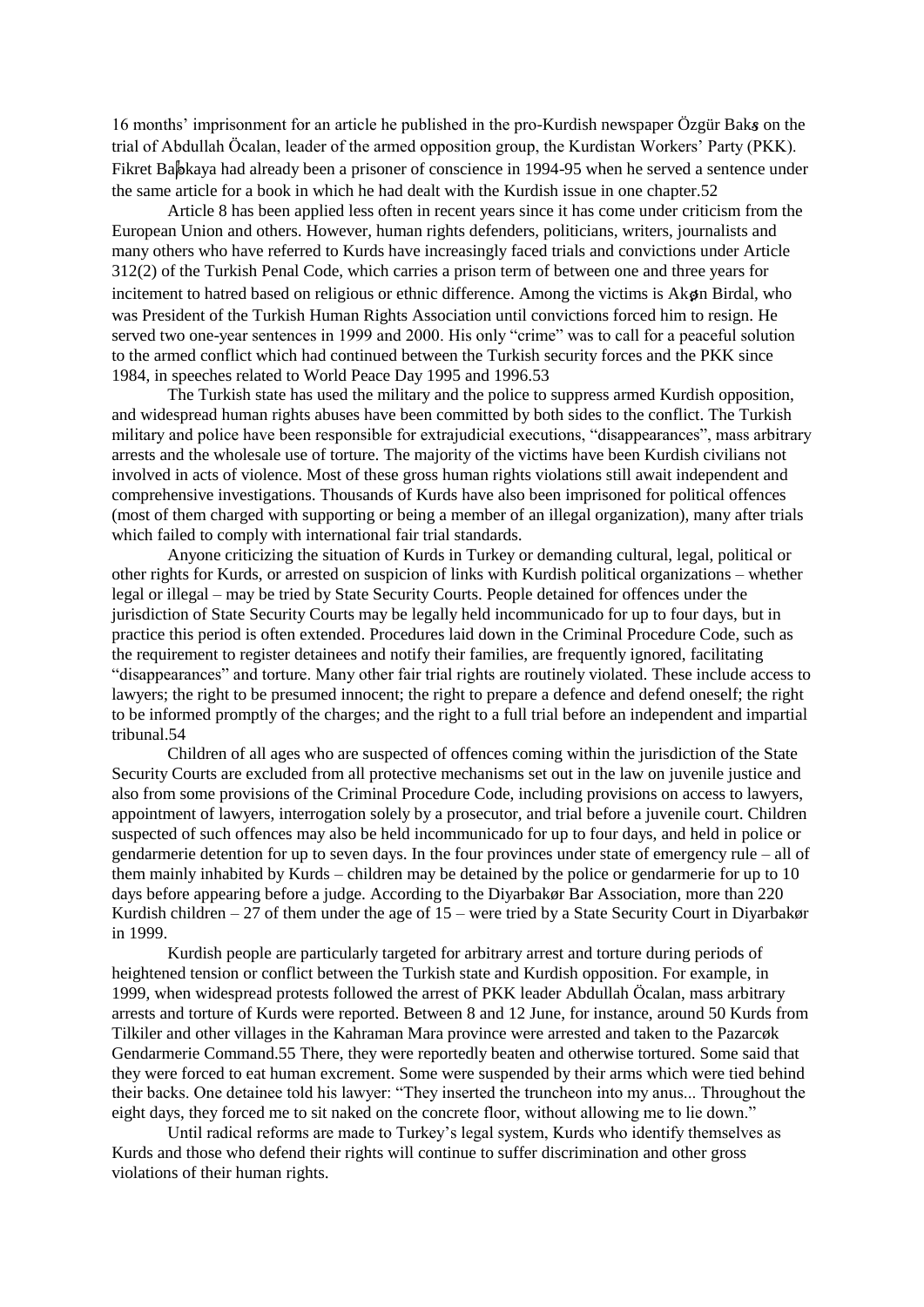16 months' imprisonment for an article he published in the pro-Kurdish newspaper Özgür Bakış on the trial of Abdullah Öcalan, leader of the armed opposition group, the Kurdistan Workers' Party (PKK). Fikret Başkaya had already been a prisoner of conscience in 1994-95 when he served a sentence under the same article for a book in which he had dealt with the Kurdish issue in one chapter.52

Article 8 has been applied less often in recent years since it has come under criticism from the European Union and others. However, human rights defenders, politicians, writers, journalists and many others who have referred to Kurds have increasingly faced trials and convictions under Article 312(2) of the Turkish Penal Code, which carries a prison term of between one and three years for incitement to hatred based on religious or ethnic difference. Among the victims is Akın Birdal, who was President of the Turkish Human Rights Association until convictions forced him to resign. He served two one-year sentences in 1999 and 2000. His only "crime" was to call for a peaceful solution to the armed conflict which had continued between the Turkish security forces and the PKK since 1984, in speeches related to World Peace Day 1995 and 1996.53

The Turkish state has used the military and the police to suppress armed Kurdish opposition, and widespread human rights abuses have been committed by both sides to the conflict. The Turkish military and police have been responsible for extrajudicial executions, "disappearances", mass arbitrary arrests and the wholesale use of torture. The majority of the victims have been Kurdish civilians not involved in acts of violence. Most of these gross human rights violations still await independent and comprehensive investigations. Thousands of Kurds have also been imprisoned for political offences (most of them charged with supporting or being a member of an illegal organization), many after trials which failed to comply with international fair trial standards.

Anyone criticizing the situation of Kurds in Turkey or demanding cultural, legal, political or other rights for Kurds, or arrested on suspicion of links with Kurdish political organizations – whether legal or illegal – may be tried by State Security Courts. People detained for offences under the jurisdiction of State Security Courts may be legally held incommunicado for up to four days, but in practice this period is often extended. Procedures laid down in the Criminal Procedure Code, such as the requirement to register detainees and notify their families, are frequently ignored, facilitating "disappearances" and torture. Many other fair trial rights are routinely violated. These include access to lawyers; the right to be presumed innocent; the right to prepare a defence and defend oneself; the right to be informed promptly of the charges; and the right to a full trial before an independent and impartial tribunal.54

Children of all ages who are suspected of offences coming within the jurisdiction of the State Security Courts are excluded from all protective mechanisms set out in the law on juvenile justice and also from some provisions of the Criminal Procedure Code, including provisions on access to lawyers, appointment of lawyers, interrogation solely by a prosecutor, and trial before a juvenile court. Children suspected of such offences may also be held incommunicado for up to four days, and held in police or gendarmerie detention for up to seven days. In the four provinces under state of emergency rule – all of them mainly inhabited by Kurds – children may be detained by the police or gendarmerie for up to 10 days before appearing before a judge. According to the Diyarbakır Bar Association, more than 220 Kurdish children – 27 of them under the age of 15 – were tried by a State Security Court in Diyarbakır in 1999.

Kurdish people are particularly targeted for arbitrary arrest and torture during periods of heightened tension or conflict between the Turkish state and Kurdish opposition. For example, in 1999, when widespread protests followed the arrest of PKK leader Abdullah Öcalan, mass arbitrary arrests and torture of Kurds were reported. Between 8 and 12 June, for instance, around 50 Kurds from Tilkiler and other villages in the Kahraman Mara province were arrested and taken to the Pazarcık Gendarmerie Command.55 There, they were reportedly beaten and otherwise tortured. Some said that they were forced to eat human excrement. Some were suspended by their arms which were tied behind their backs. One detainee told his lawyer: "They inserted the truncheon into my anus... Throughout the eight days, they forced me to sit naked on the concrete floor, without allowing me to lie down."

Until radical reforms are made to Turkey's legal system, Kurds who identify themselves as Kurds and those who defend their rights will continue to suffer discrimination and other gross violations of their human rights.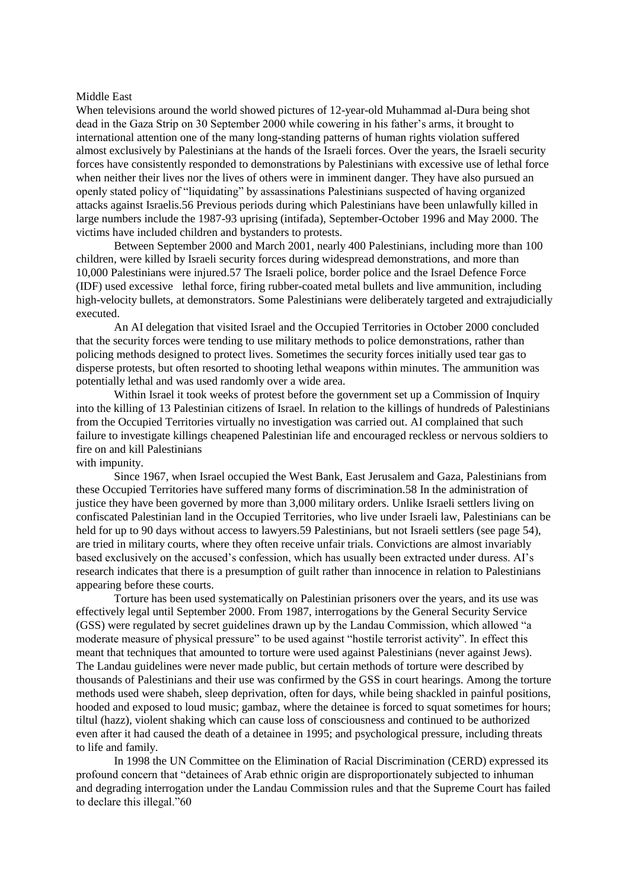## Middle East

When televisions around the world showed pictures of 12-year-old Muhammad al-Dura being shot dead in the Gaza Strip on 30 September 2000 while cowering in his father's arms, it brought to international attention one of the many long-standing patterns of human rights violation suffered almost exclusively by Palestinians at the hands of the Israeli forces. Over the years, the Israeli security forces have consistently responded to demonstrations by Palestinians with excessive use of lethal force when neither their lives nor the lives of others were in imminent danger. They have also pursued an openly stated policy of "liquidating" by assassinations Palestinians suspected of having organized attacks against Israelis.56 Previous periods during which Palestinians have been unlawfully killed in large numbers include the 1987-93 uprising (intifada), September-October 1996 and May 2000. The victims have included children and bystanders to protests.

Between September 2000 and March 2001, nearly 400 Palestinians, including more than 100 children, were killed by Israeli security forces during widespread demonstrations, and more than 10,000 Palestinians were injured.57 The Israeli police, border police and the Israel Defence Force (IDF) used excessive lethal force, firing rubber-coated metal bullets and live ammunition, including high-velocity bullets, at demonstrators. Some Palestinians were deliberately targeted and extrajudicially executed.

An AI delegation that visited Israel and the Occupied Territories in October 2000 concluded that the security forces were tending to use military methods to police demonstrations, rather than policing methods designed to protect lives. Sometimes the security forces initially used tear gas to disperse protests, but often resorted to shooting lethal weapons within minutes. The ammunition was potentially lethal and was used randomly over a wide area.

Within Israel it took weeks of protest before the government set up a Commission of Inquiry into the killing of 13 Palestinian citizens of Israel. In relation to the killings of hundreds of Palestinians from the Occupied Territories virtually no investigation was carried out. AI complained that such failure to investigate killings cheapened Palestinian life and encouraged reckless or nervous soldiers to fire on and kill Palestinians with impunity.

Since 1967, when Israel occupied the West Bank, East Jerusalem and Gaza, Palestinians from these Occupied Territories have suffered many forms of discrimination.58 In the administration of justice they have been governed by more than 3,000 military orders. Unlike Israeli settlers living on confiscated Palestinian land in the Occupied Territories, who live under Israeli law, Palestinians can be held for up to 90 days without access to lawyers.59 Palestinians, but not Israeli settlers (see page 54), are tried in military courts, where they often receive unfair trials. Convictions are almost invariably based exclusively on the accused's confession, which has usually been extracted under duress. AI's research indicates that there is a presumption of guilt rather than innocence in relation to Palestinians appearing before these courts.

Torture has been used systematically on Palestinian prisoners over the years, and its use was effectively legal until September 2000. From 1987, interrogations by the General Security Service (GSS) were regulated by secret guidelines drawn up by the Landau Commission, which allowed "a moderate measure of physical pressure" to be used against "hostile terrorist activity". In effect this meant that techniques that amounted to torture were used against Palestinians (never against Jews). The Landau guidelines were never made public, but certain methods of torture were described by thousands of Palestinians and their use was confirmed by the GSS in court hearings. Among the torture methods used were shabeh, sleep deprivation, often for days, while being shackled in painful positions, hooded and exposed to loud music; gambaz, where the detainee is forced to squat sometimes for hours; tiltul (hazz), violent shaking which can cause loss of consciousness and continued to be authorized even after it had caused the death of a detainee in 1995; and psychological pressure, including threats to life and family.

In 1998 the UN Committee on the Elimination of Racial Discrimination (CERD) expressed its profound concern that "detainees of Arab ethnic origin are disproportionately subjected to inhuman and degrading interrogation under the Landau Commission rules and that the Supreme Court has failed to declare this illegal."60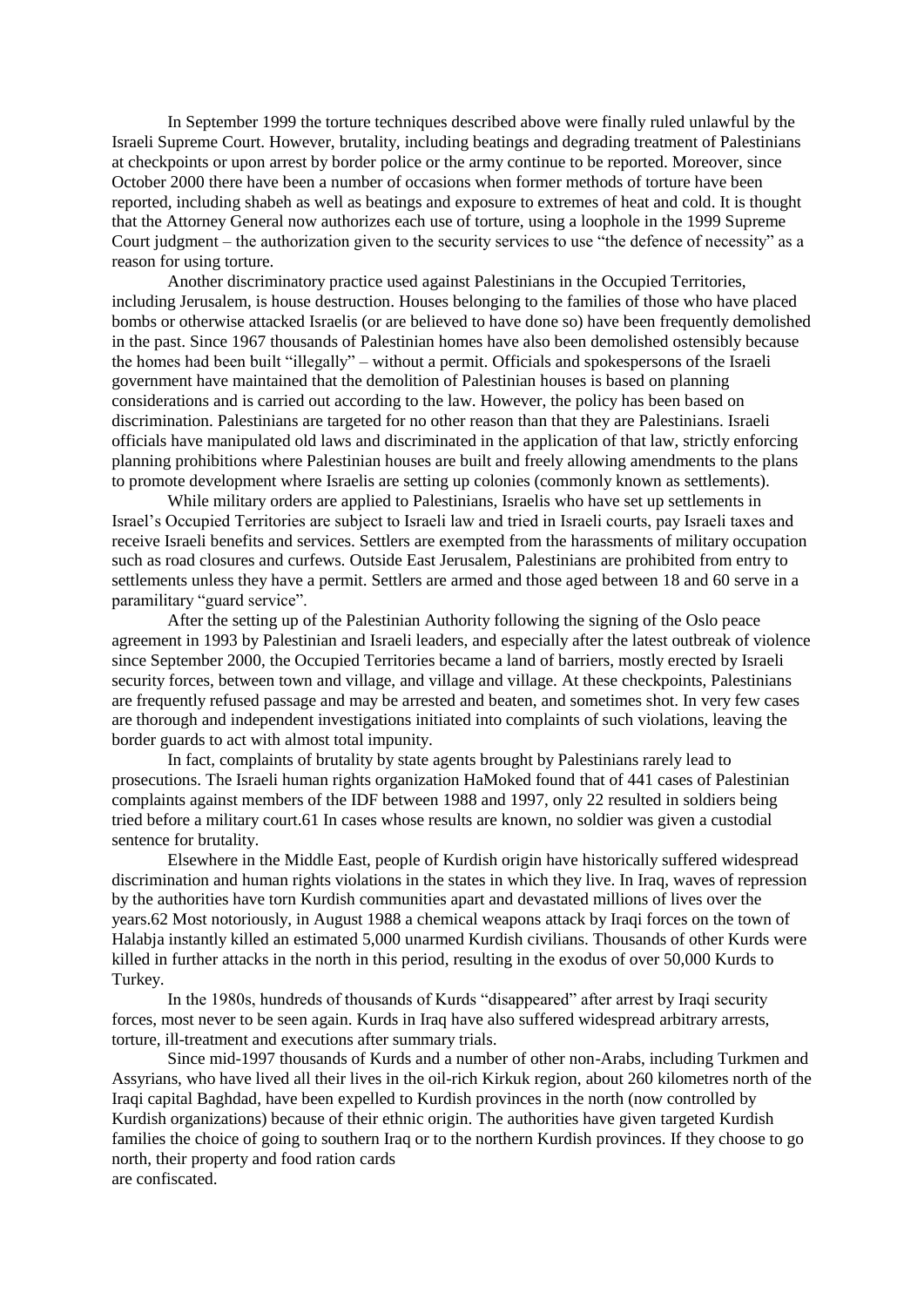In September 1999 the torture techniques described above were finally ruled unlawful by the Israeli Supreme Court. However, brutality, including beatings and degrading treatment of Palestinians at checkpoints or upon arrest by border police or the army continue to be reported. Moreover, since October 2000 there have been a number of occasions when former methods of torture have been reported, including shabeh as well as beatings and exposure to extremes of heat and cold. It is thought that the Attorney General now authorizes each use of torture, using a loophole in the 1999 Supreme Court judgment – the authorization given to the security services to use "the defence of necessity" as a reason for using torture.

Another discriminatory practice used against Palestinians in the Occupied Territories, including Jerusalem, is house destruction. Houses belonging to the families of those who have placed bombs or otherwise attacked Israelis (or are believed to have done so) have been frequently demolished in the past. Since 1967 thousands of Palestinian homes have also been demolished ostensibly because the homes had been built "illegally" – without a permit. Officials and spokespersons of the Israeli government have maintained that the demolition of Palestinian houses is based on planning considerations and is carried out according to the law. However, the policy has been based on discrimination. Palestinians are targeted for no other reason than that they are Palestinians. Israeli officials have manipulated old laws and discriminated in the application of that law, strictly enforcing planning prohibitions where Palestinian houses are built and freely allowing amendments to the plans to promote development where Israelis are setting up colonies (commonly known as settlements).

While military orders are applied to Palestinians, Israelis who have set up settlements in Israel's Occupied Territories are subject to Israeli law and tried in Israeli courts, pay Israeli taxes and receive Israeli benefits and services. Settlers are exempted from the harassments of military occupation such as road closures and curfews. Outside East Jerusalem, Palestinians are prohibited from entry to settlements unless they have a permit. Settlers are armed and those aged between 18 and 60 serve in a paramilitary "guard service".

After the setting up of the Palestinian Authority following the signing of the Oslo peace agreement in 1993 by Palestinian and Israeli leaders, and especially after the latest outbreak of violence since September 2000, the Occupied Territories became a land of barriers, mostly erected by Israeli security forces, between town and village, and village and village. At these checkpoints, Palestinians are frequently refused passage and may be arrested and beaten, and sometimes shot. In very few cases are thorough and independent investigations initiated into complaints of such violations, leaving the border guards to act with almost total impunity.

In fact, complaints of brutality by state agents brought by Palestinians rarely lead to prosecutions. The Israeli human rights organization HaMoked found that of 441 cases of Palestinian complaints against members of the IDF between 1988 and 1997, only 22 resulted in soldiers being tried before a military court.[61] In cases whose results are known, no soldier was given a custodial sentence for brutality.

Elsewhere in the Middle East, people of Kurdish origin have historically suffered widespread discrimination and human rights violations in the states in which they live. In Iraq, waves of repression by the authorities have torn Kurdish communities apart and devastated millions of lives over the years.[62] Most notoriously, in August 1988 a chemical weapons attack by Iraqi forces on the town of Halabja instantly killed an estimated 5,000 unarmed Kurdish civilians. Thousands of other Kurds were killed in further attacks in the north in this period, resulting in the exodus of over 50,000 Kurds to Turkey.

In the 1980s, hundreds of thousands of Kurds "disappeared" after arrest by Iraqi security forces, most never to be seen again. Kurds in Iraq have also suffered widespread arbitrary arrests, torture, ill-treatment and executions after summary trials.

Since mid-1997 thousands of Kurds and a number of other non-Arabs, including Turkmen and Assyrians, who have lived all their lives in the oil-rich Kirkuk region, about 260 kilometres north of the Iraqi capital Baghdad, have been expelled to Kurdish provinces in the north (now controlled by Kurdish organizations) because of their ethnic origin. The authorities have given targeted Kurdish families the choice of going to southern Iraq or to the northern Kurdish provinces. If they choose to go north, their property and food ration cards are confiscated.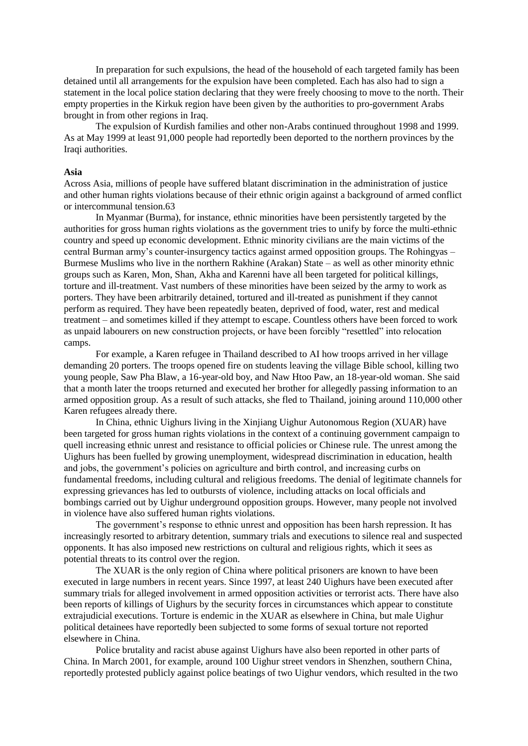In preparation for such expulsions, the head of the household of each targeted family has been detained until all arrangements for the expulsion have been completed. Each has also had to sign a statement in the local police station declaring that they were freely choosing to move to the north. Their empty properties in the Kirkuk region have been given by the authorities to pro-government Arabs brought in from other regions in Iraq.

The expulsion of Kurdish families and other non-Arabs continued throughout 1998 and 1999. As at May 1999 at least 91,000 people had reportedly been deported to the northern provinces by the Iraqi authorities.

**Asia**

Across Asia, millions of people have suffered blatant discrimination in the administration of justice and other human rights violations because of their ethnic origin against a background of armed conflict or intercommunal tension.63

In Myanmar (Burma), for instance, ethnic minorities have been persistently targeted by the authorities for gross human rights violations as the government tries to unify by force the multi-ethnic country and speed up economic development. Ethnic minority civilians are the main victims of the central Burman army's counter-insurgency tactics against armed opposition groups. The Rohingyas – Burmese Muslims who live in the northern Rakhine (Arakan) State – as well as other minority ethnic groups such as Karen, Mon, Shan, Akha and Karenni have all been targeted for political killings, torture and ill-treatment. Vast numbers of these minorities have been seized by the army to work as porters. They have been arbitrarily detained, tortured and ill-treated as punishment if they cannot perform as required. They have been repeatedly beaten, deprived of food, water, rest and medical treatment – and sometimes killed if they attempt to escape. Countless others have been forced to work as unpaid labourers on new construction projects, or have been forcibly "resettled" into relocation camps.

For example, a Karen refugee in Thailand described to AI how troops arrived in her village demanding 20 porters. The troops opened fire on students leaving the village Bible school, killing two young people, Saw Pha Blaw, a 16-year-old boy, and Naw Htoo Paw, an 18-year-old woman. She said that a month later the troops returned and executed her brother for allegedly passing information to an armed opposition group. As a result of such attacks, she fled to Thailand, joining around 110,000 other Karen refugees already there.

In China, ethnic Uighurs living in the Xinjiang Uighur Autonomous Region (XUAR) have been targeted for gross human rights violations in the context of a continuing government campaign to quell increasing ethnic unrest and resistance to official policies or Chinese rule. The unrest among the Uighurs has been fuelled by growing unemployment, widespread discrimination in education, health and jobs, the government's policies on agriculture and birth control, and increasing curbs on fundamental freedoms, including cultural and religious freedoms. The denial of legitimate channels for expressing grievances has led to outbursts of violence, including attacks on local officials and bombings carried out by Uighur underground opposition groups. However, many people not involved in violence have also suffered human rights violations.

The government's response to ethnic unrest and opposition has been harsh repression. It has increasingly resorted to arbitrary detention, summary trials and executions to silence real and suspected opponents. It has also imposed new restrictions on cultural and religious rights, which it sees as potential threats to its control over the region.

The XUAR is the only region of China where political prisoners are known to have been executed in large numbers in recent years. Since 1997, at least 240 Uighurs have been executed after summary trials for alleged involvement in armed opposition activities or terrorist acts. There have also been reports of killings of Uighurs by the security forces in circumstances which appear to constitute extrajudicial executions. Torture is endemic in the XUAR as elsewhere in China, but male Uighur political detainees have reportedly been subjected to some forms of sexual torture not reported elsewhere in China.

Police brutality and racist abuse against Uighurs have also been reported in other parts of China. In March 2001, for example, around 100 Uighur street vendors in Shenzhen, southern China, reportedly protested publicly against police beatings of two Uighur vendors, which resulted in the two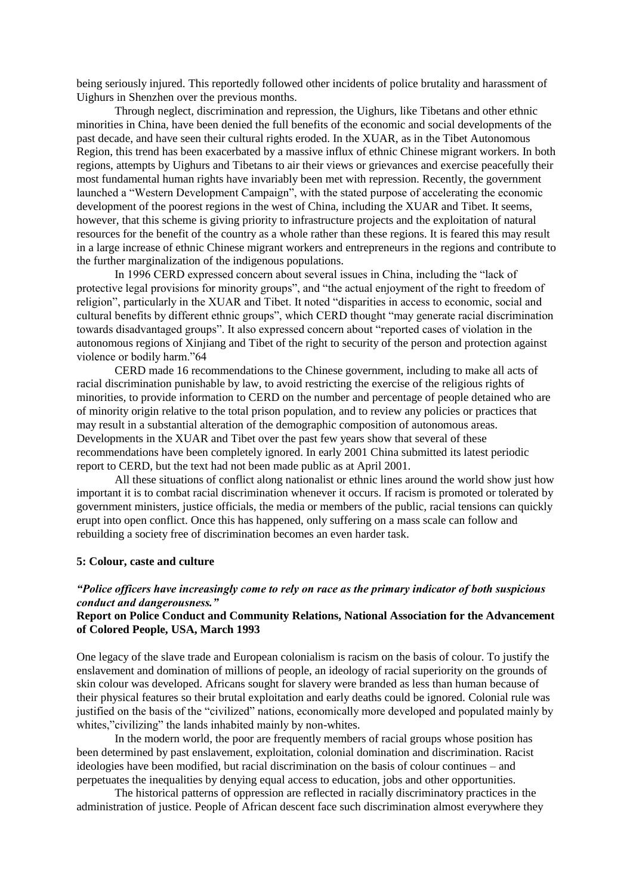being seriously injured. This reportedly followed other incidents of police brutality and harassment of Uighurs in Shenzhen over the previous months.

Through neglect, discrimination and repression, the Uighurs, like Tibetans and other ethnic minorities in China, have been denied the full benefits of the economic and social developments of the past decade, and have seen their cultural rights eroded. In the XUAR, as in the Tibet Autonomous Region, this trend has been exacerbated by a massive influx of ethnic Chinese migrant workers. In both regions, attempts by Uighurs and Tibetans to air their views or grievances and exercise peacefully their most fundamental human rights have invariably been met with repression. Recently, the government launched a "Western Development Campaign", with the stated purpose of accelerating the economic development of the poorest regions in the west of China, including the XUAR and Tibet. It seems, however, that this scheme is giving priority to infrastructure projects and the exploitation of natural resources for the benefit of the country as a whole rather than these regions. It is feared this may result in a large increase of ethnic Chinese migrant workers and entrepreneurs in the regions and contribute to the further marginalization of the indigenous populations.

In 1996 CERD expressed concern about several issues in China, including the "lack of protective legal provisions for minority groups", and "the actual enjoyment of the right to freedom of religion", particularly in the XUAR and Tibet. It noted "disparities in access to economic, social and cultural benefits by different ethnic groups", which CERD thought "may generate racial discrimination towards disadvantaged groups". It also expressed concern about "reported cases of violation in the autonomous regions of Xinjiang and Tibet of the right to security of the person and protection against violence or bodily harm."64

CERD made 16 recommendations to the Chinese government, including to make all acts of racial discrimination punishable by law, to avoid restricting the exercise of the religious rights of minorities, to provide information to CERD on the number and percentage of people detained who are of minority origin relative to the total prison population, and to review any policies or practices that may result in a substantial alteration of the demographic composition of autonomous areas. Developments in the XUAR and Tibet over the past few years show that several of these recommendations have been completely ignored. In early 2001 China submitted its latest periodic report to CERD, but the text had not been made public as at April 2001.

All these situations of conflict along nationalist or ethnic lines around the world show just how important it is to combat racial discrimination whenever it occurs. If racism is promoted or tolerated by government ministers, justice officials, the media or members of the public, racial tensions can quickly erupt into open conflict. Once this has happened, only suffering on a mass scale can follow and rebuilding a society free of discrimination becomes an even harder task.

## 5: Colour, caste and culture

***"Police officers have increasingly come to rely on race as the primary indicator of both suspicious conduct and dangerousness."***
**Report on Police Conduct and Community Relations, National Association for the Advancement of Colored People, USA, March 1993**

One legacy of the slave trade and European colonialism is racism on the basis of colour. To justify the enslavement and domination of millions of people, an ideology of racial superiority on the grounds of skin colour was developed. Africans sought for slavery were branded as less than human because of their physical features so their brutal exploitation and early deaths could be ignored. Colonial rule was justified on the basis of the "civilized" nations, economically more developed and populated mainly by whites,"civilizing" the lands inhabited mainly by non-whites.

In the modern world, the poor are frequently members of racial groups whose position has been determined by past enslavement, exploitation, colonial domination and discrimination. Racist ideologies have been modified, but racial discrimination on the basis of colour continues – and perpetuates the inequalities by denying equal access to education, jobs and other opportunities.

The historical patterns of oppression are reflected in racially discriminatory practices in the administration of justice. People of African descent face such discrimination almost everywhere they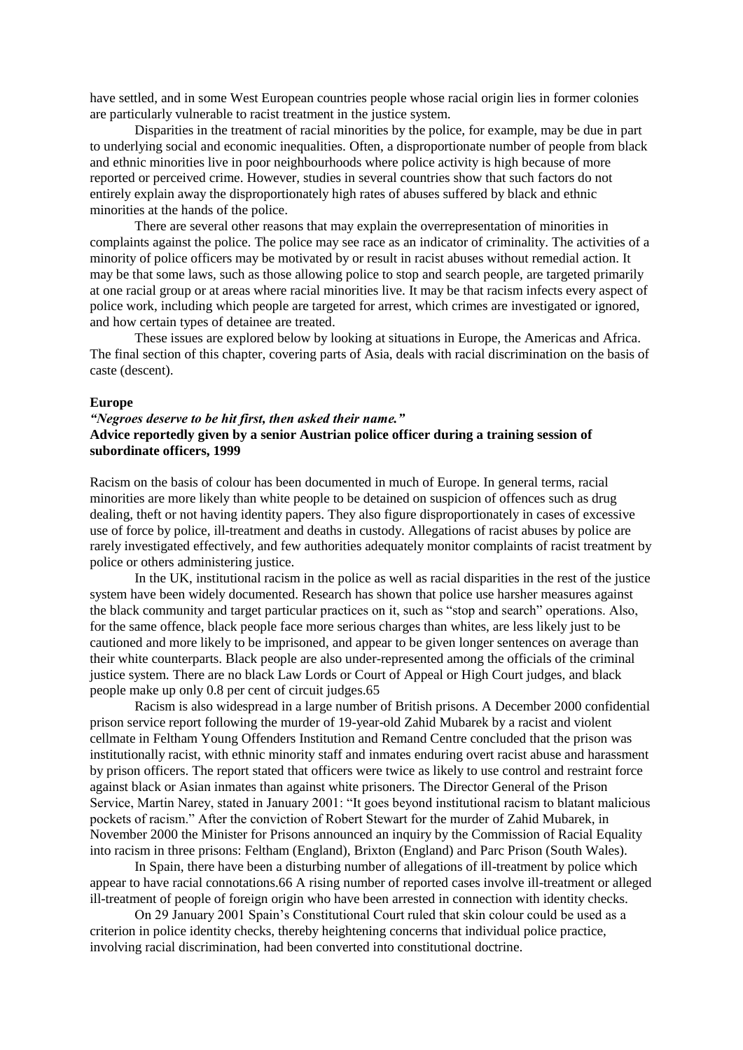have settled, and in some West European countries people whose racial origin lies in former colonies are particularly vulnerable to racist treatment in the justice system.

Disparities in the treatment of racial minorities by the police, for example, may be due in part to underlying social and economic inequalities. Often, a disproportionate number of people from black and ethnic minorities live in poor neighbourhoods where police activity is high because of more reported or perceived crime. However, studies in several countries show that such factors do not entirely explain away the disproportionately high rates of abuses suffered by black and ethnic minorities at the hands of the police.

There are several other reasons that may explain the overrepresentation of minorities in complaints against the police. The police may see race as an indicator of criminality. The activities of a minority of police officers may be motivated by or result in racist abuses without remedial action. It may be that some laws, such as those allowing police to stop and search people, are targeted primarily at one racial group or at areas where racial minorities live. It may be that racism infects every aspect of police work, including which people are targeted for arrest, which crimes are investigated or ignored, and how certain types of detainee are treated.

These issues are explored below by looking at situations in Europe, the Americas and Africa. The final section of this chapter, covering parts of Asia, deals with racial discrimination on the basis of caste (descent).

## Europe

***"Negroes deserve to be hit first, then asked their name."***
**Advice reportedly given by a senior Austrian police officer during a training session of subordinate officers, 1999**

Racism on the basis of colour has been documented in much of Europe. In general terms, racial minorities are more likely than white people to be detained on suspicion of offences such as drug dealing, theft or not having identity papers. They also figure disproportionately in cases of excessive use of force by police, ill-treatment and deaths in custody. Allegations of racist abuses by police are rarely investigated effectively, and few authorities adequately monitor complaints of racist treatment by police or others administering justice.

In the UK, institutional racism in the police as well as racial disparities in the rest of the justice system have been widely documented. Research has shown that police use harsher measures against the black community and target particular practices on it, such as "stop and search" operations. Also, for the same offence, black people face more serious charges than whites, are less likely just to be cautioned and more likely to be imprisoned, and appear to be given longer sentences on average than their white counterparts. Black people are also under-represented among the officials of the criminal justice system. There are no black Law Lords or Court of Appeal or High Court judges, and black people make up only 0.8 per cent of circuit judges.65

Racism is also widespread in a large number of British prisons. A December 2000 confidential prison service report following the murder of 19-year-old Zahid Mubarek by a racist and violent cellmate in Feltham Young Offenders Institution and Remand Centre concluded that the prison was institutionally racist, with ethnic minority staff and inmates enduring overt racist abuse and harassment by prison officers. The report stated that officers were twice as likely to use control and restraint force against black or Asian inmates than against white prisoners. The Director General of the Prison Service, Martin Narey, stated in January 2001: "It goes beyond institutional racism to blatant malicious pockets of racism." After the conviction of Robert Stewart for the murder of Zahid Mubarek, in November 2000 the Minister for Prisons announced an inquiry by the Commission of Racial Equality into racism in three prisons: Feltham (England), Brixton (England) and Parc Prison (South Wales).

In Spain, there have been a disturbing number of allegations of ill-treatment by police which appear to have racial connotations.66 A rising number of reported cases involve ill-treatment or alleged ill-treatment of people of foreign origin who have been arrested in connection with identity checks.

On 29 January 2001 Spain's Constitutional Court ruled that skin colour could be used as a criterion in police identity checks, thereby heightening concerns that individual police practice, involving racial discrimination, had been converted into constitutional doctrine.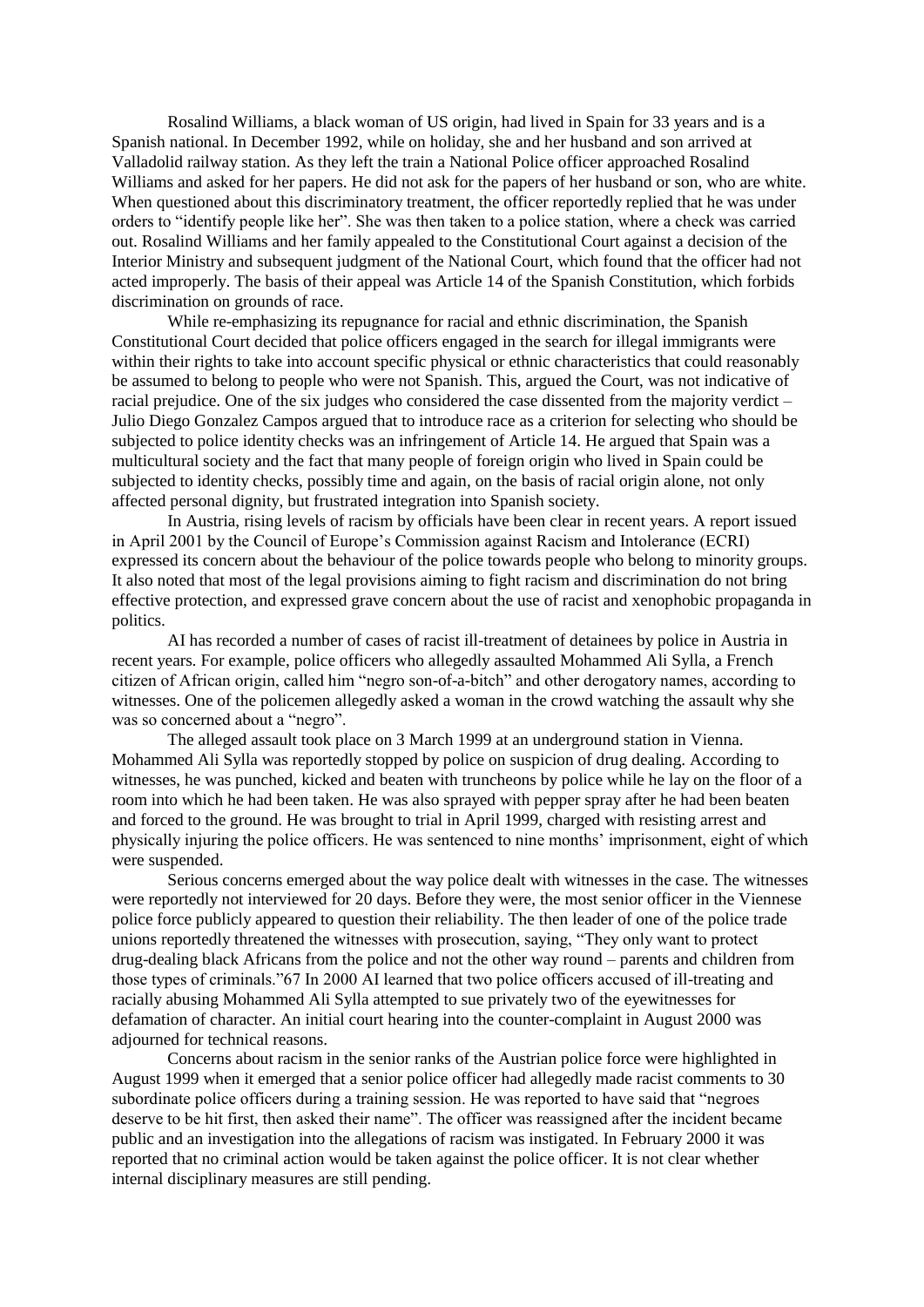Rosalind Williams, a black woman of US origin, had lived in Spain for 33 years and is a Spanish national. In December 1992, while on holiday, she and her husband and son arrived at Valladolid railway station. As they left the train a National Police officer approached Rosalind Williams and asked for her papers. He did not ask for the papers of her husband or son, who are white. When questioned about this discriminatory treatment, the officer reportedly replied that he was under orders to "identify people like her". She was then taken to a police station, where a check was carried out. Rosalind Williams and her family appealed to the Constitutional Court against a decision of the Interior Ministry and subsequent judgment of the National Court, which found that the officer had not acted improperly. The basis of their appeal was Article 14 of the Spanish Constitution, which forbids discrimination on grounds of race.

While re-emphasizing its repugnance for racial and ethnic discrimination, the Spanish Constitutional Court decided that police officers engaged in the search for illegal immigrants were within their rights to take into account specific physical or ethnic characteristics that could reasonably be assumed to belong to people who were not Spanish. This, argued the Court, was not indicative of racial prejudice. One of the six judges who considered the case dissented from the majority verdict – Julio Diego Gonzalez Campos argued that to introduce race as a criterion for selecting who should be subjected to police identity checks was an infringement of Article 14. He argued that Spain was a multicultural society and the fact that many people of foreign origin who lived in Spain could be subjected to identity checks, possibly time and again, on the basis of racial origin alone, not only affected personal dignity, but frustrated integration into Spanish society.

In Austria, rising levels of racism by officials have been clear in recent years. A report issued in April 2001 by the Council of Europe's Commission against Racism and Intolerance (ECRI) expressed its concern about the behaviour of the police towards people who belong to minority groups. It also noted that most of the legal provisions aiming to fight racism and discrimination do not bring effective protection, and expressed grave concern about the use of racist and xenophobic propaganda in politics.

AI has recorded a number of cases of racist ill-treatment of detainees by police in Austria in recent years. For example, police officers who allegedly assaulted Mohammed Ali Sylla, a French citizen of African origin, called him "negro son-of-a-bitch" and other derogatory names, according to witnesses. One of the policemen allegedly asked a woman in the crowd watching the assault why she was so concerned about a "negro".

The alleged assault took place on 3 March 1999 at an underground station in Vienna. Mohammed Ali Sylla was reportedly stopped by police on suspicion of drug dealing. According to witnesses, he was punched, kicked and beaten with truncheons by police while he lay on the floor of a room into which he had been taken. He was also sprayed with pepper spray after he had been beaten and forced to the ground. He was brought to trial in April 1999, charged with resisting arrest and physically injuring the police officers. He was sentenced to nine months' imprisonment, eight of which were suspended.

Serious concerns emerged about the way police dealt with witnesses in the case. The witnesses were reportedly not interviewed for 20 days. Before they were, the most senior officer in the Viennese police force publicly appeared to question their reliability. The then leader of one of the police trade unions reportedly threatened the witnesses with prosecution, saying, "They only want to protect drug-dealing black Africans from the police and not the other way round – parents and children from those types of criminals."[67] In 2000 AI learned that two police officers accused of ill-treating and racially abusing Mohammed Ali Sylla attempted to sue privately two of the eyewitnesses for defamation of character. An initial court hearing into the counter-complaint in August 2000 was adjourned for technical reasons.

Concerns about racism in the senior ranks of the Austrian police force were highlighted in August 1999 when it emerged that a senior police officer had allegedly made racist comments to 30 subordinate police officers during a training session. He was reported to have said that "negroes deserve to be hit first, then asked their name". The officer was reassigned after the incident became public and an investigation into the allegations of racism was instigated. In February 2000 it was reported that no criminal action would be taken against the police officer. It is not clear whether internal disciplinary measures are still pending.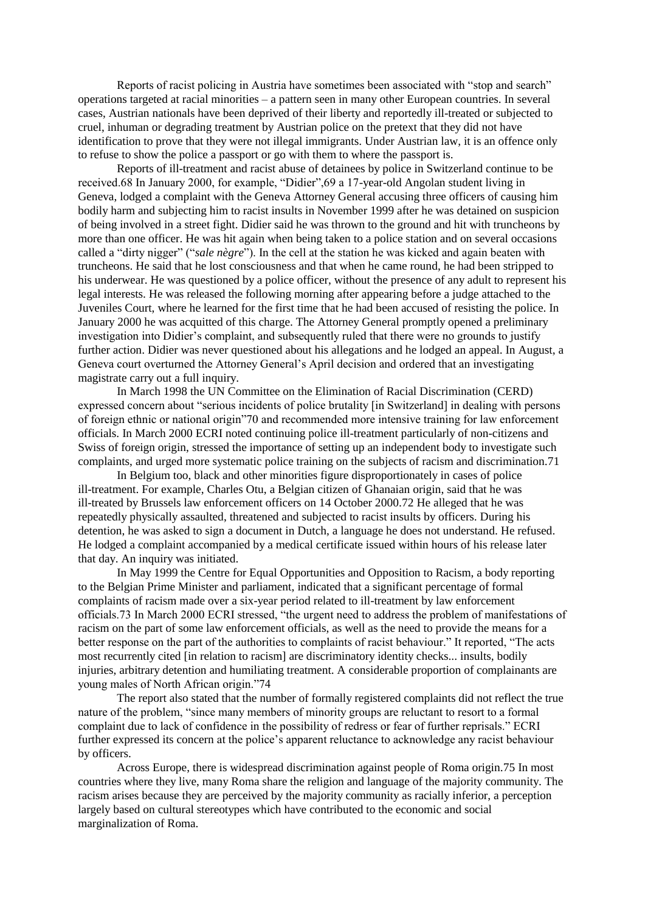Reports of racist policing in Austria have sometimes been associated with "stop and search" operations targeted at racial minorities – a pattern seen in many other European countries. In several cases, Austrian nationals have been deprived of their liberty and reportedly ill-treated or subjected to cruel, inhuman or degrading treatment by Austrian police on the pretext that they did not have identification to prove that they were not illegal immigrants. Under Austrian law, it is an offence only to refuse to show the police a passport or go with them to where the passport is.

Reports of ill-treatment and racist abuse of detainees by police in Switzerland continue to be received.68 In January 2000, for example, "Didier",69 a 17-year-old Angolan student living in Geneva, lodged a complaint with the Geneva Attorney General accusing three officers of causing him bodily harm and subjecting him to racist insults in November 1999 after he was detained on suspicion of being involved in a street fight. Didier said he was thrown to the ground and hit with truncheons by more than one officer. He was hit again when being taken to a police station and on several occasions called a "dirty nigger" ("*sale nègre*"). In the cell at the station he was kicked and again beaten with truncheons. He said that he lost consciousness and that when he came round, he had been stripped to his underwear. He was questioned by a police officer, without the presence of any adult to represent his legal interests. He was released the following morning after appearing before a judge attached to the Juveniles Court, where he learned for the first time that he had been accused of resisting the police. In January 2000 he was acquitted of this charge. The Attorney General promptly opened a preliminary investigation into Didier's complaint, and subsequently ruled that there were no grounds to justify further action. Didier was never questioned about his allegations and he lodged an appeal. In August, a Geneva court overturned the Attorney General's April decision and ordered that an investigating magistrate carry out a full inquiry.

In March 1998 the UN Committee on the Elimination of Racial Discrimination (CERD) expressed concern about "serious incidents of police brutality [in Switzerland] in dealing with persons of foreign ethnic or national origin"70 and recommended more intensive training for law enforcement officials. In March 2000 ECRI noted continuing police ill-treatment particularly of non-citizens and Swiss of foreign origin, stressed the importance of setting up an independent body to investigate such complaints, and urged more systematic police training on the subjects of racism and discrimination.71

In Belgium too, black and other minorities figure disproportionately in cases of police ill-treatment. For example, Charles Otu, a Belgian citizen of Ghanaian origin, said that he was ill-treated by Brussels law enforcement officers on 14 October 2000.72 He alleged that he was repeatedly physically assaulted, threatened and subjected to racist insults by officers. During his detention, he was asked to sign a document in Dutch, a language he does not understand. He refused. He lodged a complaint accompanied by a medical certificate issued within hours of his release later that day. An inquiry was initiated.

In May 1999 the Centre for Equal Opportunities and Opposition to Racism, a body reporting to the Belgian Prime Minister and parliament, indicated that a significant percentage of formal complaints of racism made over a six-year period related to ill-treatment by law enforcement officials.73 In March 2000 ECRI stressed, "the urgent need to address the problem of manifestations of racism on the part of some law enforcement officials, as well as the need to provide the means for a better response on the part of the authorities to complaints of racist behaviour." It reported, "The acts most recurrently cited [in relation to racism] are discriminatory identity checks... insults, bodily injuries, arbitrary detention and humiliating treatment. A considerable proportion of complainants are young males of North African origin."74

The report also stated that the number of formally registered complaints did not reflect the true nature of the problem, "since many members of minority groups are reluctant to resort to a formal complaint due to lack of confidence in the possibility of redress or fear of further reprisals." ECRI further expressed its concern at the police's apparent reluctance to acknowledge any racist behaviour by officers.

Across Europe, there is widespread discrimination against people of Roma origin.75 In most countries where they live, many Roma share the religion and language of the majority community. The racism arises because they are perceived by the majority community as racially inferior, a perception largely based on cultural stereotypes which have contributed to the economic and social marginalization of Roma.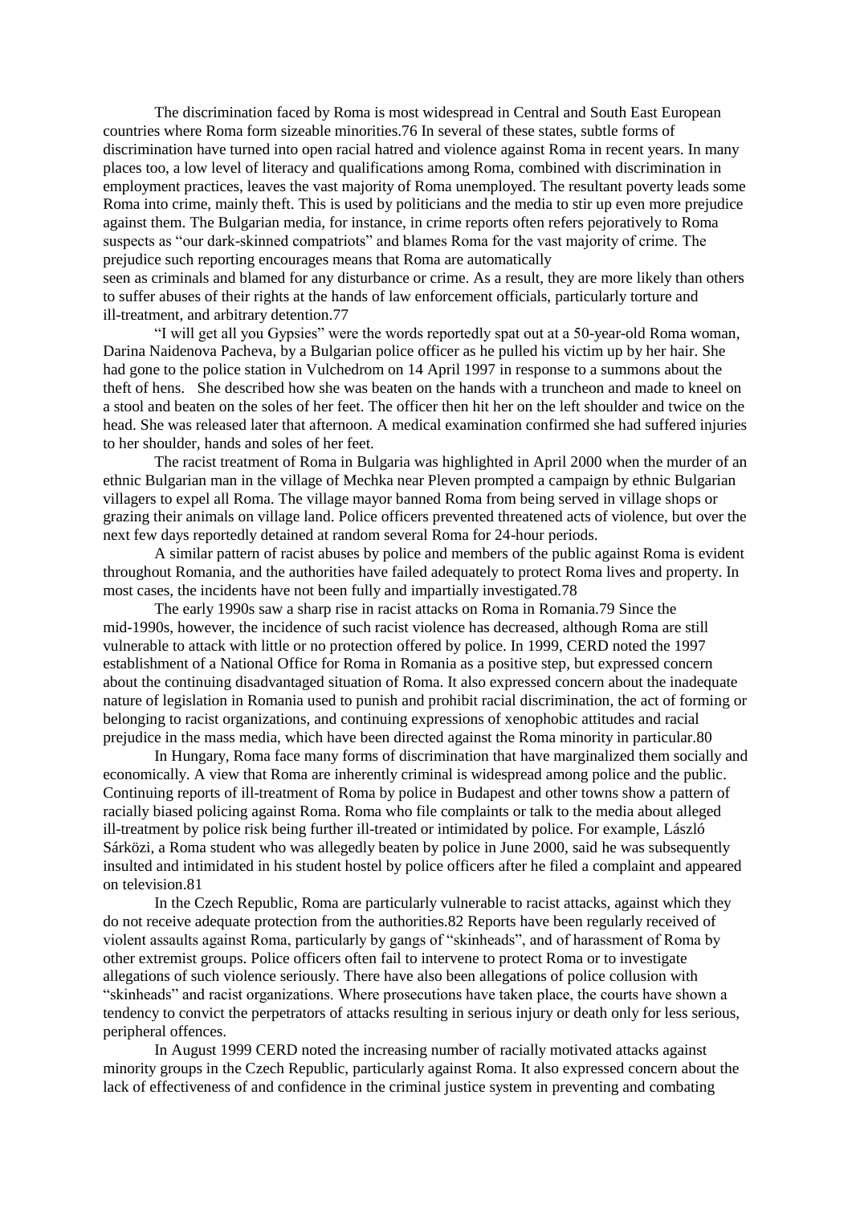The discrimination faced by Roma is most widespread in Central and South East European countries where Roma form sizeable minorities.[76] In several of these states, subtle forms of discrimination have turned into open racial hatred and violence against Roma in recent years. In many places too, a low level of literacy and qualifications among Roma, combined with discrimination in employment practices, leaves the vast majority of Roma unemployed. The resultant poverty leads some Roma into crime, mainly theft. This is used by politicians and the media to stir up even more prejudice against them. The Bulgarian media, for instance, in crime reports often refers pejoratively to Roma suspects as "our dark-skinned compatriots" and blames Roma for the vast majority of crime. The prejudice such reporting encourages means that Roma are automatically seen as criminals and blamed for any disturbance or crime. As a result, they are more likely than others to suffer abuses of their rights at the hands of law enforcement officials, particularly torture and ill-treatment, and arbitrary detention.[77]

"I will get all you Gypsies" were the words reportedly spat out at a 50-year-old Roma woman, Darina Naidenova Pacheva, by a Bulgarian police officer as he pulled his victim up by her hair. She had gone to the police station in Vulchedrom on 14 April 1997 in response to a summons about the theft of hens. She described how she was beaten on the hands with a truncheon and made to kneel on a stool and beaten on the soles of her feet. The officer then hit her on the left shoulder and twice on the head. She was released later that afternoon. A medical examination confirmed she had suffered injuries to her shoulder, hands and soles of her feet.

The racist treatment of Roma in Bulgaria was highlighted in April 2000 when the murder of an ethnic Bulgarian man in the village of Mechka near Pleven prompted a campaign by ethnic Bulgarian villagers to expel all Roma. The village mayor banned Roma from being served in village shops or grazing their animals on village land. Police officers prevented threatened acts of violence, but over the next few days reportedly detained at random several Roma for 24-hour periods.

A similar pattern of racist abuses by police and members of the public against Roma is evident throughout Romania, and the authorities have failed adequately to protect Roma lives and property. In most cases, the incidents have not been fully and impartially investigated.[78]

The early 1990s saw a sharp rise in racist attacks on Roma in Romania.[79] Since the mid-1990s, however, the incidence of such racist violence has decreased, although Roma are still vulnerable to attack with little or no protection offered by police. In 1999, CERD noted the 1997 establishment of a National Office for Roma in Romania as a positive step, but expressed concern about the continuing disadvantaged situation of Roma. It also expressed concern about the inadequate nature of legislation in Romania used to punish and prohibit racial discrimination, the act of forming or belonging to racist organizations, and continuing expressions of xenophobic attitudes and racial prejudice in the mass media, which have been directed against the Roma minority in particular.[80]

In Hungary, Roma face many forms of discrimination that have marginalized them socially and economically. A view that Roma are inherently criminal is widespread among police and the public. Continuing reports of ill-treatment of Roma by police in Budapest and other towns show a pattern of racially biased policing against Roma. Roma who file complaints or talk to the media about alleged ill-treatment by police risk being further ill-treated or intimidated by police. For example, László Sárközi, a Roma student who was allegedly beaten by police in June 2000, said he was subsequently insulted and intimidated in his student hostel by police officers after he filed a complaint and appeared on television.[81]

In the Czech Republic, Roma are particularly vulnerable to racist attacks, against which they do not receive adequate protection from the authorities.[82] Reports have been regularly received of violent assaults against Roma, particularly by gangs of "skinheads", and of harassment of Roma by other extremist groups. Police officers often fail to intervene to protect Roma or to investigate allegations of such violence seriously. There have also been allegations of police collusion with "skinheads" and racist organizations. Where prosecutions have taken place, the courts have shown a tendency to convict the perpetrators of attacks resulting in serious injury or death only for less serious, peripheral offences.

In August 1999 CERD noted the increasing number of racially motivated attacks against minority groups in the Czech Republic, particularly against Roma. It also expressed concern about the lack of effectiveness of and confidence in the criminal justice system in preventing and combating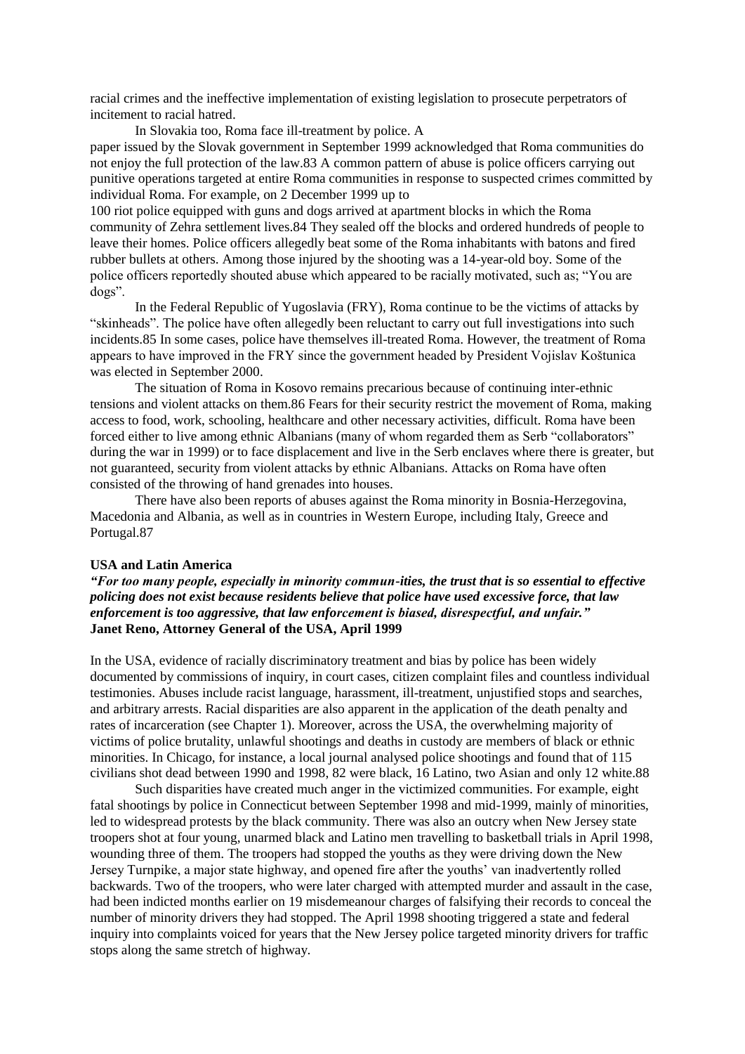racial crimes and the ineffective implementation of existing legislation to prosecute perpetrators of incitement to racial hatred.

In Slovakia too, Roma face ill-treatment by police. A paper issued by the Slovak government in September 1999 acknowledged that Roma communities do not enjoy the full protection of the law.83 A common pattern of abuse is police officers carrying out punitive operations targeted at entire Roma communities in response to suspected crimes committed by individual Roma. For example, on 2 December 1999 up to 100 riot police equipped with guns and dogs arrived at apartment blocks in which the Roma community of Zehra settlement lives.84 They sealed off the blocks and ordered hundreds of people to leave their homes. Police officers allegedly beat some of the Roma inhabitants with batons and fired rubber bullets at others. Among those injured by the shooting was a 14-year-old boy. Some of the police officers reportedly shouted abuse which appeared to be racially motivated, such as; "You are dogs".

In the Federal Republic of Yugoslavia (FRY), Roma continue to be the victims of attacks by "skinheads". The police have often allegedly been reluctant to carry out full investigations into such incidents.85 In some cases, police have themselves ill-treated Roma. However, the treatment of Roma appears to have improved in the FRY since the government headed by President Vojislav Koštunica was elected in September 2000.

The situation of Roma in Kosovo remains precarious because of continuing inter-ethnic tensions and violent attacks on them.86 Fears for their security restrict the movement of Roma, making access to food, work, schooling, healthcare and other necessary activities, difficult. Roma have been forced either to live among ethnic Albanians (many of whom regarded them as Serb "collaborators" during the war in 1999) or to face displacement and live in the Serb enclaves where there is greater, but not guaranteed, security from violent attacks by ethnic Albanians. Attacks on Roma have often consisted of the throwing of hand grenades into houses.

There have also been reports of abuses against the Roma minority in Bosnia-Herzegovina, Macedonia and Albania, as well as in countries in Western Europe, including Italy, Greece and Portugal.87

**USA and Latin America**

***"For too many people, especially in minority commun-ities, the trust that is so essential to effective policing does not exist because residents believe that police have used excessive force, that law enforcement is too aggressive, that law enforcement is biased, disrespectful, and unfair."***
**Janet Reno, Attorney General of the USA, April 1999**

In the USA, evidence of racially discriminatory treatment and bias by police has been widely documented by commissions of inquiry, in court cases, citizen complaint files and countless individual testimonies. Abuses include racist language, harassment, ill-treatment, unjustified stops and searches, and arbitrary arrests. Racial disparities are also apparent in the application of the death penalty and rates of incarceration (see Chapter 1). Moreover, across the USA, the overwhelming majority of victims of police brutality, unlawful shootings and deaths in custody are members of black or ethnic minorities. In Chicago, for instance, a local journal analysed police shootings and found that of 115 civilians shot dead between 1990 and 1998, 82 were black, 16 Latino, two Asian and only 12 white.88

Such disparities have created much anger in the victimized communities. For example, eight fatal shootings by police in Connecticut between September 1998 and mid-1999, mainly of minorities, led to widespread protests by the black community. There was also an outcry when New Jersey state troopers shot at four young, unarmed black and Latino men travelling to basketball trials in April 1998, wounding three of them. The troopers had stopped the youths as they were driving down the New Jersey Turnpike, a major state highway, and opened fire after the youths' van inadvertently rolled backwards. Two of the troopers, who were later charged with attempted murder and assault in the case, had been indicted months earlier on 19 misdemeanour charges of falsifying their records to conceal the number of minority drivers they had stopped. The April 1998 shooting triggered a state and federal inquiry into complaints voiced for years that the New Jersey police targeted minority drivers for traffic stops along the same stretch of highway.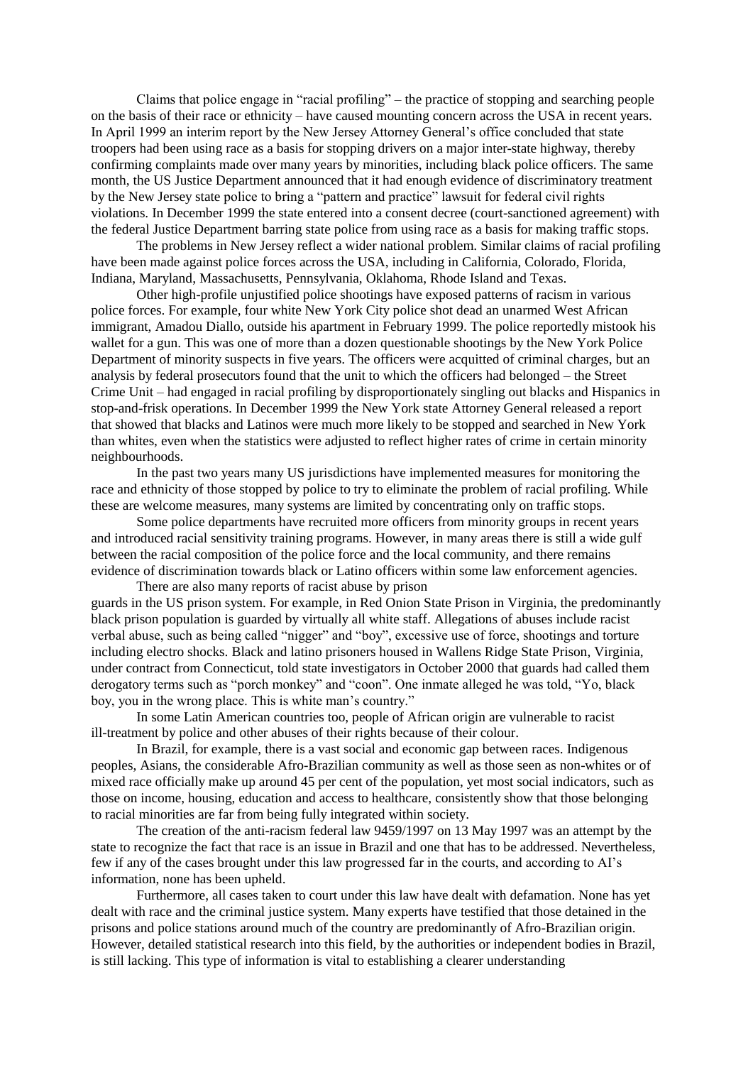Claims that police engage in "racial profiling" – the practice of stopping and searching people on the basis of their race or ethnicity – have caused mounting concern across the USA in recent years. In April 1999 an interim report by the New Jersey Attorney General's office concluded that state troopers had been using race as a basis for stopping drivers on a major inter-state highway, thereby confirming complaints made over many years by minorities, including black police officers. The same month, the US Justice Department announced that it had enough evidence of discriminatory treatment by the New Jersey state police to bring a "pattern and practice" lawsuit for federal civil rights violations. In December 1999 the state entered into a consent decree (court-sanctioned agreement) with the federal Justice Department barring state police from using race as a basis for making traffic stops.

The problems in New Jersey reflect a wider national problem. Similar claims of racial profiling have been made against police forces across the USA, including in California, Colorado, Florida, Indiana, Maryland, Massachusetts, Pennsylvania, Oklahoma, Rhode Island and Texas.

Other high-profile unjustified police shootings have exposed patterns of racism in various police forces. For example, four white New York City police shot dead an unarmed West African immigrant, Amadou Diallo, outside his apartment in February 1999. The police reportedly mistook his wallet for a gun. This was one of more than a dozen questionable shootings by the New York Police Department of minority suspects in five years. The officers were acquitted of criminal charges, but an analysis by federal prosecutors found that the unit to which the officers had belonged – the Street Crime Unit – had engaged in racial profiling by disproportionately singling out blacks and Hispanics in stop-and-frisk operations. In December 1999 the New York state Attorney General released a report that showed that blacks and Latinos were much more likely to be stopped and searched in New York than whites, even when the statistics were adjusted to reflect higher rates of crime in certain minority neighbourhoods.

In the past two years many US jurisdictions have implemented measures for monitoring the race and ethnicity of those stopped by police to try to eliminate the problem of racial profiling. While these are welcome measures, many systems are limited by concentrating only on traffic stops.

Some police departments have recruited more officers from minority groups in recent years and introduced racial sensitivity training programs. However, in many areas there is still a wide gulf between the racial composition of the police force and the local community, and there remains evidence of discrimination towards black or Latino officers within some law enforcement agencies.

There are also many reports of racist abuse by prison guards in the US prison system. For example, in Red Onion State Prison in Virginia, the predominantly black prison population is guarded by virtually all white staff. Allegations of abuses include racist verbal abuse, such as being called "nigger" and "boy", excessive use of force, shootings and torture including electro shocks. Black and latino prisoners housed in Wallens Ridge State Prison, Virginia, under contract from Connecticut, told state investigators in October 2000 that guards had called them derogatory terms such as "porch monkey" and "coon". One inmate alleged he was told, "Yo, black boy, you in the wrong place. This is white man's country."

In some Latin American countries too, people of African origin are vulnerable to racist ill-treatment by police and other abuses of their rights because of their colour.

In Brazil, for example, there is a vast social and economic gap between races. Indigenous peoples, Asians, the considerable Afro-Brazilian community as well as those seen as non-whites or of mixed race officially make up around 45 per cent of the population, yet most social indicators, such as those on income, housing, education and access to healthcare, consistently show that those belonging to racial minorities are far from being fully integrated within society.

The creation of the anti-racism federal law 9459/1997 on 13 May 1997 was an attempt by the state to recognize the fact that race is an issue in Brazil and one that has to be addressed. Nevertheless, few if any of the cases brought under this law progressed far in the courts, and according to AI's information, none has been upheld.

Furthermore, all cases taken to court under this law have dealt with defamation. None has yet dealt with race and the criminal justice system. Many experts have testified that those detained in the prisons and police stations around much of the country are predominantly of Afro-Brazilian origin. However, detailed statistical research into this field, by the authorities or independent bodies in Brazil, is still lacking. This type of information is vital to establishing a clearer understanding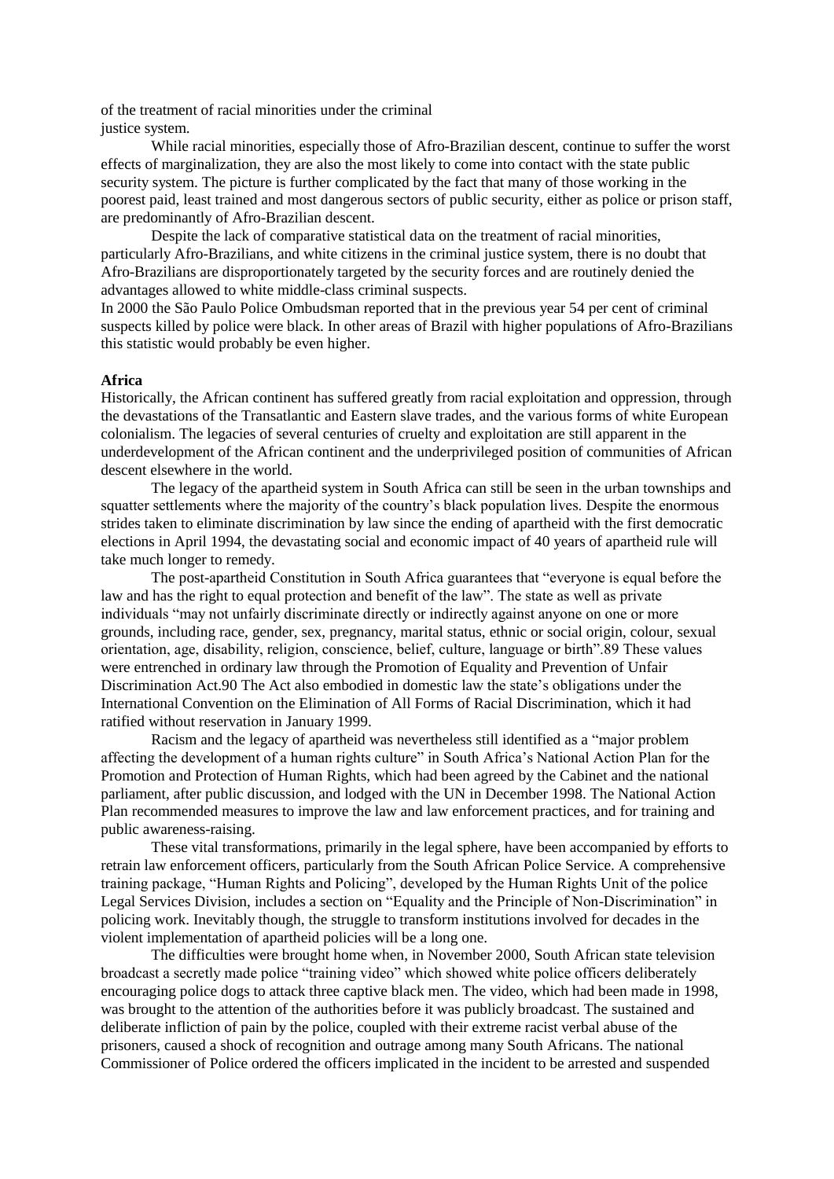of the treatment of racial minorities under the criminal justice system.

While racial minorities, especially those of Afro-Brazilian descent, continue to suffer the worst effects of marginalization, they are also the most likely to come into contact with the state public security system. The picture is further complicated by the fact that many of those working in the poorest paid, least trained and most dangerous sectors of public security, either as police or prison staff, are predominantly of Afro-Brazilian descent.

Despite the lack of comparative statistical data on the treatment of racial minorities, particularly Afro-Brazilians, and white citizens in the criminal justice system, there is no doubt that Afro-Brazilians are disproportionately targeted by the security forces and are routinely denied the advantages allowed to white middle-class criminal suspects.

In 2000 the São Paulo Police Ombudsman reported that in the previous year 54 per cent of criminal suspects killed by police were black. In other areas of Brazil with higher populations of Afro-Brazilians this statistic would probably be even higher.

**Africa**

Historically, the African continent has suffered greatly from racial exploitation and oppression, through the devastations of the Transatlantic and Eastern slave trades, and the various forms of white European colonialism. The legacies of several centuries of cruelty and exploitation are still apparent in the underdevelopment of the African continent and the underprivileged position of communities of African descent elsewhere in the world.

The legacy of the apartheid system in South Africa can still be seen in the urban townships and squatter settlements where the majority of the country's black population lives. Despite the enormous strides taken to eliminate discrimination by law since the ending of apartheid with the first democratic elections in April 1994, the devastating social and economic impact of 40 years of apartheid rule will take much longer to remedy.

The post-apartheid Constitution in South Africa guarantees that "everyone is equal before the law and has the right to equal protection and benefit of the law". The state as well as private individuals "may not unfairly discriminate directly or indirectly against anyone on one or more grounds, including race, gender, sex, pregnancy, marital status, ethnic or social origin, colour, sexual orientation, age, disability, religion, conscience, belief, culture, language or birth".[89] These values were entrenched in ordinary law through the Promotion of Equality and Prevention of Unfair Discrimination Act.[90] The Act also embodied in domestic law the state's obligations under the International Convention on the Elimination of All Forms of Racial Discrimination, which it had ratified without reservation in January 1999.

Racism and the legacy of apartheid was nevertheless still identified as a "major problem affecting the development of a human rights culture" in South Africa's National Action Plan for the Promotion and Protection of Human Rights, which had been agreed by the Cabinet and the national parliament, after public discussion, and lodged with the UN in December 1998. The National Action Plan recommended measures to improve the law and law enforcement practices, and for training and public awareness-raising.

These vital transformations, primarily in the legal sphere, have been accompanied by efforts to retrain law enforcement officers, particularly from the South African Police Service. A comprehensive training package, "Human Rights and Policing", developed by the Human Rights Unit of the police Legal Services Division, includes a section on "Equality and the Principle of Non-Discrimination" in policing work. Inevitably though, the struggle to transform institutions involved for decades in the violent implementation of apartheid policies will be a long one.

The difficulties were brought home when, in November 2000, South African state television broadcast a secretly made police "training video" which showed white police officers deliberately encouraging police dogs to attack three captive black men. The video, which had been made in 1998, was brought to the attention of the authorities before it was publicly broadcast. The sustained and deliberate infliction of pain by the police, coupled with their extreme racist verbal abuse of the prisoners, caused a shock of recognition and outrage among many South Africans. The national Commissioner of Police ordered the officers implicated in the incident to be arrested and suspended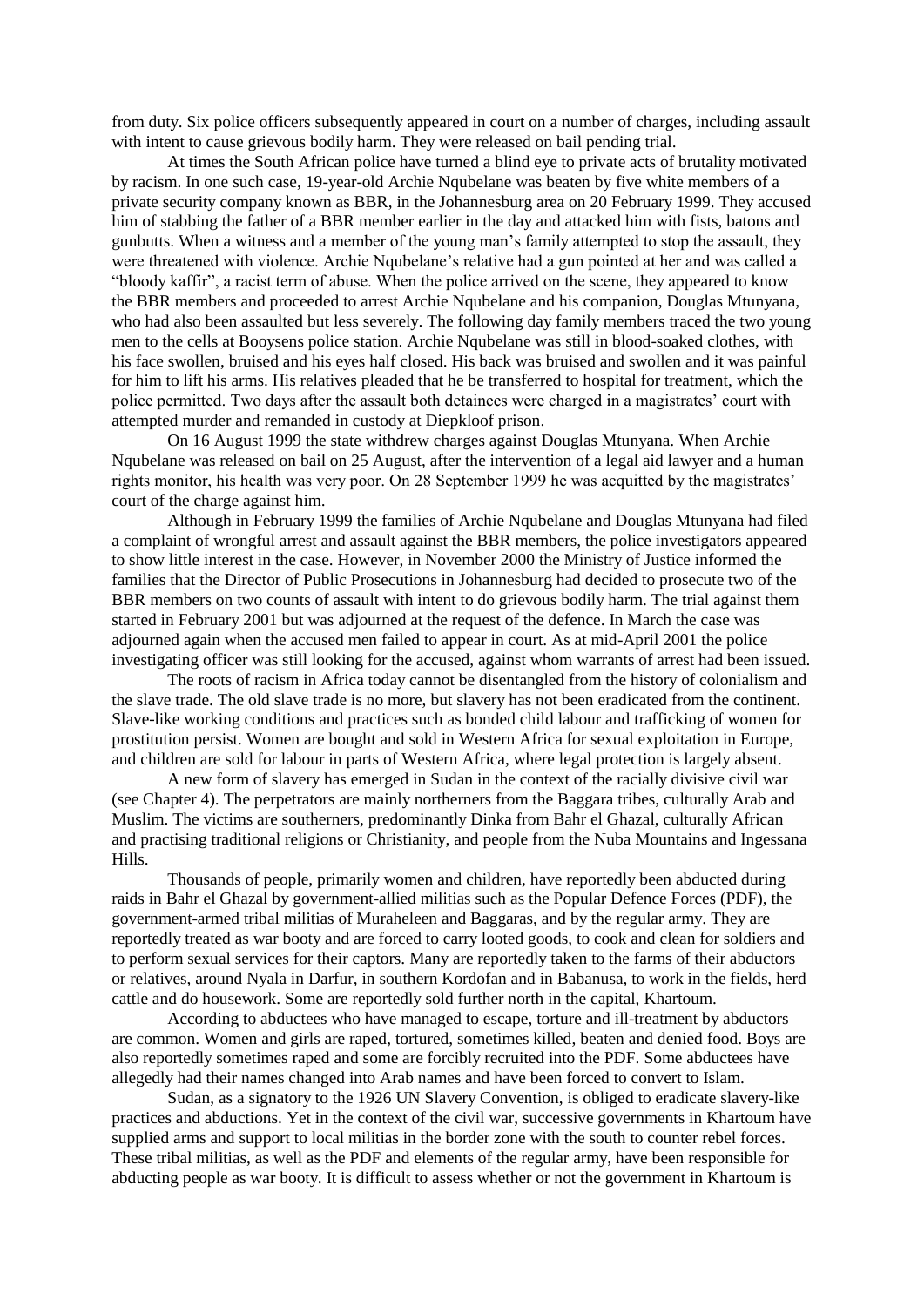from duty. Six police officers subsequently appeared in court on a number of charges, including assault with intent to cause grievous bodily harm. They were released on bail pending trial.

At times the South African police have turned a blind eye to private acts of brutality motivated by racism. In one such case, 19-year-old Archie Nqubelane was beaten by five white members of a private security company known as BBR, in the Johannesburg area on 20 February 1999. They accused him of stabbing the father of a BBR member earlier in the day and attacked him with fists, batons and gunbutts. When a witness and a member of the young man's family attempted to stop the assault, they were threatened with violence. Archie Nqubelane's relative had a gun pointed at her and was called a "bloody kaffir", a racist term of abuse. When the police arrived on the scene, they appeared to know the BBR members and proceeded to arrest Archie Nqubelane and his companion, Douglas Mtunyana, who had also been assaulted but less severely. The following day family members traced the two young men to the cells at Booysens police station. Archie Nqubelane was still in blood-soaked clothes, with his face swollen, bruised and his eyes half closed. His back was bruised and swollen and it was painful for him to lift his arms. His relatives pleaded that he be transferred to hospital for treatment, which the police permitted. Two days after the assault both detainees were charged in a magistrates' court with attempted murder and remanded in custody at Diepkloof prison.

On 16 August 1999 the state withdrew charges against Douglas Mtunyana. When Archie Nqubelane was released on bail on 25 August, after the intervention of a legal aid lawyer and a human rights monitor, his health was very poor. On 28 September 1999 he was acquitted by the magistrates' court of the charge against him.

Although in February 1999 the families of Archie Nqubelane and Douglas Mtunyana had filed a complaint of wrongful arrest and assault against the BBR members, the police investigators appeared to show little interest in the case. However, in November 2000 the Ministry of Justice informed the families that the Director of Public Prosecutions in Johannesburg had decided to prosecute two of the BBR members on two counts of assault with intent to do grievous bodily harm. The trial against them started in February 2001 but was adjourned at the request of the defence. In March the case was adjourned again when the accused men failed to appear in court. As at mid-April 2001 the police investigating officer was still looking for the accused, against whom warrants of arrest had been issued.

The roots of racism in Africa today cannot be disentangled from the history of colonialism and the slave trade. The old slave trade is no more, but slavery has not been eradicated from the continent. Slave-like working conditions and practices such as bonded child labour and trafficking of women for prostitution persist. Women are bought and sold in Western Africa for sexual exploitation in Europe, and children are sold for labour in parts of Western Africa, where legal protection is largely absent.

A new form of slavery has emerged in Sudan in the context of the racially divisive civil war (see Chapter 4). The perpetrators are mainly northerners from the Baggara tribes, culturally Arab and Muslim. The victims are southerners, predominantly Dinka from Bahr el Ghazal, culturally African and practising traditional religions or Christianity, and people from the Nuba Mountains and Ingessana Hills.

Thousands of people, primarily women and children, have reportedly been abducted during raids in Bahr el Ghazal by government-allied militias such as the Popular Defence Forces (PDF), the government-armed tribal militias of Muraheleen and Baggaras, and by the regular army. They are reportedly treated as war booty and are forced to carry looted goods, to cook and clean for soldiers and to perform sexual services for their captors. Many are reportedly taken to the farms of their abductors or relatives, around Nyala in Darfur, in southern Kordofan and in Babanusa, to work in the fields, herd cattle and do housework. Some are reportedly sold further north in the capital, Khartoum.

According to abductees who have managed to escape, torture and ill-treatment by abductors are common. Women and girls are raped, tortured, sometimes killed, beaten and denied food. Boys are also reportedly sometimes raped and some are forcibly recruited into the PDF. Some abductees have allegedly had their names changed into Arab names and have been forced to convert to Islam.

Sudan, as a signatory to the 1926 UN Slavery Convention, is obliged to eradicate slavery-like practices and abductions. Yet in the context of the civil war, successive governments in Khartoum have supplied arms and support to local militias in the border zone with the south to counter rebel forces. These tribal militias, as well as the PDF and elements of the regular army, have been responsible for abducting people as war booty. It is difficult to assess whether or not the government in Khartoum is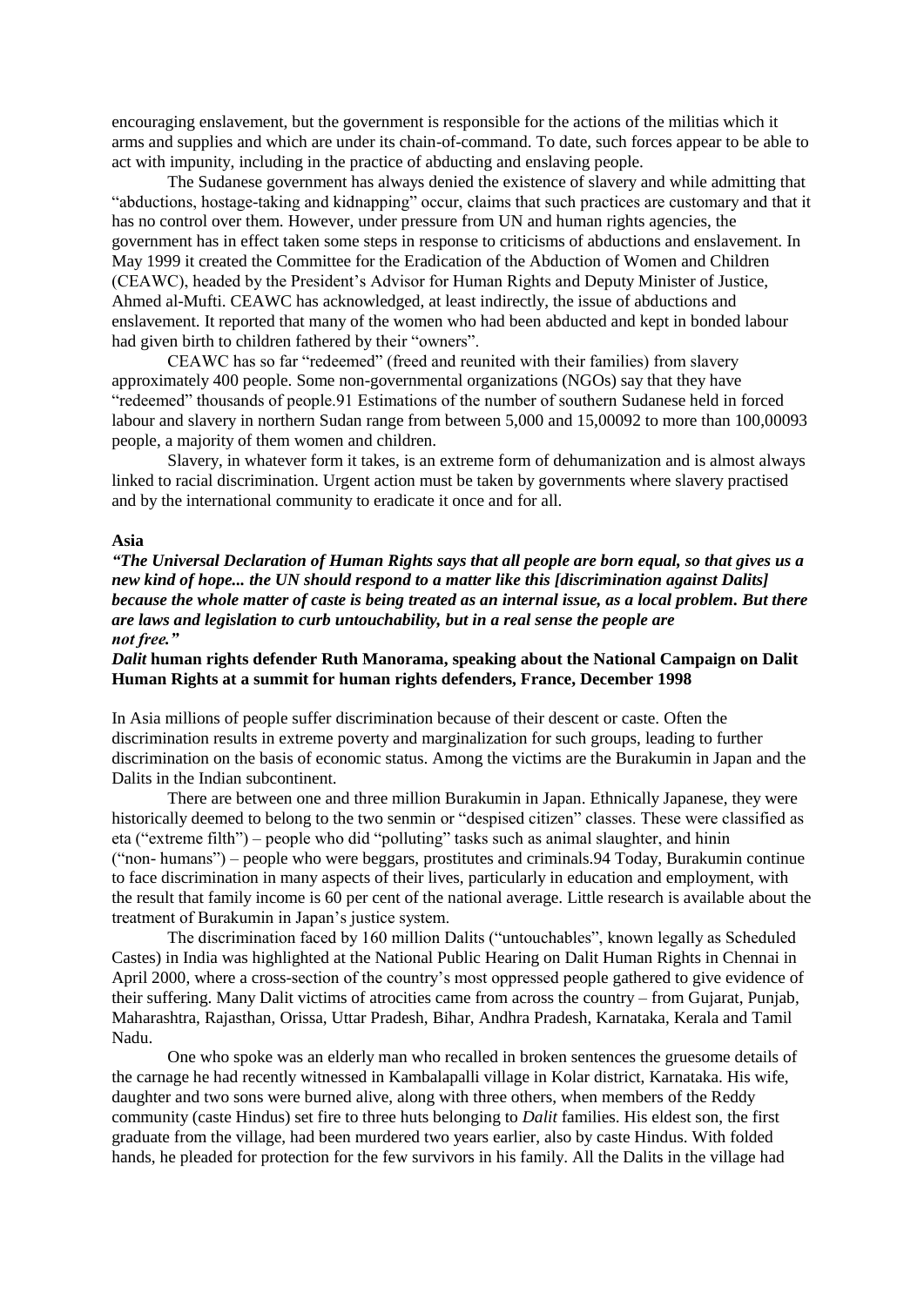encouraging enslavement, but the government is responsible for the actions of the militias which it arms and supplies and which are under its chain-of-command. To date, such forces appear to be able to act with impunity, including in the practice of abducting and enslaving people.

The Sudanese government has always denied the existence of slavery and while admitting that "abductions, hostage-taking and kidnapping" occur, claims that such practices are customary and that it has no control over them. However, under pressure from UN and human rights agencies, the government has in effect taken some steps in response to criticisms of abductions and enslavement. In May 1999 it created the Committee for the Eradication of the Abduction of Women and Children (CEAWC), headed by the President's Advisor for Human Rights and Deputy Minister of Justice, Ahmed al-Mufti. CEAWC has acknowledged, at least indirectly, the issue of abductions and enslavement. It reported that many of the women who had been abducted and kept in bonded labour had given birth to children fathered by their "owners".

CEAWC has so far "redeemed" (freed and reunited with their families) from slavery approximately 400 people. Some non-governmental organizations (NGOs) say that they have "redeemed" thousands of people.[91] Estimations of the number of southern Sudanese held in forced labour and slavery in northern Sudan range from between 5,000 and 15,000[92] to more than 100,000[93] people, a majority of them women and children.

Slavery, in whatever form it takes, is an extreme form of dehumanization and is almost always linked to racial discrimination. Urgent action must be taken by governments where slavery practised and by the international community to eradicate it once and for all.

## Asia

***"The Universal Declaration of Human Rights says that all people are born equal, so that gives us a new kind of hope... the UN should respond to a matter like this [discrimination against Dalits] because the whole matter of caste is being treated as an internal issue, as a local problem. But there are laws and legislation to curb untouchability, but in a real sense the people are not free."***

***Dalit*** **human rights defender Ruth Manorama, speaking about the National Campaign on Dalit Human Rights at a summit for human rights defenders, France, December 1998**

In Asia millions of people suffer discrimination because of their descent or caste. Often the discrimination results in extreme poverty and marginalization for such groups, leading to further discrimination on the basis of economic status. Among the victims are the Burakumin in Japan and the Dalits in the Indian subcontinent.

There are between one and three million Burakumin in Japan. Ethnically Japanese, they were historically deemed to belong to the two senmin or "despised citizen" classes. These were classified as eta ("extreme filth") – people who did "polluting" tasks such as animal slaughter, and hinin ("non- humans") – people who were beggars, prostitutes and criminals.[94] Today, Burakumin continue to face discrimination in many aspects of their lives, particularly in education and employment, with the result that family income is 60 per cent of the national average. Little research is available about the treatment of Burakumin in Japan's justice system.

The discrimination faced by 160 million Dalits ("untouchables", known legally as Scheduled Castes) in India was highlighted at the National Public Hearing on Dalit Human Rights in Chennai in April 2000, where a cross-section of the country's most oppressed people gathered to give evidence of their suffering. Many Dalit victims of atrocities came from across the country – from Gujarat, Punjab, Maharashtra, Rajasthan, Orissa, Uttar Pradesh, Bihar, Andhra Pradesh, Karnataka, Kerala and Tamil Nadu.

One who spoke was an elderly man who recalled in broken sentences the gruesome details of the carnage he had recently witnessed in Kambalapalli village in Kolar district, Karnataka. His wife, daughter and two sons were burned alive, along with three others, when members of the Reddy community (caste Hindus) set fire to three huts belonging to *Dalit* families. His eldest son, the first graduate from the village, had been murdered two years earlier, also by caste Hindus. With folded hands, he pleaded for protection for the few survivors in his family. All the Dalits in the village had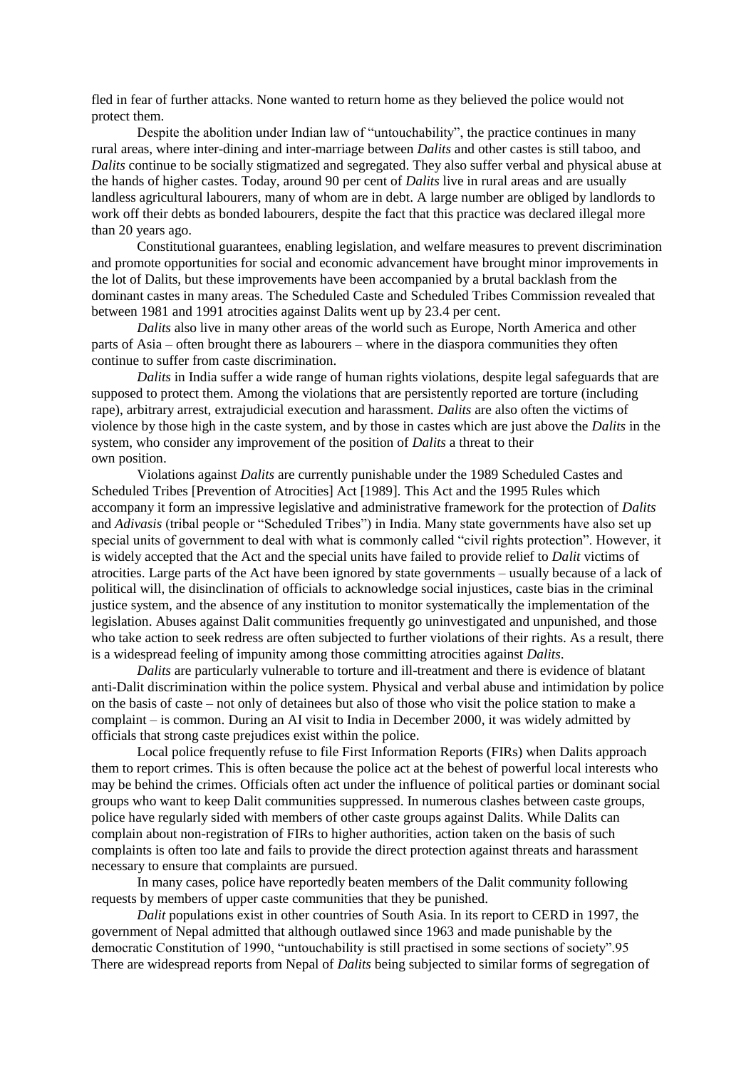fled in fear of further attacks. None wanted to return home as they believed the police would not protect them.

Despite the abolition under Indian law of "untouchability", the practice continues in many rural areas, where inter-dining and inter-marriage between *Dalits* and other castes is still taboo, and *Dalits* continue to be socially stigmatized and segregated. They also suffer verbal and physical abuse at the hands of higher castes. Today, around 90 per cent of *Dalits* live in rural areas and are usually landless agricultural labourers, many of whom are in debt. A large number are obliged by landlords to work off their debts as bonded labourers, despite the fact that this practice was declared illegal more than 20 years ago.

Constitutional guarantees, enabling legislation, and welfare measures to prevent discrimination and promote opportunities for social and economic advancement have brought minor improvements in the lot of Dalits, but these improvements have been accompanied by a brutal backlash from the dominant castes in many areas. The Scheduled Caste and Scheduled Tribes Commission revealed that between 1981 and 1991 atrocities against Dalits went up by 23.4 per cent.

*Dalits* also live in many other areas of the world such as Europe, North America and other parts of Asia – often brought there as labourers – where in the diaspora communities they often continue to suffer from caste discrimination.

*Dalits* in India suffer a wide range of human rights violations, despite legal safeguards that are supposed to protect them. Among the violations that are persistently reported are torture (including rape), arbitrary arrest, extrajudicial execution and harassment. *Dalits* are also often the victims of violence by those high in the caste system, and by those in castes which are just above the *Dalits* in the system, who consider any improvement of the position of *Dalits* a threat to their own position.

Violations against *Dalits* are currently punishable under the 1989 Scheduled Castes and Scheduled Tribes [Prevention of Atrocities] Act [1989]. This Act and the 1995 Rules which accompany it form an impressive legislative and administrative framework for the protection of *Dalits* and *Adivasis* (tribal people or "Scheduled Tribes") in India. Many state governments have also set up special units of government to deal with what is commonly called "civil rights protection". However, it is widely accepted that the Act and the special units have failed to provide relief to *Dalit* victims of atrocities. Large parts of the Act have been ignored by state governments – usually because of a lack of political will, the disinclination of officials to acknowledge social injustices, caste bias in the criminal justice system, and the absence of any institution to monitor systematically the implementation of the legislation. Abuses against Dalit communities frequently go uninvestigated and unpunished, and those who take action to seek redress are often subjected to further violations of their rights. As a result, there is a widespread feeling of impunity among those committing atrocities against *Dalits*.

*Dalits* are particularly vulnerable to torture and ill-treatment and there is evidence of blatant anti-Dalit discrimination within the police system. Physical and verbal abuse and intimidation by police on the basis of caste – not only of detainees but also of those who visit the police station to make a complaint – is common. During an AI visit to India in December 2000, it was widely admitted by officials that strong caste prejudices exist within the police.

Local police frequently refuse to file First Information Reports (FIRs) when Dalits approach them to report crimes. This is often because the police act at the behest of powerful local interests who may be behind the crimes. Officials often act under the influence of political parties or dominant social groups who want to keep Dalit communities suppressed. In numerous clashes between caste groups, police have regularly sided with members of other caste groups against Dalits. While Dalits can complain about non-registration of FIRs to higher authorities, action taken on the basis of such complaints is often too late and fails to provide the direct protection against threats and harassment necessary to ensure that complaints are pursued.

In many cases, police have reportedly beaten members of the Dalit community following requests by members of upper caste communities that they be punished.

*Dalit* populations exist in other countries of South Asia. In its report to CERD in 1997, the government of Nepal admitted that although outlawed since 1963 and made punishable by the democratic Constitution of 1990, "untouchability is still practised in some sections of society".[95] There are widespread reports from Nepal of *Dalits* being subjected to similar forms of segregation of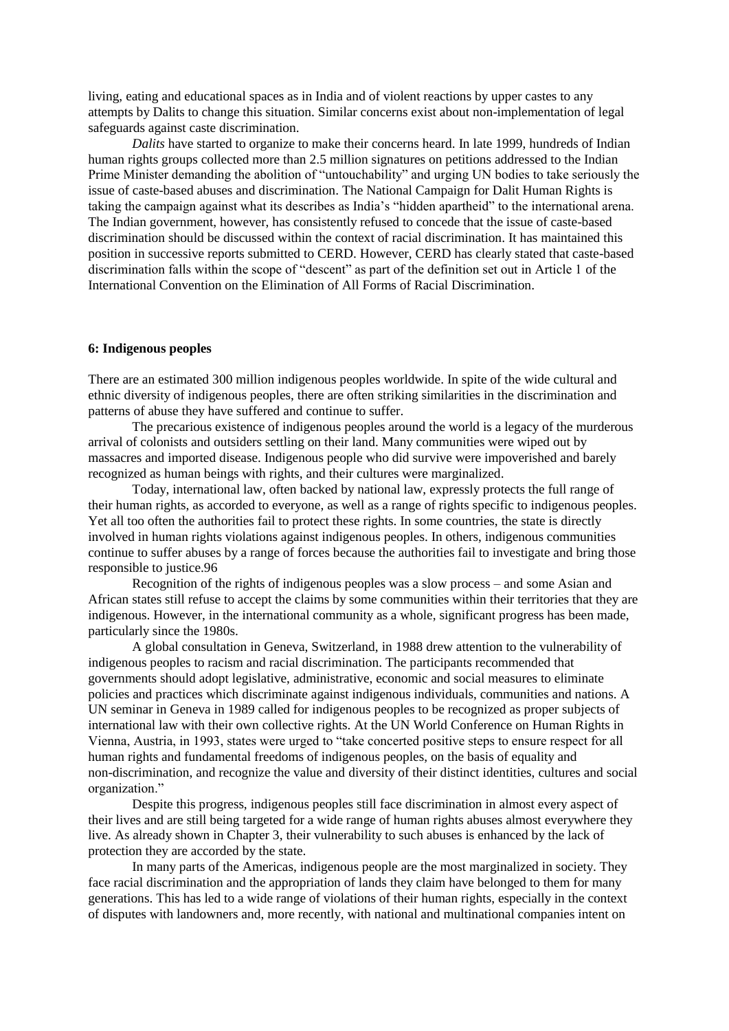living, eating and educational spaces as in India and of violent reactions by upper castes to any attempts by Dalits to change this situation. Similar concerns exist about non-implementation of legal safeguards against caste discrimination.

*Dalits* have started to organize to make their concerns heard. In late 1999, hundreds of Indian human rights groups collected more than 2.5 million signatures on petitions addressed to the Indian Prime Minister demanding the abolition of "untouchability" and urging UN bodies to take seriously the issue of caste-based abuses and discrimination. The National Campaign for Dalit Human Rights is taking the campaign against what its describes as India's "hidden apartheid" to the international arena. The Indian government, however, has consistently refused to concede that the issue of caste-based discrimination should be discussed within the context of racial discrimination. It has maintained this position in successive reports submitted to CERD. However, CERD has clearly stated that caste-based discrimination falls within the scope of "descent" as part of the definition set out in Article 1 of the International Convention on the Elimination of All Forms of Racial Discrimination.

## 6: Indigenous peoples

There are an estimated 300 million indigenous peoples worldwide. In spite of the wide cultural and ethnic diversity of indigenous peoples, there are often striking similarities in the discrimination and patterns of abuse they have suffered and continue to suffer.

The precarious existence of indigenous peoples around the world is a legacy of the murderous arrival of colonists and outsiders settling on their land. Many communities were wiped out by massacres and imported disease. Indigenous people who did survive were impoverished and barely recognized as human beings with rights, and their cultures were marginalized.

Today, international law, often backed by national law, expressly protects the full range of their human rights, as accorded to everyone, as well as a range of rights specific to indigenous peoples. Yet all too often the authorities fail to protect these rights. In some countries, the state is directly involved in human rights violations against indigenous peoples. In others, indigenous communities continue to suffer abuses by a range of forces because the authorities fail to investigate and bring those responsible to justice.96

Recognition of the rights of indigenous peoples was a slow process – and some Asian and African states still refuse to accept the claims by some communities within their territories that they are indigenous. However, in the international community as a whole, significant progress has been made, particularly since the 1980s.

A global consultation in Geneva, Switzerland, in 1988 drew attention to the vulnerability of indigenous peoples to racism and racial discrimination. The participants recommended that governments should adopt legislative, administrative, economic and social measures to eliminate policies and practices which discriminate against indigenous individuals, communities and nations. A UN seminar in Geneva in 1989 called for indigenous peoples to be recognized as proper subjects of international law with their own collective rights. At the UN World Conference on Human Rights in Vienna, Austria, in 1993, states were urged to "take concerted positive steps to ensure respect for all human rights and fundamental freedoms of indigenous peoples, on the basis of equality and non-discrimination, and recognize the value and diversity of their distinct identities, cultures and social organization."

Despite this progress, indigenous peoples still face discrimination in almost every aspect of their lives and are still being targeted for a wide range of human rights abuses almost everywhere they live. As already shown in Chapter 3, their vulnerability to such abuses is enhanced by the lack of protection they are accorded by the state.

In many parts of the Americas, indigenous people are the most marginalized in society. They face racial discrimination and the appropriation of lands they claim have belonged to them for many generations. This has led to a wide range of violations of their human rights, especially in the context of disputes with landowners and, more recently, with national and multinational companies intent on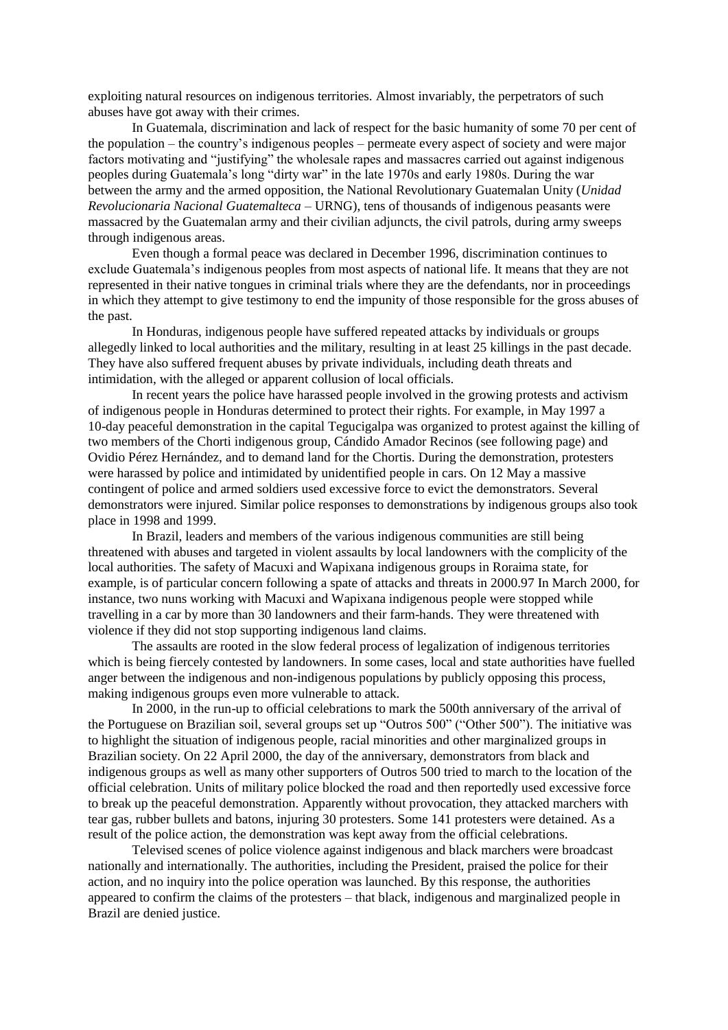exploiting natural resources on indigenous territories. Almost invariably, the perpetrators of such abuses have got away with their crimes.

In Guatemala, discrimination and lack of respect for the basic humanity of some 70 per cent of the population – the country's indigenous peoples – permeate every aspect of society and were major factors motivating and "justifying" the wholesale rapes and massacres carried out against indigenous peoples during Guatemala's long "dirty war" in the late 1970s and early 1980s. During the war between the army and the armed opposition, the National Revolutionary Guatemalan Unity (*Unidad Revolucionaria Nacional Guatemalteca* – URNG), tens of thousands of indigenous peasants were massacred by the Guatemalan army and their civilian adjuncts, the civil patrols, during army sweeps through indigenous areas.

Even though a formal peace was declared in December 1996, discrimination continues to exclude Guatemala's indigenous peoples from most aspects of national life. It means that they are not represented in their native tongues in criminal trials where they are the defendants, nor in proceedings in which they attempt to give testimony to end the impunity of those responsible for the gross abuses of the past.

In Honduras, indigenous people have suffered repeated attacks by individuals or groups allegedly linked to local authorities and the military, resulting in at least 25 killings in the past decade. They have also suffered frequent abuses by private individuals, including death threats and intimidation, with the alleged or apparent collusion of local officials.

In recent years the police have harassed people involved in the growing protests and activism of indigenous people in Honduras determined to protect their rights. For example, in May 1997 a 10-day peaceful demonstration in the capital Tegucigalpa was organized to protest against the killing of two members of the Chorti indigenous group, Cándido Amador Recinos (see following page) and Ovidio Pérez Hernández, and to demand land for the Chortis. During the demonstration, protesters were harassed by police and intimidated by unidentified people in cars. On 12 May a massive contingent of police and armed soldiers used excessive force to evict the demonstrators. Several demonstrators were injured. Similar police responses to demonstrations by indigenous groups also took place in 1998 and 1999.

In Brazil, leaders and members of the various indigenous communities are still being threatened with abuses and targeted in violent assaults by local landowners with the complicity of the local authorities. The safety of Macuxi and Wapixana indigenous groups in Roraima state, for example, is of particular concern following a spate of attacks and threats in 2000.[97] In March 2000, for instance, two nuns working with Macuxi and Wapixana indigenous people were stopped while travelling in a car by more than 30 landowners and their farm-hands. They were threatened with violence if they did not stop supporting indigenous land claims.

The assaults are rooted in the slow federal process of legalization of indigenous territories which is being fiercely contested by landowners. In some cases, local and state authorities have fuelled anger between the indigenous and non-indigenous populations by publicly opposing this process, making indigenous groups even more vulnerable to attack.

In 2000, in the run-up to official celebrations to mark the 500th anniversary of the arrival of the Portuguese on Brazilian soil, several groups set up "Outros 500" ("Other 500"). The initiative was to highlight the situation of indigenous people, racial minorities and other marginalized groups in Brazilian society. On 22 April 2000, the day of the anniversary, demonstrators from black and indigenous groups as well as many other supporters of Outros 500 tried to march to the location of the official celebration. Units of military police blocked the road and then reportedly used excessive force to break up the peaceful demonstration. Apparently without provocation, they attacked marchers with tear gas, rubber bullets and batons, injuring 30 protesters. Some 141 protesters were detained. As a result of the police action, the demonstration was kept away from the official celebrations.

Televised scenes of police violence against indigenous and black marchers were broadcast nationally and internationally. The authorities, including the President, praised the police for their action, and no inquiry into the police operation was launched. By this response, the authorities appeared to confirm the claims of the protesters – that black, indigenous and marginalized people in Brazil are denied justice.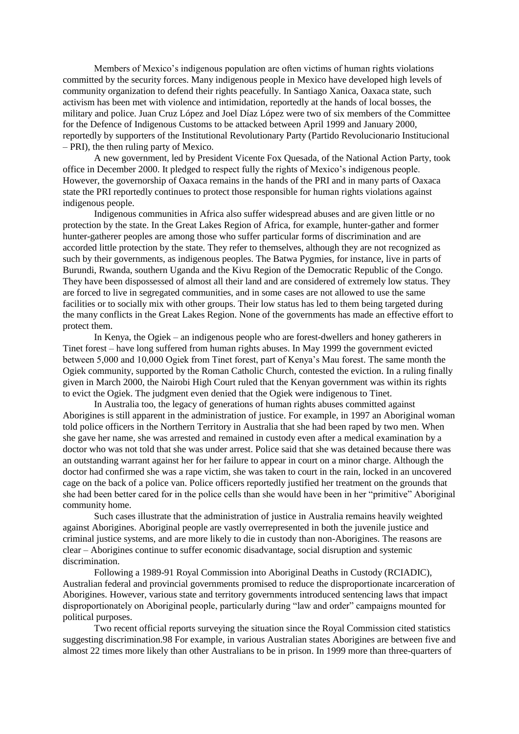Members of Mexico's indigenous population are often victims of human rights violations committed by the security forces. Many indigenous people in Mexico have developed high levels of community organization to defend their rights peacefully. In Santiago Xanica, Oaxaca state, such activism has been met with violence and intimidation, reportedly at the hands of local bosses, the military and police. Juan Cruz López and Joel Díaz López were two of six members of the Committee for the Defence of Indigenous Customs to be attacked between April 1999 and January 2000, reportedly by supporters of the Institutional Revolutionary Party (Partido Revolucionario Institucional – PRI), the then ruling party of Mexico.

A new government, led by President Vicente Fox Quesada, of the National Action Party, took office in December 2000. It pledged to respect fully the rights of Mexico's indigenous people. However, the governorship of Oaxaca remains in the hands of the PRI and in many parts of Oaxaca state the PRI reportedly continues to protect those responsible for human rights violations against indigenous people.

Indigenous communities in Africa also suffer widespread abuses and are given little or no protection by the state. In the Great Lakes Region of Africa, for example, hunter-gather and former hunter-gatherer peoples are among those who suffer particular forms of discrimination and are accorded little protection by the state. They refer to themselves, although they are not recognized as such by their governments, as indigenous peoples. The Batwa Pygmies, for instance, live in parts of Burundi, Rwanda, southern Uganda and the Kivu Region of the Democratic Republic of the Congo. They have been dispossessed of almost all their land and are considered of extremely low status. They are forced to live in segregated communities, and in some cases are not allowed to use the same facilities or to socially mix with other groups. Their low status has led to them being targeted during the many conflicts in the Great Lakes Region. None of the governments has made an effective effort to protect them.

In Kenya, the Ogiek – an indigenous people who are forest-dwellers and honey gatherers in Tinet forest – have long suffered from human rights abuses. In May 1999 the government evicted between 5,000 and 10,000 Ogiek from Tinet forest, part of Kenya's Mau forest. The same month the Ogiek community, supported by the Roman Catholic Church, contested the eviction. In a ruling finally given in March 2000, the Nairobi High Court ruled that the Kenyan government was within its rights to evict the Ogiek. The judgment even denied that the Ogiek were indigenous to Tinet.

In Australia too, the legacy of generations of human rights abuses committed against Aborigines is still apparent in the administration of justice. For example, in 1997 an Aboriginal woman told police officers in the Northern Territory in Australia that she had been raped by two men. When she gave her name, she was arrested and remained in custody even after a medical examination by a doctor who was not told that she was under arrest. Police said that she was detained because there was an outstanding warrant against her for her failure to appear in court on a minor charge. Although the doctor had confirmed she was a rape victim, she was taken to court in the rain, locked in an uncovered cage on the back of a police van. Police officers reportedly justified her treatment on the grounds that she had been better cared for in the police cells than she would have been in her "primitive" Aboriginal community home.

Such cases illustrate that the administration of justice in Australia remains heavily weighted against Aborigines. Aboriginal people are vastly overrepresented in both the juvenile justice and criminal justice systems, and are more likely to die in custody than non-Aborigines. The reasons are clear – Aborigines continue to suffer economic disadvantage, social disruption and systemic discrimination.

Following a 1989-91 Royal Commission into Aboriginal Deaths in Custody (RCIADIC), Australian federal and provincial governments promised to reduce the disproportionate incarceration of Aborigines. However, various state and territory governments introduced sentencing laws that impact disproportionately on Aboriginal people, particularly during "law and order" campaigns mounted for political purposes.

Two recent official reports surveying the situation since the Royal Commission cited statistics suggesting discrimination.[98] For example, in various Australian states Aborigines are between five and almost 22 times more likely than other Australians to be in prison. In 1999 more than three-quarters of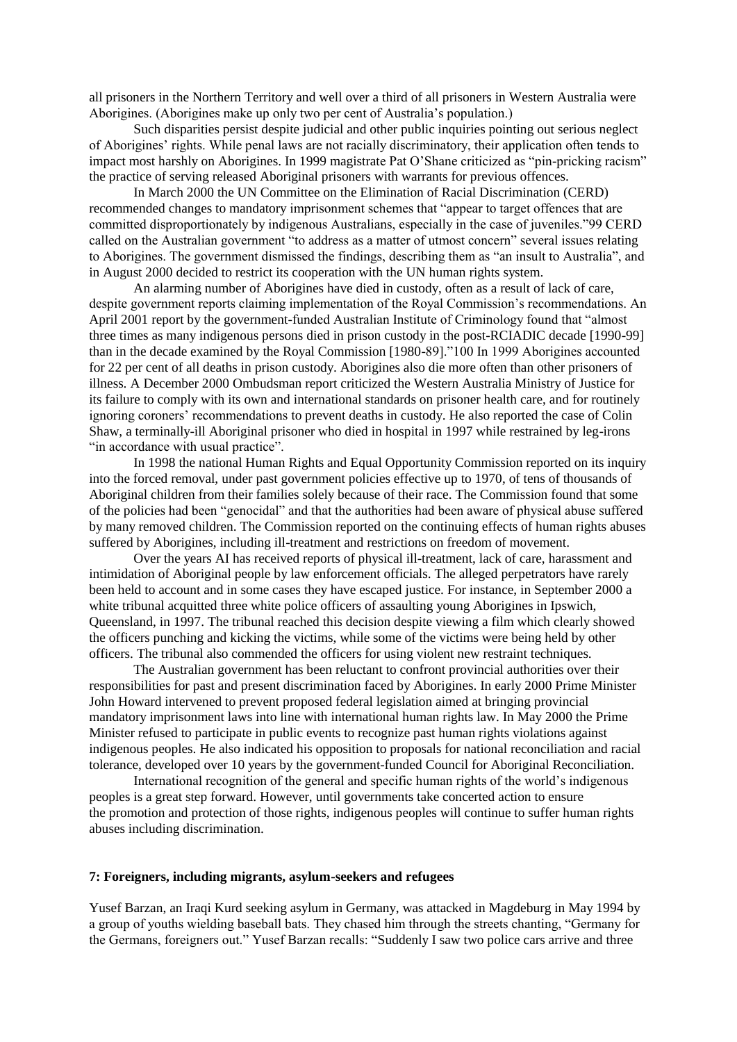all prisoners in the Northern Territory and well over a third of all prisoners in Western Australia were Aborigines. (Aborigines make up only two per cent of Australia's population.)

Such disparities persist despite judicial and other public inquiries pointing out serious neglect of Aborigines' rights. While penal laws are not racially discriminatory, their application often tends to impact most harshly on Aborigines. In 1999 magistrate Pat O'Shane criticized as "pin-pricking racism" the practice of serving released Aboriginal prisoners with warrants for previous offences.

In March 2000 the UN Committee on the Elimination of Racial Discrimination (CERD) recommended changes to mandatory imprisonment schemes that "appear to target offences that are committed disproportionately by indigenous Australians, especially in the case of juveniles."99 CERD called on the Australian government "to address as a matter of utmost concern" several issues relating to Aborigines. The government dismissed the findings, describing them as "an insult to Australia", and in August 2000 decided to restrict its cooperation with the UN human rights system.

An alarming number of Aborigines have died in custody, often as a result of lack of care, despite government reports claiming implementation of the Royal Commission's recommendations. An April 2001 report by the government-funded Australian Institute of Criminology found that "almost three times as many indigenous persons died in prison custody in the post-RCIADIC decade [1990-99] than in the decade examined by the Royal Commission [1980-89]."100 In 1999 Aborigines accounted for 22 per cent of all deaths in prison custody. Aborigines also die more often than other prisoners of illness. A December 2000 Ombudsman report criticized the Western Australia Ministry of Justice for its failure to comply with its own and international standards on prisoner health care, and for routinely ignoring coroners' recommendations to prevent deaths in custody. He also reported the case of Colin Shaw, a terminally-ill Aboriginal prisoner who died in hospital in 1997 while restrained by leg-irons "in accordance with usual practice".

In 1998 the national Human Rights and Equal Opportunity Commission reported on its inquiry into the forced removal, under past government policies effective up to 1970, of tens of thousands of Aboriginal children from their families solely because of their race. The Commission found that some of the policies had been "genocidal" and that the authorities had been aware of physical abuse suffered by many removed children. The Commission reported on the continuing effects of human rights abuses suffered by Aborigines, including ill-treatment and restrictions on freedom of movement.

Over the years AI has received reports of physical ill-treatment, lack of care, harassment and intimidation of Aboriginal people by law enforcement officials. The alleged perpetrators have rarely been held to account and in some cases they have escaped justice. For instance, in September 2000 a white tribunal acquitted three white police officers of assaulting young Aborigines in Ipswich, Queensland, in 1997. The tribunal reached this decision despite viewing a film which clearly showed the officers punching and kicking the victims, while some of the victims were being held by other officers. The tribunal also commended the officers for using violent new restraint techniques.

The Australian government has been reluctant to confront provincial authorities over their responsibilities for past and present discrimination faced by Aborigines. In early 2000 Prime Minister John Howard intervened to prevent proposed federal legislation aimed at bringing provincial mandatory imprisonment laws into line with international human rights law. In May 2000 the Prime Minister refused to participate in public events to recognize past human rights violations against indigenous peoples. He also indicated his opposition to proposals for national reconciliation and racial tolerance, developed over 10 years by the government-funded Council for Aboriginal Reconciliation.

International recognition of the general and specific human rights of the world's indigenous peoples is a great step forward. However, until governments take concerted action to ensure the promotion and protection of those rights, indigenous peoples will continue to suffer human rights abuses including discrimination.

## 7: Foreigners, including migrants, asylum-seekers and refugees

Yusef Barzan, an Iraqi Kurd seeking asylum in Germany, was attacked in Magdeburg in May 1994 by a group of youths wielding baseball bats. They chased him through the streets chanting, "Germany for the Germans, foreigners out." Yusef Barzan recalls: "Suddenly I saw two police cars arrive and three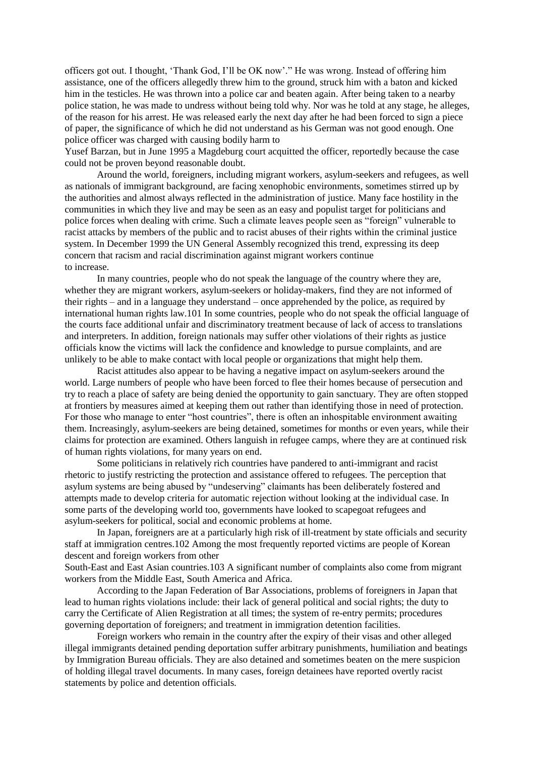officers got out. I thought, 'Thank God, I'll be OK now'." He was wrong. Instead of offering him assistance, one of the officers allegedly threw him to the ground, struck him with a baton and kicked him in the testicles. He was thrown into a police car and beaten again. After being taken to a nearby police station, he was made to undress without being told why. Nor was he told at any stage, he alleges, of the reason for his arrest. He was released early the next day after he had been forced to sign a piece of paper, the significance of which he did not understand as his German was not good enough. One police officer was charged with causing bodily harm to Yusef Barzan, but in June 1995 a Magdeburg court acquitted the officer, reportedly because the case could not be proven beyond reasonable doubt.

Around the world, foreigners, including migrant workers, asylum-seekers and refugees, as well as nationals of immigrant background, are facing xenophobic environments, sometimes stirred up by the authorities and almost always reflected in the administration of justice. Many face hostility in the communities in which they live and may be seen as an easy and populist target for politicians and police forces when dealing with crime. Such a climate leaves people seen as "foreign" vulnerable to racist attacks by members of the public and to racist abuses of their rights within the criminal justice system. In December 1999 the UN General Assembly recognized this trend, expressing its deep concern that racism and racial discrimination against migrant workers continue to increase.

In many countries, people who do not speak the language of the country where they are, whether they are migrant workers, asylum-seekers or holiday-makers, find they are not informed of their rights – and in a language they understand – once apprehended by the police, as required by international human rights law.[101] In some countries, people who do not speak the official language of the courts face additional unfair and discriminatory treatment because of lack of access to translations and interpreters. In addition, foreign nationals may suffer other violations of their rights as justice officials know the victims will lack the confidence and knowledge to pursue complaints, and are unlikely to be able to make contact with local people or organizations that might help them.

Racist attitudes also appear to be having a negative impact on asylum-seekers around the world. Large numbers of people who have been forced to flee their homes because of persecution and try to reach a place of safety are being denied the opportunity to gain sanctuary. They are often stopped at frontiers by measures aimed at keeping them out rather than identifying those in need of protection. For those who manage to enter "host countries", there is often an inhospitable environment awaiting them. Increasingly, asylum-seekers are being detained, sometimes for months or even years, while their claims for protection are examined. Others languish in refugee camps, where they are at continued risk of human rights violations, for many years on end.

Some politicians in relatively rich countries have pandered to anti-immigrant and racist rhetoric to justify restricting the protection and assistance offered to refugees. The perception that asylum systems are being abused by "undeserving" claimants has been deliberately fostered and attempts made to develop criteria for automatic rejection without looking at the individual case. In some parts of the developing world too, governments have looked to scapegoat refugees and asylum-seekers for political, social and economic problems at home.

In Japan, foreigners are at a particularly high risk of ill-treatment by state officials and security staff at immigration centres.[102] Among the most frequently reported victims are people of Korean descent and foreign workers from other South-East and East Asian countries.[103] A significant number of complaints also come from migrant workers from the Middle East, South America and Africa.

According to the Japan Federation of Bar Associations, problems of foreigners in Japan that lead to human rights violations include: their lack of general political and social rights; the duty to carry the Certificate of Alien Registration at all times; the system of re-entry permits; procedures governing deportation of foreigners; and treatment in immigration detention facilities.

Foreign workers who remain in the country after the expiry of their visas and other alleged illegal immigrants detained pending deportation suffer arbitrary punishments, humiliation and beatings by Immigration Bureau officials. They are also detained and sometimes beaten on the mere suspicion of holding illegal travel documents. In many cases, foreign detainees have reported overtly racist statements by police and detention officials.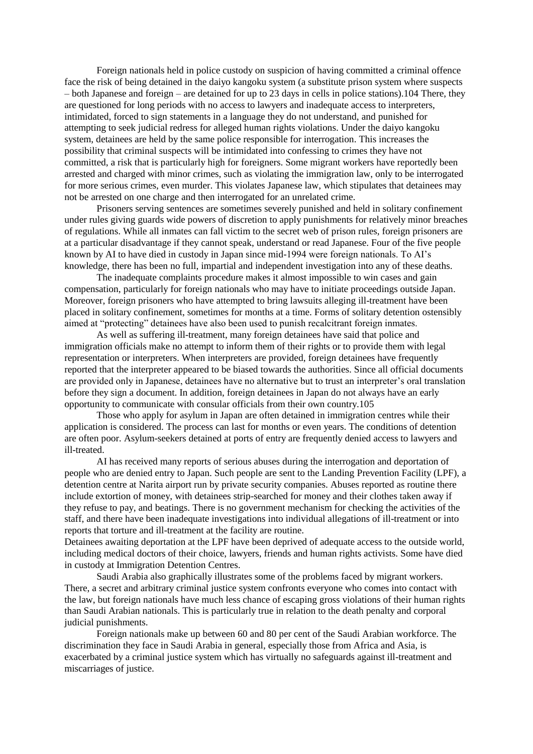Foreign nationals held in police custody on suspicion of having committed a criminal offence face the risk of being detained in the daiyo kangoku system (a substitute prison system where suspects – both Japanese and foreign – are detained for up to 23 days in cells in police stations).104 There, they are questioned for long periods with no access to lawyers and inadequate access to interpreters, intimidated, forced to sign statements in a language they do not understand, and punished for attempting to seek judicial redress for alleged human rights violations. Under the daiyo kangoku system, detainees are held by the same police responsible for interrogation. This increases the possibility that criminal suspects will be intimidated into confessing to crimes they have not committed, a risk that is particularly high for foreigners. Some migrant workers have reportedly been arrested and charged with minor crimes, such as violating the immigration law, only to be interrogated for more serious crimes, even murder. This violates Japanese law, which stipulates that detainees may not be arrested on one charge and then interrogated for an unrelated crime.

Prisoners serving sentences are sometimes severely punished and held in solitary confinement under rules giving guards wide powers of discretion to apply punishments for relatively minor breaches of regulations. While all inmates can fall victim to the secret web of prison rules, foreign prisoners are at a particular disadvantage if they cannot speak, understand or read Japanese. Four of the five people known by AI to have died in custody in Japan since mid-1994 were foreign nationals. To AI's knowledge, there has been no full, impartial and independent investigation into any of these deaths.

The inadequate complaints procedure makes it almost impossible to win cases and gain compensation, particularly for foreign nationals who may have to initiate proceedings outside Japan. Moreover, foreign prisoners who have attempted to bring lawsuits alleging ill-treatment have been placed in solitary confinement, sometimes for months at a time. Forms of solitary detention ostensibly aimed at "protecting" detainees have also been used to punish recalcitrant foreign inmates.

As well as suffering ill-treatment, many foreign detainees have said that police and immigration officials make no attempt to inform them of their rights or to provide them with legal representation or interpreters. When interpreters are provided, foreign detainees have frequently reported that the interpreter appeared to be biased towards the authorities. Since all official documents are provided only in Japanese, detainees have no alternative but to trust an interpreter's oral translation before they sign a document. In addition, foreign detainees in Japan do not always have an early opportunity to communicate with consular officials from their own country.105

Those who apply for asylum in Japan are often detained in immigration centres while their application is considered. The process can last for months or even years. The conditions of detention are often poor. Asylum-seekers detained at ports of entry are frequently denied access to lawyers and ill-treated.

AI has received many reports of serious abuses during the interrogation and deportation of people who are denied entry to Japan. Such people are sent to the Landing Prevention Facility (LPF), a detention centre at Narita airport run by private security companies. Abuses reported as routine there include extortion of money, with detainees strip-searched for money and their clothes taken away if they refuse to pay, and beatings. There is no government mechanism for checking the activities of the staff, and there have been inadequate investigations into individual allegations of ill-treatment or into reports that torture and ill-treatment at the facility are routine.

Detainees awaiting deportation at the LPF have been deprived of adequate access to the outside world, including medical doctors of their choice, lawyers, friends and human rights activists. Some have died in custody at Immigration Detention Centres.

Saudi Arabia also graphically illustrates some of the problems faced by migrant workers. There, a secret and arbitrary criminal justice system confronts everyone who comes into contact with the law, but foreign nationals have much less chance of escaping gross violations of their human rights than Saudi Arabian nationals. This is particularly true in relation to the death penalty and corporal judicial punishments.

Foreign nationals make up between 60 and 80 per cent of the Saudi Arabian workforce. The discrimination they face in Saudi Arabia in general, especially those from Africa and Asia, is exacerbated by a criminal justice system which has virtually no safeguards against ill-treatment and miscarriages of justice.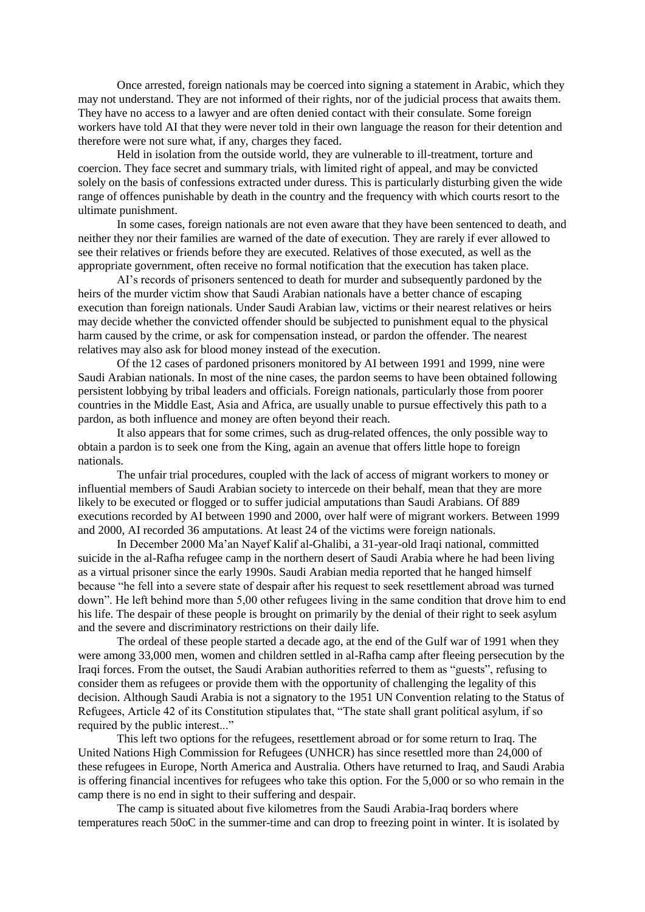Once arrested, foreign nationals may be coerced into signing a statement in Arabic, which they may not understand. They are not informed of their rights, nor of the judicial process that awaits them. They have no access to a lawyer and are often denied contact with their consulate. Some foreign workers have told AI that they were never told in their own language the reason for their detention and therefore were not sure what, if any, charges they faced.

Held in isolation from the outside world, they are vulnerable to ill-treatment, torture and coercion. They face secret and summary trials, with limited right of appeal, and may be convicted solely on the basis of confessions extracted under duress. This is particularly disturbing given the wide range of offences punishable by death in the country and the frequency with which courts resort to the ultimate punishment.

In some cases, foreign nationals are not even aware that they have been sentenced to death, and neither they nor their families are warned of the date of execution. They are rarely if ever allowed to see their relatives or friends before they are executed. Relatives of those executed, as well as the appropriate government, often receive no formal notification that the execution has taken place.

AI's records of prisoners sentenced to death for murder and subsequently pardoned by the heirs of the murder victim show that Saudi Arabian nationals have a better chance of escaping execution than foreign nationals. Under Saudi Arabian law, victims or their nearest relatives or heirs may decide whether the convicted offender should be subjected to punishment equal to the physical harm caused by the crime, or ask for compensation instead, or pardon the offender. The nearest relatives may also ask for blood money instead of the execution.

Of the 12 cases of pardoned prisoners monitored by AI between 1991 and 1999, nine were Saudi Arabian nationals. In most of the nine cases, the pardon seems to have been obtained following persistent lobbying by tribal leaders and officials. Foreign nationals, particularly those from poorer countries in the Middle East, Asia and Africa, are usually unable to pursue effectively this path to a pardon, as both influence and money are often beyond their reach.

It also appears that for some crimes, such as drug-related offences, the only possible way to obtain a pardon is to seek one from the King, again an avenue that offers little hope to foreign nationals.

The unfair trial procedures, coupled with the lack of access of migrant workers to money or influential members of Saudi Arabian society to intercede on their behalf, mean that they are more likely to be executed or flogged or to suffer judicial amputations than Saudi Arabians. Of 889 executions recorded by AI between 1990 and 2000, over half were of migrant workers. Between 1999 and 2000, AI recorded 36 amputations. At least 24 of the victims were foreign nationals.

In December 2000 Ma'an Nayef Kalif al-Ghalibi, a 31-year-old Iraqi national, committed suicide in the al-Rafha refugee camp in the northern desert of Saudi Arabia where he had been living as a virtual prisoner since the early 1990s. Saudi Arabian media reported that he hanged himself because "he fell into a severe state of despair after his request to seek resettlement abroad was turned down". He left behind more than 5,00 other refugees living in the same condition that drove him to end his life. The despair of these people is brought on primarily by the denial of their right to seek asylum and the severe and discriminatory restrictions on their daily life.

The ordeal of these people started a decade ago, at the end of the Gulf war of 1991 when they were among 33,000 men, women and children settled in al-Rafha camp after fleeing persecution by the Iraqi forces. From the outset, the Saudi Arabian authorities referred to them as "guests", refusing to consider them as refugees or provide them with the opportunity of challenging the legality of this decision. Although Saudi Arabia is not a signatory to the 1951 UN Convention relating to the Status of Refugees, Article 42 of its Constitution stipulates that, "The state shall grant political asylum, if so required by the public interest..."

This left two options for the refugees, resettlement abroad or for some return to Iraq. The United Nations High Commission for Refugees (UNHCR) has since resettled more than 24,000 of these refugees in Europe, North America and Australia. Others have returned to Iraq, and Saudi Arabia is offering financial incentives for refugees who take this option. For the 5,000 or so who remain in the camp there is no end in sight to their suffering and despair.

The camp is situated about five kilometres from the Saudi Arabia-Iraq borders where temperatures reach 50oC in the summer-time and can drop to freezing point in winter. It is isolated by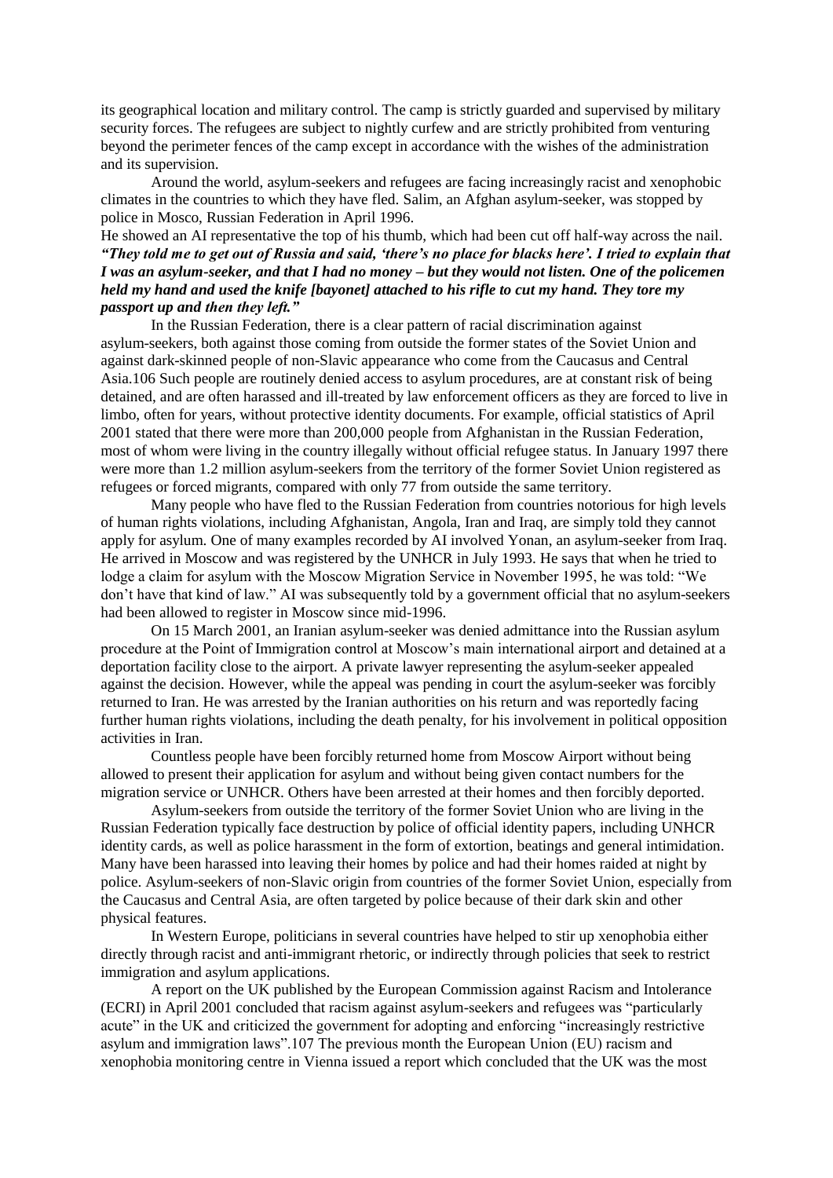its geographical location and military control. The camp is strictly guarded and supervised by military security forces. The refugees are subject to nightly curfew and are strictly prohibited from venturing beyond the perimeter fences of the camp except in accordance with the wishes of the administration and its supervision.

Around the world, asylum-seekers and refugees are facing increasingly racist and xenophobic climates in the countries to which they have fled. Salim, an Afghan asylum-seeker, was stopped by police in Mosco, Russian Federation in April 1996.

He showed an AI representative the top of his thumb, which had been cut off half-way across the nail. ***"They told me to get out of Russia and said, 'there's no place for blacks here'. I tried to explain that I was an asylum-seeker, and that I had no money – but they would not listen. One of the policemen held my hand and used the knife [bayonet] attached to his rifle to cut my hand. They tore my passport up and then they left."***

In the Russian Federation, there is a clear pattern of racial discrimination against asylum-seekers, both against those coming from outside the former states of the Soviet Union and against dark-skinned people of non-Slavic appearance who come from the Caucasus and Central Asia.106 Such people are routinely denied access to asylum procedures, are at constant risk of being detained, and are often harassed and ill-treated by law enforcement officers as they are forced to live in limbo, often for years, without protective identity documents. For example, official statistics of April 2001 stated that there were more than 200,000 people from Afghanistan in the Russian Federation, most of whom were living in the country illegally without official refugee status. In January 1997 there were more than 1.2 million asylum-seekers from the territory of the former Soviet Union registered as refugees or forced migrants, compared with only 77 from outside the same territory.

Many people who have fled to the Russian Federation from countries notorious for high levels of human rights violations, including Afghanistan, Angola, Iran and Iraq, are simply told they cannot apply for asylum. One of many examples recorded by AI involved Yonan, an asylum-seeker from Iraq. He arrived in Moscow and was registered by the UNHCR in July 1993. He says that when he tried to lodge a claim for asylum with the Moscow Migration Service in November 1995, he was told: "We don't have that kind of law." AI was subsequently told by a government official that no asylum-seekers had been allowed to register in Moscow since mid-1996.

On 15 March 2001, an Iranian asylum-seeker was denied admittance into the Russian asylum procedure at the Point of Immigration control at Moscow's main international airport and detained at a deportation facility close to the airport. A private lawyer representing the asylum-seeker appealed against the decision. However, while the appeal was pending in court the asylum-seeker was forcibly returned to Iran. He was arrested by the Iranian authorities on his return and was reportedly facing further human rights violations, including the death penalty, for his involvement in political opposition activities in Iran.

Countless people have been forcibly returned home from Moscow Airport without being allowed to present their application for asylum and without being given contact numbers for the migration service or UNHCR. Others have been arrested at their homes and then forcibly deported.

Asylum-seekers from outside the territory of the former Soviet Union who are living in the Russian Federation typically face destruction by police of official identity papers, including UNHCR identity cards, as well as police harassment in the form of extortion, beatings and general intimidation. Many have been harassed into leaving their homes by police and had their homes raided at night by police. Asylum-seekers of non-Slavic origin from countries of the former Soviet Union, especially from the Caucasus and Central Asia, are often targeted by police because of their dark skin and other physical features.

In Western Europe, politicians in several countries have helped to stir up xenophobia either directly through racist and anti-immigrant rhetoric, or indirectly through policies that seek to restrict immigration and asylum applications.

A report on the UK published by the European Commission against Racism and Intolerance (ECRI) in April 2001 concluded that racism against asylum-seekers and refugees was "particularly acute" in the UK and criticized the government for adopting and enforcing "increasingly restrictive asylum and immigration laws".107 The previous month the European Union (EU) racism and xenophobia monitoring centre in Vienna issued a report which concluded that the UK was the most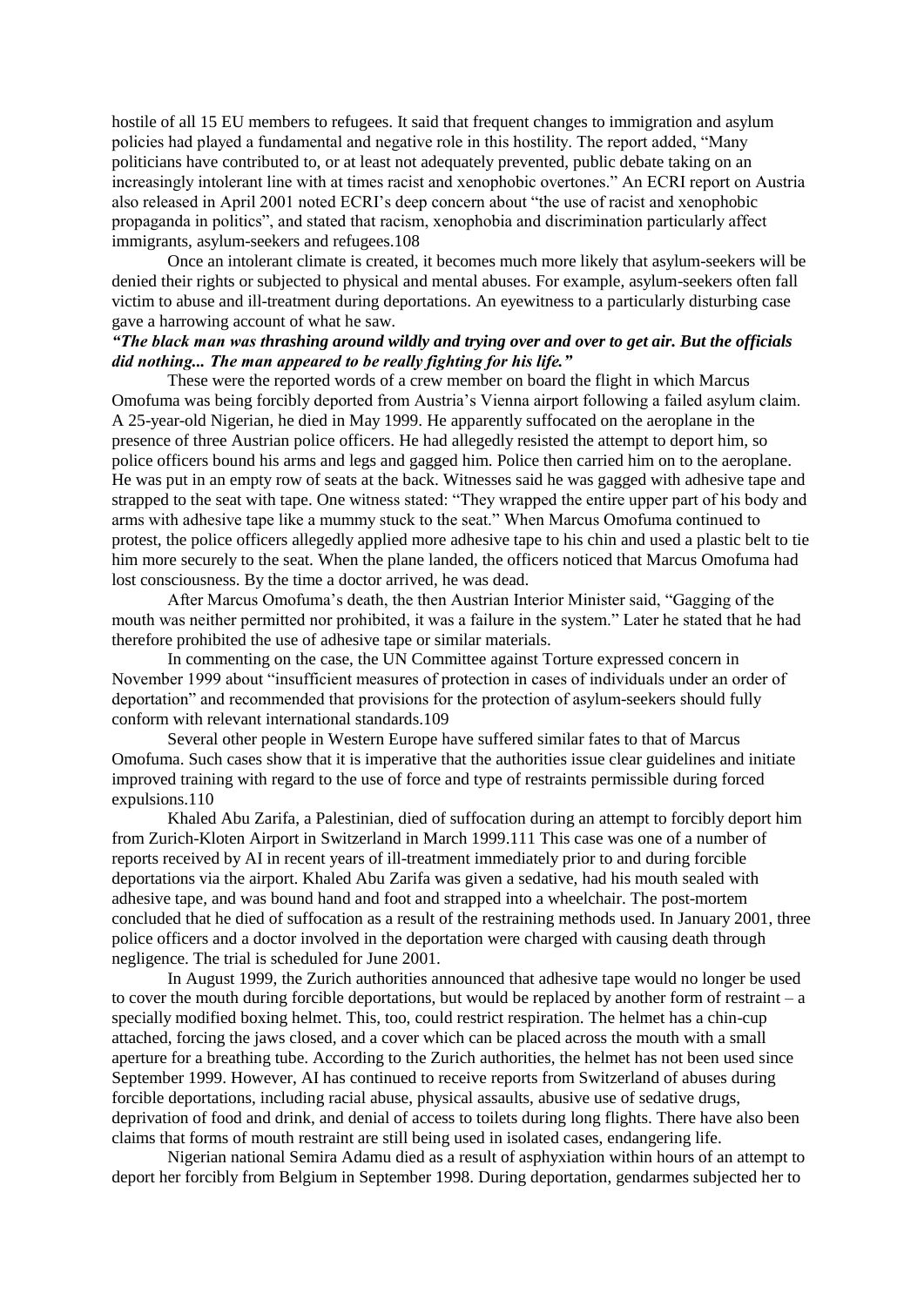hostile of all 15 EU members to refugees. It said that frequent changes to immigration and asylum policies had played a fundamental and negative role in this hostility. The report added, "Many politicians have contributed to, or at least not adequately prevented, public debate taking on an increasingly intolerant line with at times racist and xenophobic overtones." An ECRI report on Austria also released in April 2001 noted ECRI's deep concern about "the use of racist and xenophobic propaganda in politics", and stated that racism, xenophobia and discrimination particularly affect immigrants, asylum-seekers and refugees.108

Once an intolerant climate is created, it becomes much more likely that asylum-seekers will be denied their rights or subjected to physical and mental abuses. For example, asylum-seekers often fall victim to abuse and ill-treatment during deportations. An eyewitness to a particularly disturbing case gave a harrowing account of what he saw.

***"The black man was thrashing around wildly and trying over and over to get air. But the officials did nothing... The man appeared to be really fighting for his life."***

These were the reported words of a crew member on board the flight in which Marcus Omofuma was being forcibly deported from Austria's Vienna airport following a failed asylum claim. A 25-year-old Nigerian, he died in May 1999. He apparently suffocated on the aeroplane in the presence of three Austrian police officers. He had allegedly resisted the attempt to deport him, so police officers bound his arms and legs and gagged him. Police then carried him on to the aeroplane. He was put in an empty row of seats at the back. Witnesses said he was gagged with adhesive tape and strapped to the seat with tape. One witness stated: "They wrapped the entire upper part of his body and arms with adhesive tape like a mummy stuck to the seat." When Marcus Omofuma continued to protest, the police officers allegedly applied more adhesive tape to his chin and used a plastic belt to tie him more securely to the seat. When the plane landed, the officers noticed that Marcus Omofuma had lost consciousness. By the time a doctor arrived, he was dead.

After Marcus Omofuma's death, the then Austrian Interior Minister said, "Gagging of the mouth was neither permitted nor prohibited, it was a failure in the system." Later he stated that he had therefore prohibited the use of adhesive tape or similar materials.

In commenting on the case, the UN Committee against Torture expressed concern in November 1999 about "insufficient measures of protection in cases of individuals under an order of deportation" and recommended that provisions for the protection of asylum-seekers should fully conform with relevant international standards.109

Several other people in Western Europe have suffered similar fates to that of Marcus Omofuma. Such cases show that it is imperative that the authorities issue clear guidelines and initiate improved training with regard to the use of force and type of restraints permissible during forced expulsions.110

Khaled Abu Zarifa, a Palestinian, died of suffocation during an attempt to forcibly deport him from Zurich-Kloten Airport in Switzerland in March 1999.111 This case was one of a number of reports received by AI in recent years of ill-treatment immediately prior to and during forcible deportations via the airport. Khaled Abu Zarifa was given a sedative, had his mouth sealed with adhesive tape, and was bound hand and foot and strapped into a wheelchair. The post-mortem concluded that he died of suffocation as a result of the restraining methods used. In January 2001, three police officers and a doctor involved in the deportation were charged with causing death through negligence. The trial is scheduled for June 2001.

In August 1999, the Zurich authorities announced that adhesive tape would no longer be used to cover the mouth during forcible deportations, but would be replaced by another form of restraint – a specially modified boxing helmet. This, too, could restrict respiration. The helmet has a chin-cup attached, forcing the jaws closed, and a cover which can be placed across the mouth with a small aperture for a breathing tube. According to the Zurich authorities, the helmet has not been used since September 1999. However, AI has continued to receive reports from Switzerland of abuses during forcible deportations, including racial abuse, physical assaults, abusive use of sedative drugs, deprivation of food and drink, and denial of access to toilets during long flights. There have also been claims that forms of mouth restraint are still being used in isolated cases, endangering life.

Nigerian national Semira Adamu died as a result of asphyxiation within hours of an attempt to deport her forcibly from Belgium in September 1998. During deportation, gendarmes subjected her to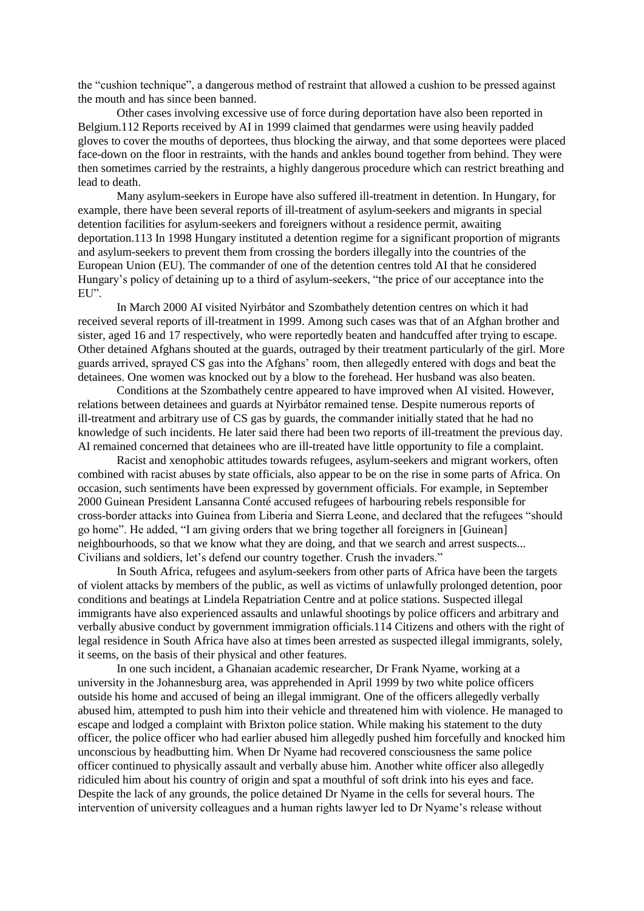the "cushion technique", a dangerous method of restraint that allowed a cushion to be pressed against the mouth and has since been banned.

Other cases involving excessive use of force during deportation have also been reported in Belgium.112 Reports received by AI in 1999 claimed that gendarmes were using heavily padded gloves to cover the mouths of deportees, thus blocking the airway, and that some deportees were placed face-down on the floor in restraints, with the hands and ankles bound together from behind. They were then sometimes carried by the restraints, a highly dangerous procedure which can restrict breathing and lead to death.

Many asylum-seekers in Europe have also suffered ill-treatment in detention. In Hungary, for example, there have been several reports of ill-treatment of asylum-seekers and migrants in special detention facilities for asylum-seekers and foreigners without a residence permit, awaiting deportation.113 In 1998 Hungary instituted a detention regime for a significant proportion of migrants and asylum-seekers to prevent them from crossing the borders illegally into the countries of the European Union (EU). The commander of one of the detention centres told AI that he considered Hungary's policy of detaining up to a third of asylum-seekers, "the price of our acceptance into the EU".

In March 2000 AI visited Nyirbátor and Szombathely detention centres on which it had received several reports of ill-treatment in 1999. Among such cases was that of an Afghan brother and sister, aged 16 and 17 respectively, who were reportedly beaten and handcuffed after trying to escape. Other detained Afghans shouted at the guards, outraged by their treatment particularly of the girl. More guards arrived, sprayed CS gas into the Afghans' room, then allegedly entered with dogs and beat the detainees. One women was knocked out by a blow to the forehead. Her husband was also beaten.

Conditions at the Szombathely centre appeared to have improved when AI visited. However, relations between detainees and guards at Nyirbátor remained tense. Despite numerous reports of ill-treatment and arbitrary use of CS gas by guards, the commander initially stated that he had no knowledge of such incidents. He later said there had been two reports of ill-treatment the previous day. AI remained concerned that detainees who are ill-treated have little opportunity to file a complaint.

Racist and xenophobic attitudes towards refugees, asylum-seekers and migrant workers, often combined with racist abuses by state officials, also appear to be on the rise in some parts of Africa. On occasion, such sentiments have been expressed by government officials. For example, in September 2000 Guinean President Lansanna Conté accused refugees of harbouring rebels responsible for cross-border attacks into Guinea from Liberia and Sierra Leone, and declared that the refugees "should go home". He added, "I am giving orders that we bring together all foreigners in [Guinean] neighbourhoods, so that we know what they are doing, and that we search and arrest suspects... Civilians and soldiers, let's defend our country together. Crush the invaders."

In South Africa, refugees and asylum-seekers from other parts of Africa have been the targets of violent attacks by members of the public, as well as victims of unlawfully prolonged detention, poor conditions and beatings at Lindela Repatriation Centre and at police stations. Suspected illegal immigrants have also experienced assaults and unlawful shootings by police officers and arbitrary and verbally abusive conduct by government immigration officials.114 Citizens and others with the right of legal residence in South Africa have also at times been arrested as suspected illegal immigrants, solely, it seems, on the basis of their physical and other features.

In one such incident, a Ghanaian academic researcher, Dr Frank Nyame, working at a university in the Johannesburg area, was apprehended in April 1999 by two white police officers outside his home and accused of being an illegal immigrant. One of the officers allegedly verbally abused him, attempted to push him into their vehicle and threatened him with violence. He managed to escape and lodged a complaint with Brixton police station. While making his statement to the duty officer, the police officer who had earlier abused him allegedly pushed him forcefully and knocked him unconscious by headbutting him. When Dr Nyame had recovered consciousness the same police officer continued to physically assault and verbally abuse him. Another white officer also allegedly ridiculed him about his country of origin and spat a mouthful of soft drink into his eyes and face. Despite the lack of any grounds, the police detained Dr Nyame in the cells for several hours. The intervention of university colleagues and a human rights lawyer led to Dr Nyame's release without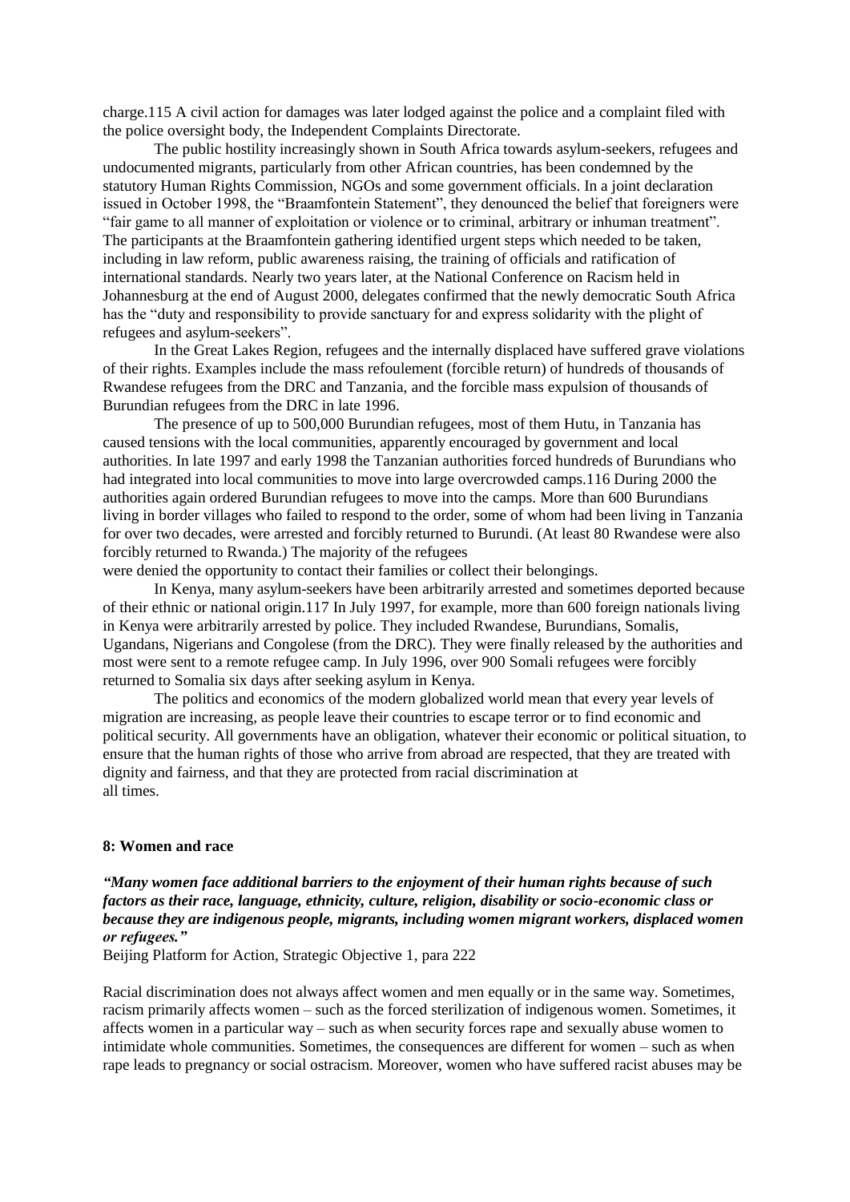charge.115 A civil action for damages was later lodged against the police and a complaint filed with the police oversight body, the Independent Complaints Directorate.

The public hostility increasingly shown in South Africa towards asylum-seekers, refugees and undocumented migrants, particularly from other African countries, has been condemned by the statutory Human Rights Commission, NGOs and some government officials. In a joint declaration issued in October 1998, the "Braamfontein Statement", they denounced the belief that foreigners were "fair game to all manner of exploitation or violence or to criminal, arbitrary or inhuman treatment". The participants at the Braamfontein gathering identified urgent steps which needed to be taken, including in law reform, public awareness raising, the training of officials and ratification of international standards. Nearly two years later, at the National Conference on Racism held in Johannesburg at the end of August 2000, delegates confirmed that the newly democratic South Africa has the "duty and responsibility to provide sanctuary for and express solidarity with the plight of refugees and asylum-seekers".

In the Great Lakes Region, refugees and the internally displaced have suffered grave violations of their rights. Examples include the mass refoulement (forcible return) of hundreds of thousands of Rwandese refugees from the DRC and Tanzania, and the forcible mass expulsion of thousands of Burundian refugees from the DRC in late 1996.

The presence of up to 500,000 Burundian refugees, most of them Hutu, in Tanzania has caused tensions with the local communities, apparently encouraged by government and local authorities. In late 1997 and early 1998 the Tanzanian authorities forced hundreds of Burundians who had integrated into local communities to move into large overcrowded camps.116 During 2000 the authorities again ordered Burundian refugees to move into the camps. More than 600 Burundians living in border villages who failed to respond to the order, some of whom had been living in Tanzania for over two decades, were arrested and forcibly returned to Burundi. (At least 80 Rwandese were also forcibly returned to Rwanda.) The majority of the refugees were denied the opportunity to contact their families or collect their belongings.

In Kenya, many asylum-seekers have been arbitrarily arrested and sometimes deported because of their ethnic or national origin.117 In July 1997, for example, more than 600 foreign nationals living in Kenya were arbitrarily arrested by police. They included Rwandese, Burundians, Somalis, Ugandans, Nigerians and Congolese (from the DRC). They were finally released by the authorities and most were sent to a remote refugee camp. In July 1996, over 900 Somali refugees were forcibly returned to Somalia six days after seeking asylum in Kenya.

The politics and economics of the modern globalized world mean that every year levels of migration are increasing, as people leave their countries to escape terror or to find economic and political security. All governments have an obligation, whatever their economic or political situation, to ensure that the human rights of those who arrive from abroad are respected, that they are treated with dignity and fairness, and that they are protected from racial discrimination at all times.

## 8: Women and race

***"Many women face additional barriers to the enjoyment of their human rights because of such factors as their race, language, ethnicity, culture, religion, disability or socio-economic class or because they are indigenous people, migrants, including women migrant workers, displaced women or refugees."***

Beijing Platform for Action, Strategic Objective 1, para 222

Racial discrimination does not always affect women and men equally or in the same way. Sometimes, racism primarily affects women – such as the forced sterilization of indigenous women. Sometimes, it affects women in a particular way – such as when security forces rape and sexually abuse women to intimidate whole communities. Sometimes, the consequences are different for women – such as when rape leads to pregnancy or social ostracism. Moreover, women who have suffered racist abuses may be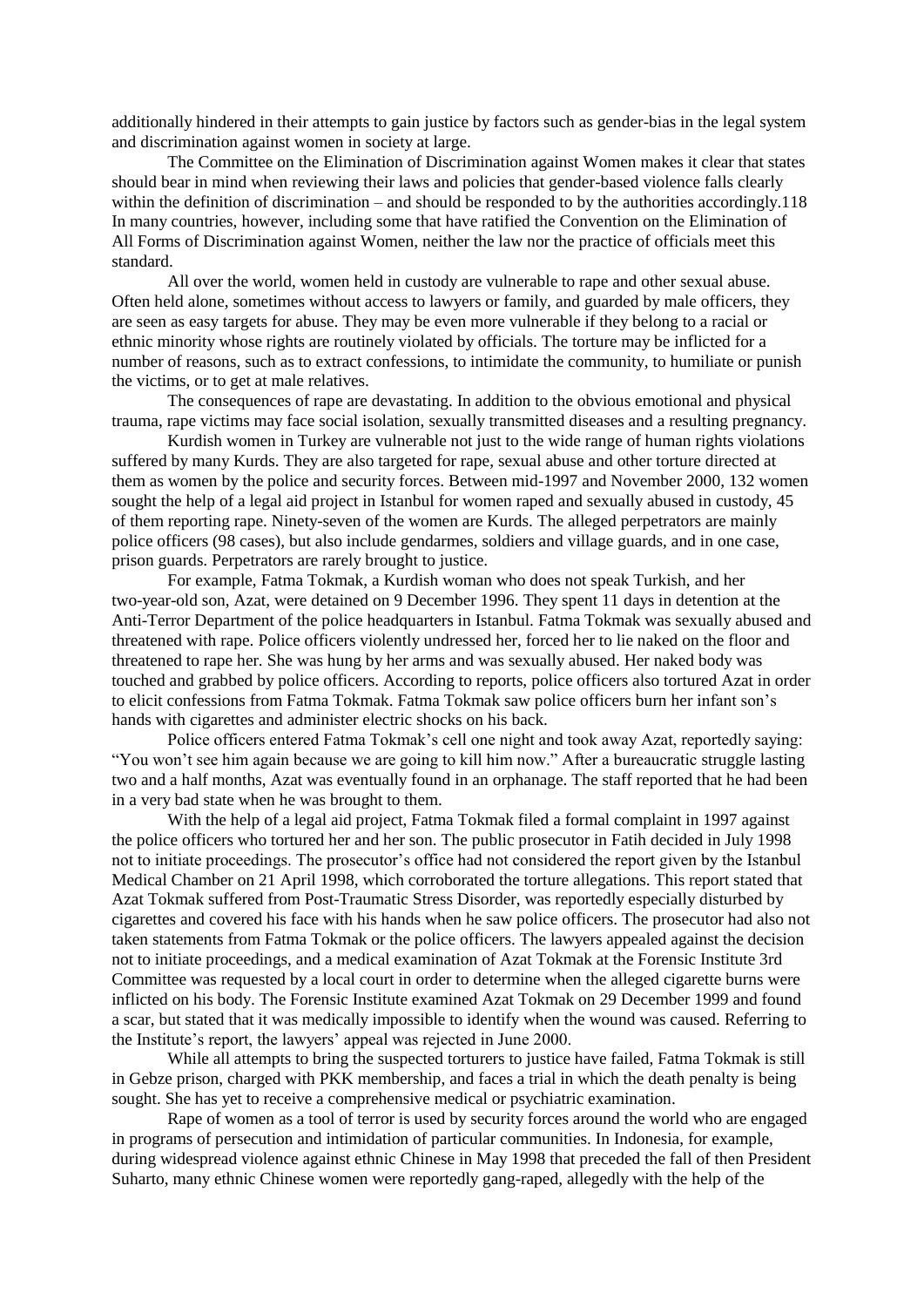additionally hindered in their attempts to gain justice by factors such as gender-bias in the legal system and discrimination against women in society at large.

The Committee on the Elimination of Discrimination against Women makes it clear that states should bear in mind when reviewing their laws and policies that gender-based violence falls clearly within the definition of discrimination – and should be responded to by the authorities accordingly.118 In many countries, however, including some that have ratified the Convention on the Elimination of All Forms of Discrimination against Women, neither the law nor the practice of officials meet this standard.

All over the world, women held in custody are vulnerable to rape and other sexual abuse. Often held alone, sometimes without access to lawyers or family, and guarded by male officers, they are seen as easy targets for abuse. They may be even more vulnerable if they belong to a racial or ethnic minority whose rights are routinely violated by officials. The torture may be inflicted for a number of reasons, such as to extract confessions, to intimidate the community, to humiliate or punish the victims, or to get at male relatives.

The consequences of rape are devastating. In addition to the obvious emotional and physical trauma, rape victims may face social isolation, sexually transmitted diseases and a resulting pregnancy.

Kurdish women in Turkey are vulnerable not just to the wide range of human rights violations suffered by many Kurds. They are also targeted for rape, sexual abuse and other torture directed at them as women by the police and security forces. Between mid-1997 and November 2000, 132 women sought the help of a legal aid project in Istanbul for women raped and sexually abused in custody, 45 of them reporting rape. Ninety-seven of the women are Kurds. The alleged perpetrators are mainly police officers (98 cases), but also include gendarmes, soldiers and village guards, and in one case, prison guards. Perpetrators are rarely brought to justice.

For example, Fatma Tokmak, a Kurdish woman who does not speak Turkish, and her two-year-old son, Azat, were detained on 9 December 1996. They spent 11 days in detention at the Anti-Terror Department of the police headquarters in Istanbul. Fatma Tokmak was sexually abused and threatened with rape. Police officers violently undressed her, forced her to lie naked on the floor and threatened to rape her. She was hung by her arms and was sexually abused. Her naked body was touched and grabbed by police officers. According to reports, police officers also tortured Azat in order to elicit confessions from Fatma Tokmak. Fatma Tokmak saw police officers burn her infant son's hands with cigarettes and administer electric shocks on his back.

Police officers entered Fatma Tokmak's cell one night and took away Azat, reportedly saying: "You won't see him again because we are going to kill him now." After a bureaucratic struggle lasting two and a half months, Azat was eventually found in an orphanage. The staff reported that he had been in a very bad state when he was brought to them.

With the help of a legal aid project, Fatma Tokmak filed a formal complaint in 1997 against the police officers who tortured her and her son. The public prosecutor in Fatih decided in July 1998 not to initiate proceedings. The prosecutor's office had not considered the report given by the Istanbul Medical Chamber on 21 April 1998, which corroborated the torture allegations. This report stated that Azat Tokmak suffered from Post-Traumatic Stress Disorder, was reportedly especially disturbed by cigarettes and covered his face with his hands when he saw police officers. The prosecutor had also not taken statements from Fatma Tokmak or the police officers. The lawyers appealed against the decision not to initiate proceedings, and a medical examination of Azat Tokmak at the Forensic Institute 3rd Committee was requested by a local court in order to determine when the alleged cigarette burns were inflicted on his body. The Forensic Institute examined Azat Tokmak on 29 December 1999 and found a scar, but stated that it was medically impossible to identify when the wound was caused. Referring to the Institute's report, the lawyers' appeal was rejected in June 2000.

While all attempts to bring the suspected torturers to justice have failed, Fatma Tokmak is still in Gebze prison, charged with PKK membership, and faces a trial in which the death penalty is being sought. She has yet to receive a comprehensive medical or psychiatric examination.

Rape of women as a tool of terror is used by security forces around the world who are engaged in programs of persecution and intimidation of particular communities. In Indonesia, for example, during widespread violence against ethnic Chinese in May 1998 that preceded the fall of then President Suharto, many ethnic Chinese women were reportedly gang-raped, allegedly with the help of the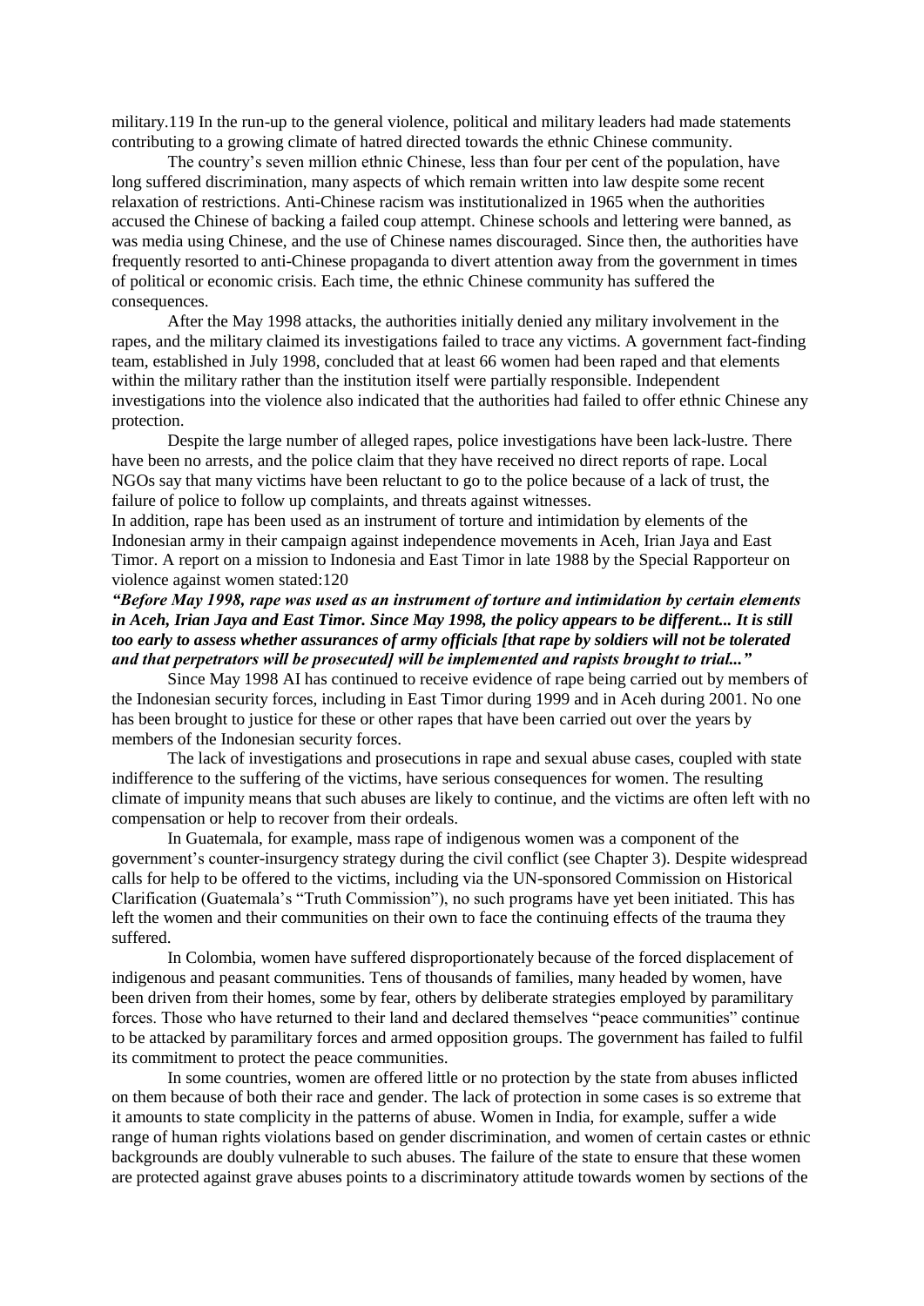military.119 In the run-up to the general violence, political and military leaders had made statements contributing to a growing climate of hatred directed towards the ethnic Chinese community.

The country's seven million ethnic Chinese, less than four per cent of the population, have long suffered discrimination, many aspects of which remain written into law despite some recent relaxation of restrictions. Anti-Chinese racism was institutionalized in 1965 when the authorities accused the Chinese of backing a failed coup attempt. Chinese schools and lettering were banned, as was media using Chinese, and the use of Chinese names discouraged. Since then, the authorities have frequently resorted to anti-Chinese propaganda to divert attention away from the government in times of political or economic crisis. Each time, the ethnic Chinese community has suffered the consequences.

After the May 1998 attacks, the authorities initially denied any military involvement in the rapes, and the military claimed its investigations failed to trace any victims. A government fact-finding team, established in July 1998, concluded that at least 66 women had been raped and that elements within the military rather than the institution itself were partially responsible. Independent investigations into the violence also indicated that the authorities had failed to offer ethnic Chinese any protection.

Despite the large number of alleged rapes, police investigations have been lack-lustre. There have been no arrests, and the police claim that they have received no direct reports of rape. Local NGOs say that many victims have been reluctant to go to the police because of a lack of trust, the failure of police to follow up complaints, and threats against witnesses.

In addition, rape has been used as an instrument of torture and intimidation by elements of the Indonesian army in their campaign against independence movements in Aceh, Irian Jaya and East Timor. A report on a mission to Indonesia and East Timor in late 1988 by the Special Rapporteur on violence against women stated:120

***"Before May 1998, rape was used as an instrument of torture and intimidation by certain elements in Aceh, Irian Jaya and East Timor. Since May 1998, the policy appears to be different... It is still too early to assess whether assurances of army officials [that rape by soldiers will not be tolerated and that perpetrators will be prosecuted] will be implemented and rapists brought to trial..."***

Since May 1998 AI has continued to receive evidence of rape being carried out by members of the Indonesian security forces, including in East Timor during 1999 and in Aceh during 2001. No one has been brought to justice for these or other rapes that have been carried out over the years by members of the Indonesian security forces.

The lack of investigations and prosecutions in rape and sexual abuse cases, coupled with state indifference to the suffering of the victims, have serious consequences for women. The resulting climate of impunity means that such abuses are likely to continue, and the victims are often left with no compensation or help to recover from their ordeals.

In Guatemala, for example, mass rape of indigenous women was a component of the government's counter-insurgency strategy during the civil conflict (see Chapter 3). Despite widespread calls for help to be offered to the victims, including via the UN-sponsored Commission on Historical Clarification (Guatemala's "Truth Commission"), no such programs have yet been initiated. This has left the women and their communities on their own to face the continuing effects of the trauma they suffered.

In Colombia, women have suffered disproportionately because of the forced displacement of indigenous and peasant communities. Tens of thousands of families, many headed by women, have been driven from their homes, some by fear, others by deliberate strategies employed by paramilitary forces. Those who have returned to their land and declared themselves "peace communities" continue to be attacked by paramilitary forces and armed opposition groups. The government has failed to fulfil its commitment to protect the peace communities.

In some countries, women are offered little or no protection by the state from abuses inflicted on them because of both their race and gender. The lack of protection in some cases is so extreme that it amounts to state complicity in the patterns of abuse. Women in India, for example, suffer a wide range of human rights violations based on gender discrimination, and women of certain castes or ethnic backgrounds are doubly vulnerable to such abuses. The failure of the state to ensure that these women are protected against grave abuses points to a discriminatory attitude towards women by sections of the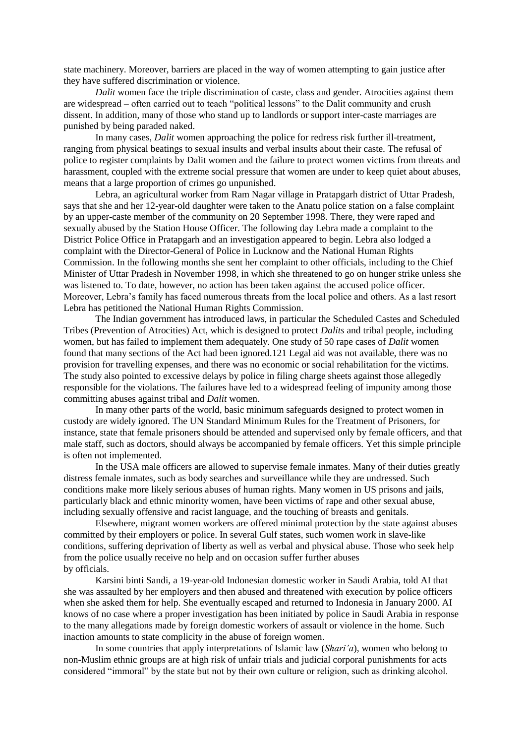state machinery. Moreover, barriers are placed in the way of women attempting to gain justice after they have suffered discrimination or violence.

*Dalit* women face the triple discrimination of caste, class and gender. Atrocities against them are widespread – often carried out to teach "political lessons" to the Dalit community and crush dissent. In addition, many of those who stand up to landlords or support inter-caste marriages are punished by being paraded naked.

In many cases, *Dalit* women approaching the police for redress risk further ill-treatment, ranging from physical beatings to sexual insults and verbal insults about their caste. The refusal of police to register complaints by Dalit women and the failure to protect women victims from threats and harassment, coupled with the extreme social pressure that women are under to keep quiet about abuses, means that a large proportion of crimes go unpunished.

Lebra, an agricultural worker from Ram Nagar village in Pratapgarh district of Uttar Pradesh, says that she and her 12-year-old daughter were taken to the Anatu police station on a false complaint by an upper-caste member of the community on 20 September 1998. There, they were raped and sexually abused by the Station House Officer. The following day Lebra made a complaint to the District Police Office in Pratapgarh and an investigation appeared to begin. Lebra also lodged a complaint with the Director-General of Police in Lucknow and the National Human Rights Commission. In the following months she sent her complaint to other officials, including to the Chief Minister of Uttar Pradesh in November 1998, in which she threatened to go on hunger strike unless she was listened to. To date, however, no action has been taken against the accused police officer. Moreover, Lebra's family has faced numerous threats from the local police and others. As a last resort Lebra has petitioned the National Human Rights Commission.

The Indian government has introduced laws, in particular the Scheduled Castes and Scheduled Tribes (Prevention of Atrocities) Act, which is designed to protect *Dalits* and tribal people, including women, but has failed to implement them adequately. One study of 50 rape cases of *Dalit* women found that many sections of the Act had been ignored.[121] Legal aid was not available, there was no provision for travelling expenses, and there was no economic or social rehabilitation for the victims. The study also pointed to excessive delays by police in filing charge sheets against those allegedly responsible for the violations. The failures have led to a widespread feeling of impunity among those committing abuses against tribal and *Dalit* women.

In many other parts of the world, basic minimum safeguards designed to protect women in custody are widely ignored. The UN Standard Minimum Rules for the Treatment of Prisoners, for instance, state that female prisoners should be attended and supervised only by female officers, and that male staff, such as doctors, should always be accompanied by female officers. Yet this simple principle is often not implemented.

In the USA male officers are allowed to supervise female inmates. Many of their duties greatly distress female inmates, such as body searches and surveillance while they are undressed. Such conditions make more likely serious abuses of human rights. Many women in US prisons and jails, particularly black and ethnic minority women, have been victims of rape and other sexual abuse, including sexually offensive and racist language, and the touching of breasts and genitals.

Elsewhere, migrant women workers are offered minimal protection by the state against abuses committed by their employers or police. In several Gulf states, such women work in slave-like conditions, suffering deprivation of liberty as well as verbal and physical abuse. Those who seek help from the police usually receive no help and on occasion suffer further abuses by officials.

Karsini binti Sandi, a 19-year-old Indonesian domestic worker in Saudi Arabia, told AI that she was assaulted by her employers and then abused and threatened with execution by police officers when she asked them for help. She eventually escaped and returned to Indonesia in January 2000. AI knows of no case where a proper investigation has been initiated by police in Saudi Arabia in response to the many allegations made by foreign domestic workers of assault or violence in the home. Such inaction amounts to state complicity in the abuse of foreign women.

In some countries that apply interpretations of Islamic law (*Shari'a*), women who belong to non-Muslim ethnic groups are at high risk of unfair trials and judicial corporal punishments for acts considered "immoral" by the state but not by their own culture or religion, such as drinking alcohol.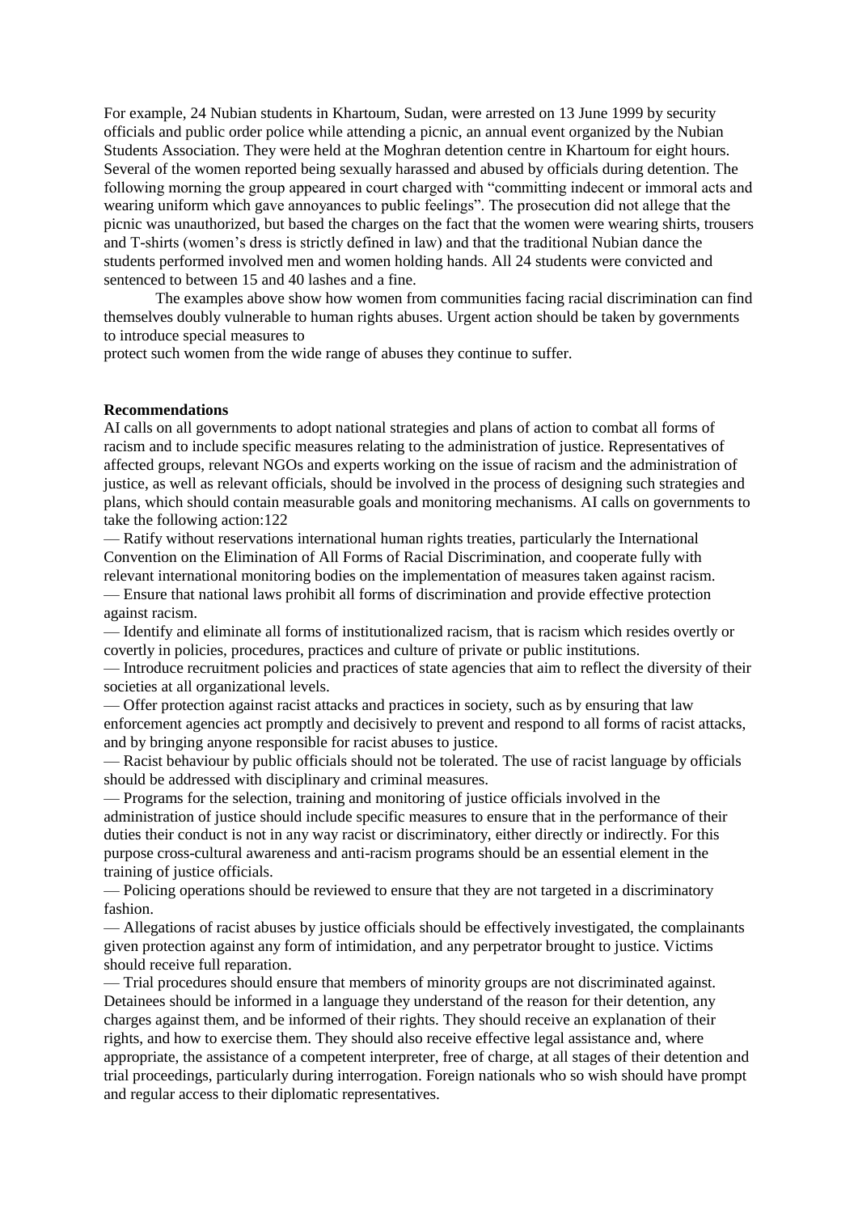For example, 24 Nubian students in Khartoum, Sudan, were arrested on 13 June 1999 by security officials and public order police while attending a picnic, an annual event organized by the Nubian Students Association. They were held at the Moghran detention centre in Khartoum for eight hours. Several of the women reported being sexually harassed and abused by officials during detention. The following morning the group appeared in court charged with "committing indecent or immoral acts and wearing uniform which gave annoyances to public feelings". The prosecution did not allege that the picnic was unauthorized, but based the charges on the fact that the women were wearing shirts, trousers and T-shirts (women's dress is strictly defined in law) and that the traditional Nubian dance the students performed involved men and women holding hands. All 24 students were convicted and sentenced to between 15 and 40 lashes and a fine.

The examples above show how women from communities facing racial discrimination can find themselves doubly vulnerable to human rights abuses. Urgent action should be taken by governments to introduce special measures to protect such women from the wide range of abuses they continue to suffer.

**Recommendations**

AI calls on all governments to adopt national strategies and plans of action to combat all forms of racism and to include specific measures relating to the administration of justice. Representatives of affected groups, relevant NGOs and experts working on the issue of racism and the administration of justice, as well as relevant officials, should be involved in the process of designing such strategies and plans, which should contain measurable goals and monitoring mechanisms. AI calls on governments to take the following action:122

— Ratify without reservations international human rights treaties, particularly the International Convention on the Elimination of All Forms of Racial Discrimination, and cooperate fully with relevant international monitoring bodies on the implementation of measures taken against racism.

— Ensure that national laws prohibit all forms of discrimination and provide effective protection against racism.

— Identify and eliminate all forms of institutionalized racism, that is racism which resides overtly or covertly in policies, procedures, practices and culture of private or public institutions.

— Introduce recruitment policies and practices of state agencies that aim to reflect the diversity of their societies at all organizational levels.

— Offer protection against racist attacks and practices in society, such as by ensuring that law enforcement agencies act promptly and decisively to prevent and respond to all forms of racist attacks, and by bringing anyone responsible for racist abuses to justice.

— Racist behaviour by public officials should not be tolerated. The use of racist language by officials should be addressed with disciplinary and criminal measures.

— Programs for the selection, training and monitoring of justice officials involved in the administration of justice should include specific measures to ensure that in the performance of their duties their conduct is not in any way racist or discriminatory, either directly or indirectly. For this purpose cross-cultural awareness and anti-racism programs should be an essential element in the training of justice officials.

— Policing operations should be reviewed to ensure that they are not targeted in a discriminatory fashion.

— Allegations of racist abuses by justice officials should be effectively investigated, the complainants given protection against any form of intimidation, and any perpetrator brought to justice. Victims should receive full reparation.

— Trial procedures should ensure that members of minority groups are not discriminated against. Detainees should be informed in a language they understand of the reason for their detention, any charges against them, and be informed of their rights. They should receive an explanation of their rights, and how to exercise them. They should also receive effective legal assistance and, where appropriate, the assistance of a competent interpreter, free of charge, at all stages of their detention and trial proceedings, particularly during interrogation. Foreign nationals who so wish should have prompt and regular access to their diplomatic representatives.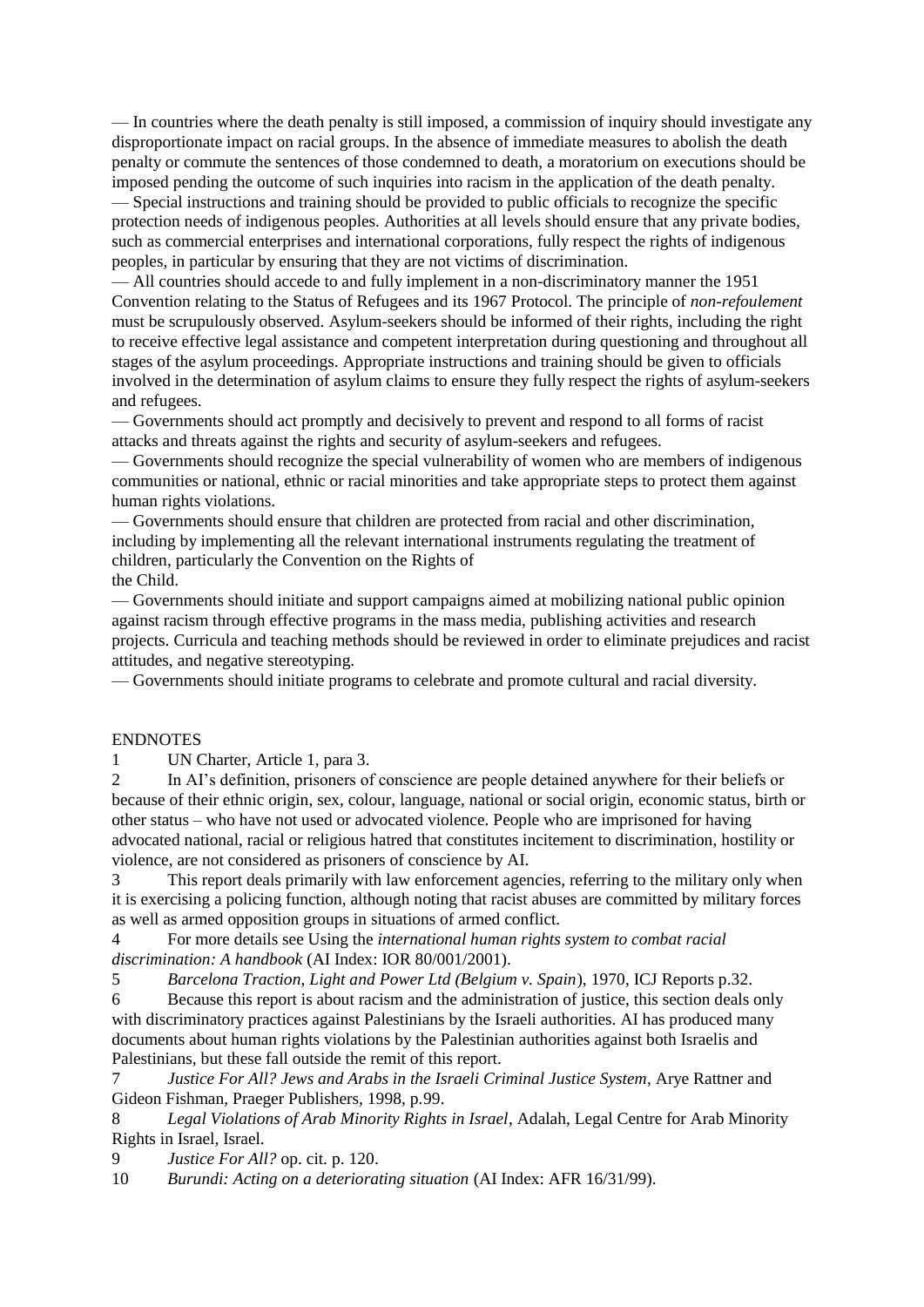— In countries where the death penalty is still imposed, a commission of inquiry should investigate any disproportionate impact on racial groups. In the absence of immediate measures to abolish the death penalty or commute the sentences of those condemned to death, a moratorium on executions should be imposed pending the outcome of such inquiries into racism in the application of the death penalty.

— Special instructions and training should be provided to public officials to recognize the specific protection needs of indigenous peoples. Authorities at all levels should ensure that any private bodies, such as commercial enterprises and international corporations, fully respect the rights of indigenous peoples, in particular by ensuring that they are not victims of discrimination.

— All countries should accede to and fully implement in a non-discriminatory manner the 1951 Convention relating to the Status of Refugees and its 1967 Protocol. The principle of *non-refoulement* must be scrupulously observed. Asylum-seekers should be informed of their rights, including the right to receive effective legal assistance and competent interpretation during questioning and throughout all stages of the asylum proceedings. Appropriate instructions and training should be given to officials involved in the determination of asylum claims to ensure they fully respect the rights of asylum-seekers and refugees.

— Governments should act promptly and decisively to prevent and respond to all forms of racist attacks and threats against the rights and security of asylum-seekers and refugees.

— Governments should recognize the special vulnerability of women who are members of indigenous communities or national, ethnic or racial minorities and take appropriate steps to protect them against human rights violations.

— Governments should ensure that children are protected from racial and other discrimination, including by implementing all the relevant international instruments regulating the treatment of children, particularly the Convention on the Rights of the Child.

— Governments should initiate and support campaigns aimed at mobilizing national public opinion against racism through effective programs in the mass media, publishing activities and research projects. Curricula and teaching methods should be reviewed in order to eliminate prejudices and racist attitudes, and negative stereotyping.

— Governments should initiate programs to celebrate and promote cultural and racial diversity.

ENDNOTES

1 UN Charter, Article 1, para 3.

2 In AI's definition, prisoners of conscience are people detained anywhere for their beliefs or because of their ethnic origin, sex, colour, language, national or social origin, economic status, birth or other status – who have not used or advocated violence. People who are imprisoned for having advocated national, racial or religious hatred that constitutes incitement to discrimination, hostility or violence, are not considered as prisoners of conscience by AI.

3 This report deals primarily with law enforcement agencies, referring to the military only when it is exercising a policing function, although noting that racist abuses are committed by military forces as well as armed opposition groups in situations of armed conflict.

4 For more details see Using the *international human rights system to combat racial discrimination: A handbook* (AI Index: IOR 80/001/2001).

5 *Barcelona Traction, Light and Power Ltd (Belgium v. Spain*), 1970, ICJ Reports p.32.

6 Because this report is about racism and the administration of justice, this section deals only with discriminatory practices against Palestinians by the Israeli authorities. AI has produced many documents about human rights violations by the Palestinian authorities against both Israelis and Palestinians, but these fall outside the remit of this report.

7 *Justice For All? Jews and Arabs in the Israeli Criminal Justice System*, Arye Rattner and Gideon Fishman, Praeger Publishers, 1998, p.99.

8 *Legal Violations of Arab Minority Rights in Israel*, Adalah, Legal Centre for Arab Minority Rights in Israel, Israel.

9 *Justice For All?* op. cit. p. 120.

10 *Burundi: Acting on a deteriorating situation* (AI Index: AFR 16/31/99).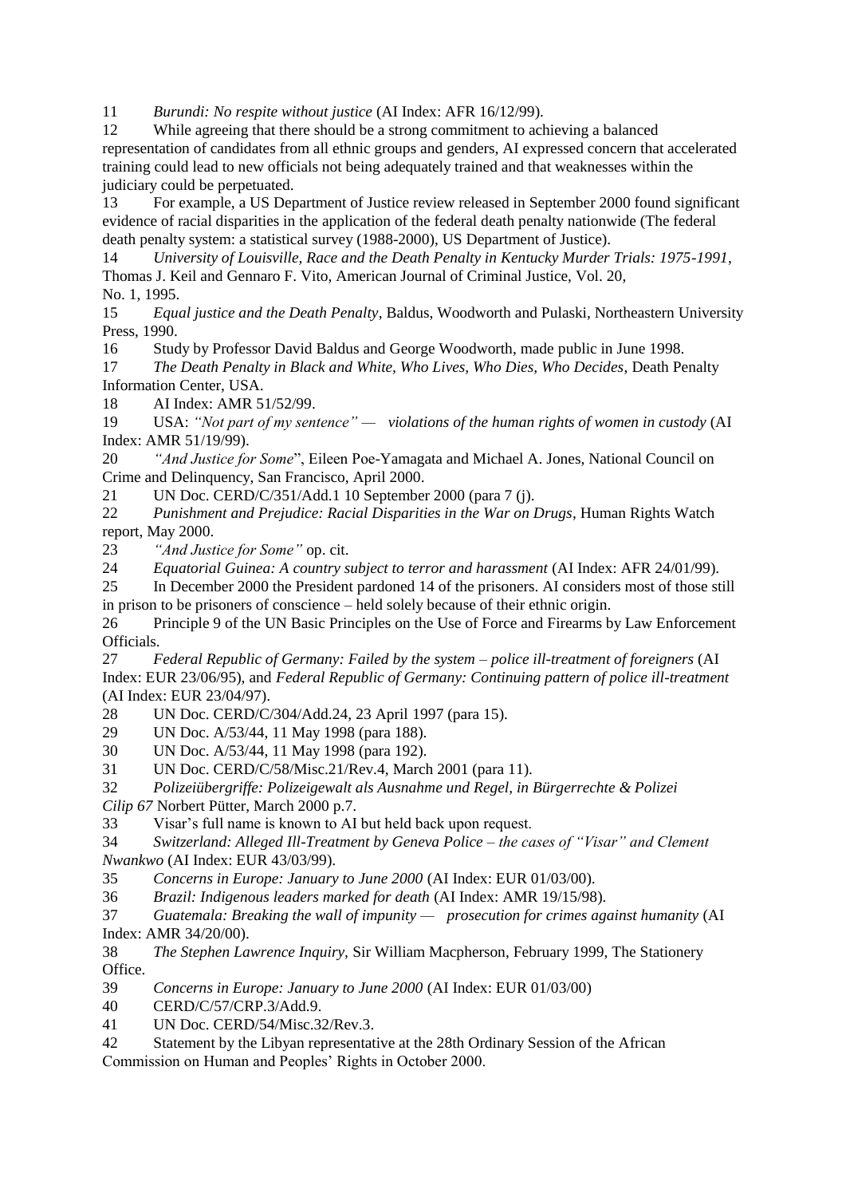11 *Burundi: No respite without justice* (AI Index: AFR 16/12/99).

12 While agreeing that there should be a strong commitment to achieving a balanced representation of candidates from all ethnic groups and genders, AI expressed concern that accelerated training could lead to new officials not being adequately trained and that weaknesses within the judiciary could be perpetuated.

13 For example, a US Department of Justice review released in September 2000 found significant evidence of racial disparities in the application of the federal death penalty nationwide (The federal death penalty system: a statistical survey (1988-2000), US Department of Justice).

14 *University of Louisville, Race and the Death Penalty in Kentucky Murder Trials: 1975-1991*, Thomas J. Keil and Gennaro F. Vito, American Journal of Criminal Justice, Vol. 20, No. 1, 1995.

15 *Equal justice and the Death Penalty*, Baldus, Woodworth and Pulaski, Northeastern University Press, 1990.

16 Study by Professor David Baldus and George Woodworth, made public in June 1998.

17 *The Death Penalty in Black and White, Who Lives, Who Dies, Who Decides*, Death Penalty Information Center, USA.

18 AI Index: AMR 51/52/99.

19 USA: *"Not part of my sentence" — violations of the human rights of women in custody* (AI Index: AMR 51/19/99).

20 *"And Justice for Some*", Eileen Poe-Yamagata and Michael A. Jones, National Council on Crime and Delinquency, San Francisco, April 2000.

21 UN Doc. CERD/C/351/Add.1 10 September 2000 (para 7 (j).

22 *Punishment and Prejudice: Racial Disparities in the War on Drugs*, Human Rights Watch report, May 2000.

23 *"And Justice for Some"* op. cit.

24 *Equatorial Guinea: A country subject to terror and harassment* (AI Index: AFR 24/01/99).

25 In December 2000 the President pardoned 14 of the prisoners. AI considers most of those still in prison to be prisoners of conscience – held solely because of their ethnic origin.

26 Principle 9 of the UN Basic Principles on the Use of Force and Firearms by Law Enforcement Officials.

27 *Federal Republic of Germany: Failed by the system – police ill-treatment of foreigners* (AI Index: EUR 23/06/95), and *Federal Republic of Germany: Continuing pattern of police ill-treatment* (AI Index: EUR 23/04/97).

28 UN Doc. CERD/C/304/Add.24, 23 April 1997 (para 15).

29 UN Doc. A/53/44, 11 May 1998 (para 188).

30 UN Doc. A/53/44, 11 May 1998 (para 192).

31 UN Doc. CERD/C/58/Misc.21/Rev.4, March 2001 (para 11).

32 *Polizeiübergriffe: Polizeigewalt als Ausnahme und Regel, in Bürgerrechte & Polizei Cilip 67* Norbert Pütter, March 2000 p.7.

33 Visar's full name is known to AI but held back upon request.

34 *Switzerland: Alleged Ill-Treatment by Geneva Police – the cases of "Visar" and Clement Nwankwo* (AI Index: EUR 43/03/99).

35 *Concerns in Europe: January to June 2000* (AI Index: EUR 01/03/00).

36 *Brazil: Indigenous leaders marked for death* (AI Index: AMR 19/15/98).

37 *Guatemala: Breaking the wall of impunity — prosecution for crimes against humanity* (AI Index: AMR 34/20/00).

38 *The Stephen Lawrence Inquiry*, Sir William Macpherson, February 1999, The Stationery Office.

39 *Concerns in Europe: January to June 2000* (AI Index: EUR 01/03/00)

40 CERD/C/57/CRP.3/Add.9.

41 UN Doc. CERD/54/Misc.32/Rev.3.

42 Statement by the Libyan representative at the 28th Ordinary Session of the African Commission on Human and Peoples' Rights in October 2000.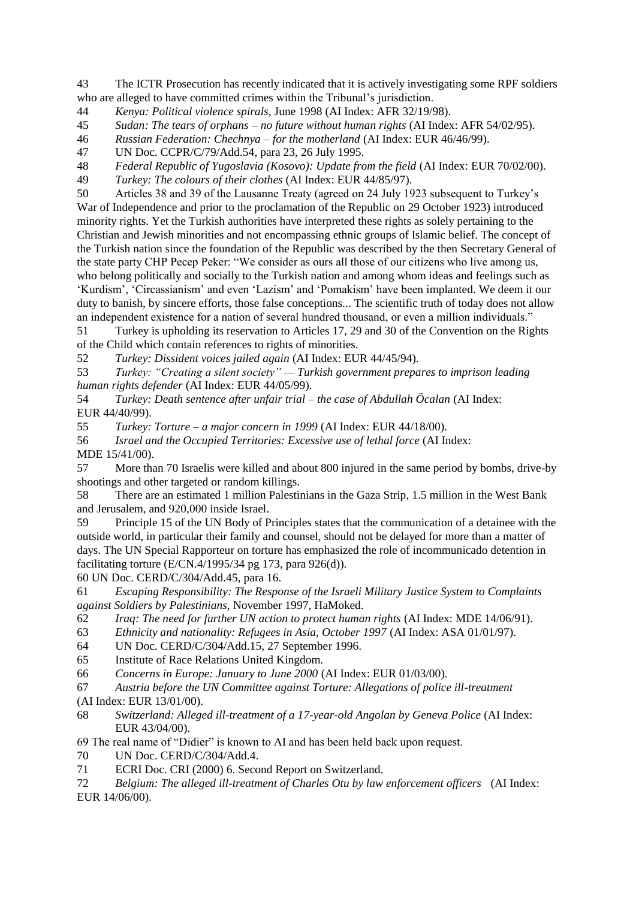43 The ICTR Prosecution has recently indicated that it is actively investigating some RPF soldiers who are alleged to have committed crimes within the Tribunal's jurisdiction.

44 *Kenya: Political violence spirals*, June 1998 (AI Index: AFR 32/19/98).

45 *Sudan: The tears of orphans – no future without human rights* (AI Index: AFR 54/02/95).

46 *Russian Federation: Chechnya – for the motherland* (AI Index: EUR 46/46/99).

47 UN Doc. CCPR/C/79/Add.54, para 23, 26 July 1995.

48 *Federal Republic of Yugoslavia (Kosovo): Update from the field* (AI Index: EUR 70/02/00).

49 *Turkey: The colours of their clothes* (AI Index: EUR 44/85/97).

50 Articles 38 and 39 of the Lausanne Treaty (agreed on 24 July 1923 subsequent to Turkey's War of Independence and prior to the proclamation of the Republic on 29 October 1923) introduced minority rights. Yet the Turkish authorities have interpreted these rights as solely pertaining to the Christian and Jewish minorities and not encompassing ethnic groups of Islamic belief. The concept of the Turkish nation since the foundation of the Republic was described by the then Secretary General of the state party CHP Pecep Peker: "We consider as ours all those of our citizens who live among us, who belong politically and socially to the Turkish nation and among whom ideas and feelings such as 'Kurdism', 'Circassianism' and even 'Lazism' and 'Pomakism' have been implanted. We deem it our duty to banish, by sincere efforts, those false conceptions... The scientific truth of today does not allow an independent existence for a nation of several hundred thousand, or even a million individuals."

51 Turkey is upholding its reservation to Articles 17, 29 and 30 of the Convention on the Rights of the Child which contain references to rights of minorities.

52 *Turkey: Dissident voices jailed again* (AI Index: EUR 44/45/94).

53 *Turkey: "Creating a silent society" — Turkish government prepares to imprison leading human rights defender* (AI Index: EUR 44/05/99).

54 *Turkey: Death sentence after unfair trial – the case of Abdullah Öcalan* (AI Index: EUR 44/40/99).

55 *Turkey: Torture – a major concern in 1999* (AI Index: EUR 44/18/00).

56 *Israel and the Occupied Territories: Excessive use of lethal force* (AI Index: MDE 15/41/00).

57 More than 70 Israelis were killed and about 800 injured in the same period by bombs, drive-by shootings and other targeted or random killings.

58 There are an estimated 1 million Palestinians in the Gaza Strip, 1.5 million in the West Bank and Jerusalem, and 920,000 inside Israel.

59 Principle 15 of the UN Body of Principles states that the communication of a detainee with the outside world, in particular their family and counsel, should not be delayed for more than a matter of days. The UN Special Rapporteur on torture has emphasized the role of incommunicado detention in facilitating torture (E/CN.4/1995/34 pg 173, para 926(d)).

60 UN Doc. CERD/C/304/Add.45, para 16.

61 *Escaping Responsibility: The Response of the Israeli Military Justice System to Complaints against Soldiers by Palestinians*, November 1997, HaMoked.

62 *Iraq: The need for further UN action to protect human rights* (AI Index: MDE 14/06/91).

63 *Ethnicity and nationality: Refugees in Asia, October 1997* (AI Index: ASA 01/01/97).

64 UN Doc. CERD/C/304/Add.15, 27 September 1996.

65 Institute of Race Relations United Kingdom.

66 *Concerns in Europe: January to June 2000* (AI Index: EUR 01/03/00).

67 *Austria before the UN Committee against Torture: Allegations of police ill-treatment* (AI Index: EUR 13/01/00).

68 *Switzerland: Alleged ill-treatment of a 17-year-old Angolan by Geneva Police* (AI Index: EUR 43/04/00).

69 The real name of "Didier" is known to AI and has been held back upon request.

70 UN Doc. CERD/C/304/Add.4.

71 ECRI Doc. CRI (2000) 6. Second Report on Switzerland.

72 *Belgium: The alleged ill-treatment of Charles Otu by law enforcement officers* (AI Index: EUR 14/06/00).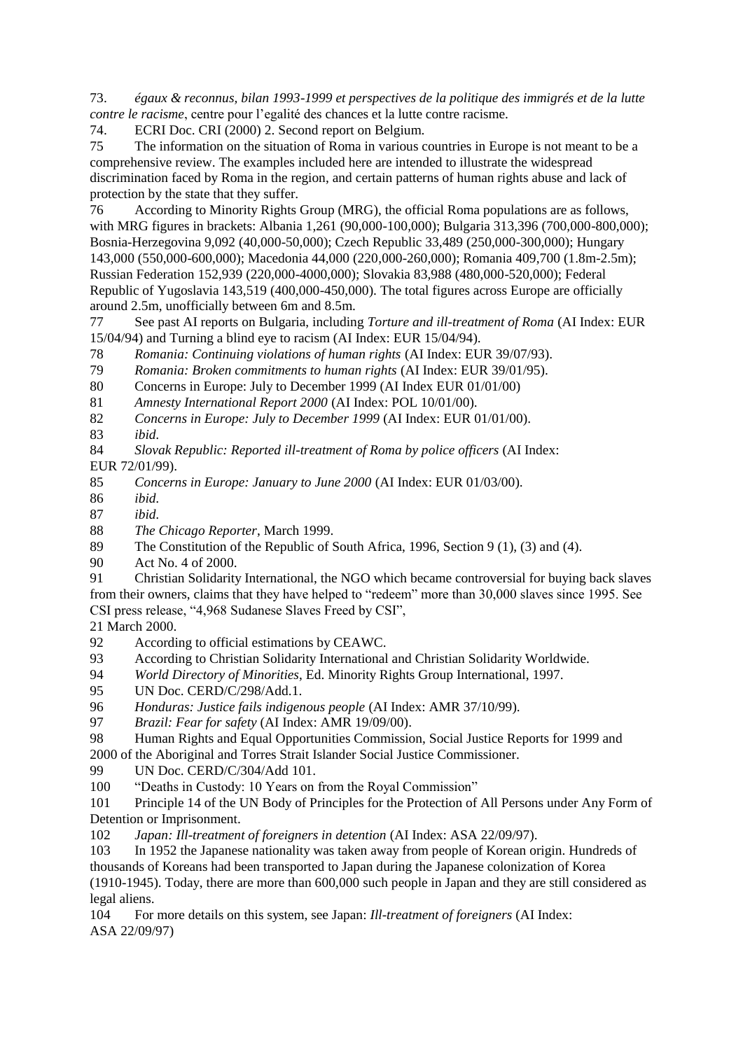73. *égaux & reconnus, bilan 1993-1999 et perspectives de la politique des immigrés et de la lutte contre le racisme*, centre pour l'egalité des chances et la lutte contre racisme.

74. ECRI Doc. CRI (2000) 2. Second report on Belgium.

75 The information on the situation of Roma in various countries in Europe is not meant to be a comprehensive review. The examples included here are intended to illustrate the widespread discrimination faced by Roma in the region, and certain patterns of human rights abuse and lack of protection by the state that they suffer.

76 According to Minority Rights Group (MRG), the official Roma populations are as follows, with MRG figures in brackets: Albania 1,261 (90,000-100,000); Bulgaria 313,396 (700,000-800,000); Bosnia-Herzegovina 9,092 (40,000-50,000); Czech Republic 33,489 (250,000-300,000); Hungary 143,000 (550,000-600,000); Macedonia 44,000 (220,000-260,000); Romania 409,700 (1.8m-2.5m); Russian Federation 152,939 (220,000-4000,000); Slovakia 83,988 (480,000-520,000); Federal Republic of Yugoslavia 143,519 (400,000-450,000). The total figures across Europe are officially around 2.5m, unofficially between 6m and 8.5m.

77 See past AI reports on Bulgaria, including *Torture and ill-treatment of Roma* (AI Index: EUR 15/04/94) and Turning a blind eye to racism (AI Index: EUR 15/04/94).

78 *Romania: Continuing violations of human rights* (AI Index: EUR 39/07/93).

79 *Romania: Broken commitments to human rights* (AI Index: EUR 39/01/95).

80 Concerns in Europe: July to December 1999 (AI Index EUR 01/01/00)

81 *Amnesty International Report 2000* (AI Index: POL 10/01/00).

82 *Concerns in Europe: July to December 1999* (AI Index: EUR 01/01/00).

83 *ibid.*

84 *Slovak Republic: Reported ill-treatment of Roma by police officers* (AI Index: EUR 72/01/99).

85 *Concerns in Europe: January to June 2000* (AI Index: EUR 01/03/00).

86 *ibid.*

87 *ibid.*

88 *The Chicago Reporter*, March 1999.

89 The Constitution of the Republic of South Africa, 1996, Section 9 (1), (3) and (4).

90 Act No. 4 of 2000.

91 Christian Solidarity International, the NGO which became controversial for buying back slaves from their owners, claims that they have helped to "redeem" more than 30,000 slaves since 1995. See CSI press release, "4,968 Sudanese Slaves Freed by CSI", 21 March 2000.

92 According to official estimations by CEAWC.

93 According to Christian Solidarity International and Christian Solidarity Worldwide.

94 *World Directory of Minorities*, Ed. Minority Rights Group International, 1997.

95 UN Doc. CERD/C/298/Add.1.

96 *Honduras: Justice fails indigenous people* (AI Index: AMR 37/10/99).

97 *Brazil: Fear for safety* (AI Index: AMR 19/09/00).

98 Human Rights and Equal Opportunities Commission, Social Justice Reports for 1999 and 2000 of the Aboriginal and Torres Strait Islander Social Justice Commissioner.

99 UN Doc. CERD/C/304/Add 101.

100 "Deaths in Custody: 10 Years on from the Royal Commission"

101 Principle 14 of the UN Body of Principles for the Protection of All Persons under Any Form of Detention or Imprisonment.

102 *Japan: Ill-treatment of foreigners in detention* (AI Index: ASA 22/09/97).

103 In 1952 the Japanese nationality was taken away from people of Korean origin. Hundreds of thousands of Koreans had been transported to Japan during the Japanese colonization of Korea (1910-1945). Today, there are more than 600,000 such people in Japan and they are still considered as legal aliens.

104 For more details on this system, see Japan: *Ill-treatment of foreigners* (AI Index: ASA 22/09/97)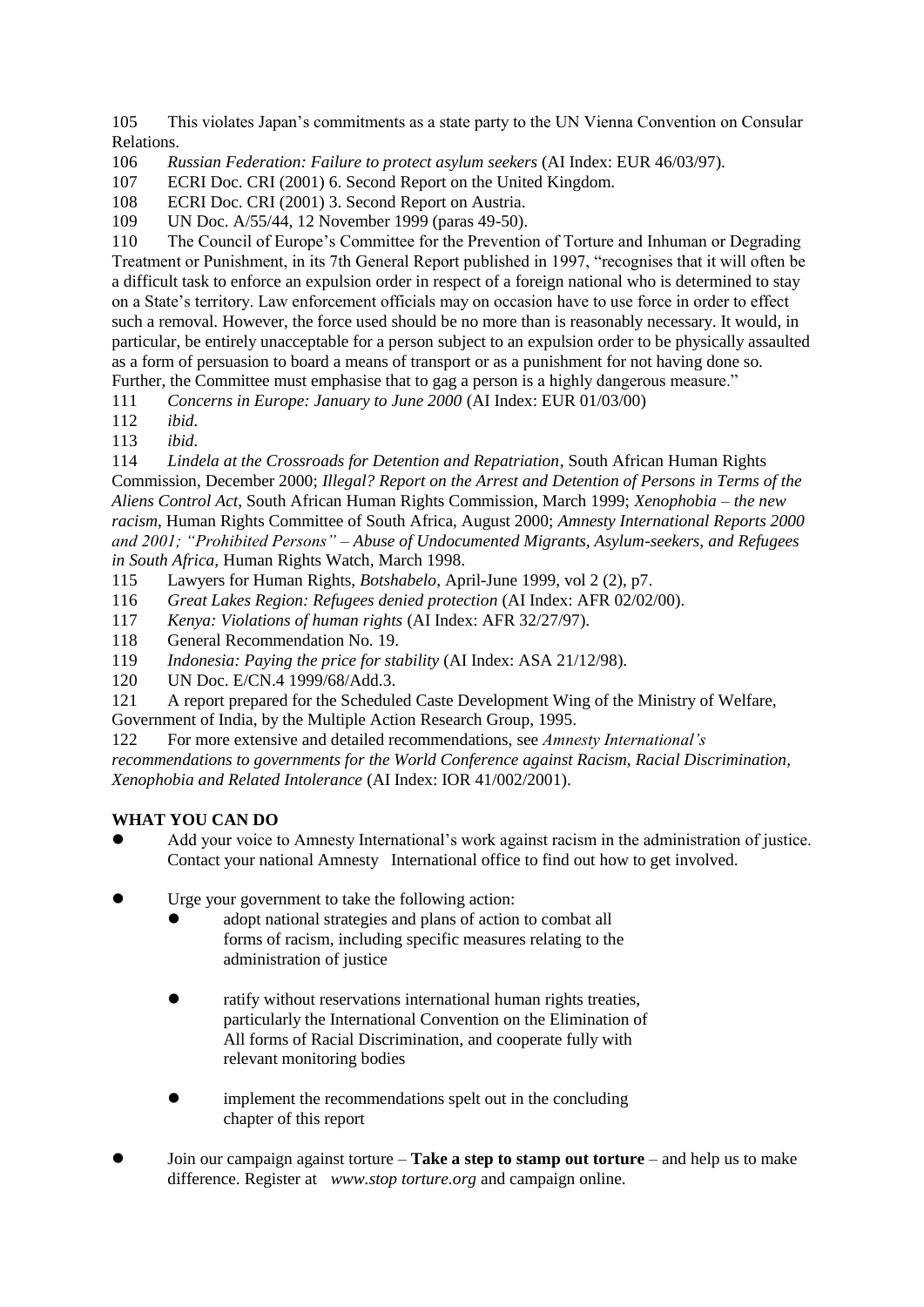105 This violates Japan's commitments as a state party to the UN Vienna Convention on Consular Relations.

106 *Russian Federation: Failure to protect asylum seekers* (AI Index: EUR 46/03/97).

107 ECRI Doc. CRI (2001) 6. Second Report on the United Kingdom.

108 ECRI Doc. CRI (2001) 3. Second Report on Austria.

109 UN Doc. A/55/44, 12 November 1999 (paras 49-50).

110 The Council of Europe's Committee for the Prevention of Torture and Inhuman or Degrading Treatment or Punishment, in its 7th General Report published in 1997, "recognises that it will often be a difficult task to enforce an expulsion order in respect of a foreign national who is determined to stay on a State's territory. Law enforcement officials may on occasion have to use force in order to effect such a removal. However, the force used should be no more than is reasonably necessary. It would, in particular, be entirely unacceptable for a person subject to an expulsion order to be physically assaulted as a form of persuasion to board a means of transport or as a punishment for not having done so. Further, the Committee must emphasise that to gag a person is a highly dangerous measure."

111 *Concerns in Europe: January to June 2000* (AI Index: EUR 01/03/00)

112 *ibid.*

113 *ibid.*

114 *Lindela at the Crossroads for Detention and Repatriation*, South African Human Rights Commission, December 2000; *Illegal? Report on the Arrest and Detention of Persons in Terms of the Aliens Control Act*, South African Human Rights Commission, March 1999; *Xenophobia – the new racism*, Human Rights Committee of South Africa, August 2000; *Amnesty International Reports 2000 and 2001; "Prohibited Persons" – Abuse of Undocumented Migrants, Asylum-seekers, and Refugees in South Africa,* Human Rights Watch, March 1998.

115 Lawyers for Human Rights, *Botshabelo*, April-June 1999, vol 2 (2), p7.

116 *Great Lakes Region: Refugees denied protection* (AI Index: AFR 02/02/00).

117 *Kenya: Violations of human rights* (AI Index: AFR 32/27/97).

118 General Recommendation No. 19.

119 *Indonesia: Paying the price for stability* (AI Index: ASA 21/12/98).

120 UN Doc. E/CN.4 1999/68/Add.3.

121 A report prepared for the Scheduled Caste Development Wing of the Ministry of Welfare, Government of India, by the Multiple Action Research Group, 1995.

122 For more extensive and detailed recommendations, see *Amnesty International's recommendations to governments for the World Conference against Racism, Racial Discrimination, Xenophobia and Related Intolerance* (AI Index: IOR 41/002/2001).

**WHAT YOU CAN DO**

- Add your voice to Amnesty International's work against racism in the administration of justice. Contact your national Amnesty International office to find out how to get involved.
- Urge your government to take the following action:
  - adopt national strategies and plans of action to combat all forms of racism, including specific measures relating to the administration of justice
  - ratify without reservations international human rights treaties, particularly the International Convention on the Elimination of All forms of Racial Discrimination, and cooperate fully with relevant monitoring bodies
  - implement the recommendations spelt out in the concluding chapter of this report
- Join our campaign against torture – **Take a step to stamp out torture** – and help us to make difference. Register at *www.stop torture.org* and campaign online.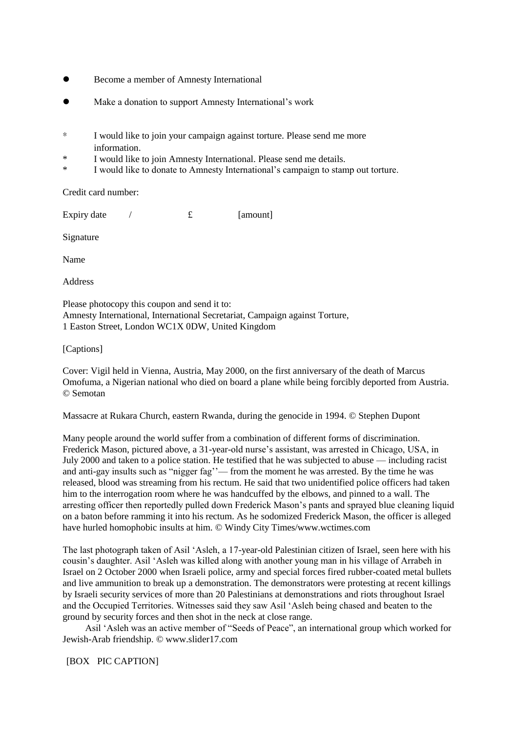- Become a member of Amnesty International
- Make a donation to support Amnesty International's work

* I would like to join your campaign against torture. Please send me more information.
* I would like to join Amnesty International. Please send me details.
* I would like to donate to Amnesty International's campaign to stamp out torture.

Credit card number:

Expiry date / £ [amount]

Signature

Name

Address

Please photocopy this coupon and send it to:
Amnesty International, International Secretariat, Campaign against Torture,
1 Easton Street, London WC1X 0DW, United Kingdom

[Captions]

Cover: Vigil held in Vienna, Austria, May 2000, on the first anniversary of the death of Marcus Omofuma, a Nigerian national who died on board a plane while being forcibly deported from Austria. © Semotan

Massacre at Rukara Church, eastern Rwanda, during the genocide in 1994. © Stephen Dupont

Many people around the world suffer from a combination of different forms of discrimination. Frederick Mason, pictured above, a 31-year-old nurse's assistant, was arrested in Chicago, USA, in July 2000 and taken to a police station. He testified that he was subjected to abuse — including racist and anti-gay insults such as "nigger fag''— from the moment he was arrested. By the time he was released, blood was streaming from his rectum. He said that two unidentified police officers had taken him to the interrogation room where he was handcuffed by the elbows, and pinned to a wall. The arresting officer then reportedly pulled down Frederick Mason's pants and sprayed blue cleaning liquid on a baton before ramming it into his rectum. As he sodomized Frederick Mason, the officer is alleged have hurled homophobic insults at him. © Windy City Times/www.wctimes.com

The last photograph taken of Asil 'Asleh, a 17-year-old Palestinian citizen of Israel, seen here with his cousin's daughter. Asil 'Asleh was killed along with another young man in his village of Arrabeh in Israel on 2 October 2000 when Israeli police, army and special forces fired rubber-coated metal bullets and live ammunition to break up a demonstration. The demonstrators were protesting at recent killings by Israeli security services of more than 20 Palestinians at demonstrations and riots throughout Israel and the Occupied Territories. Witnesses said they saw Asil 'Asleh being chased and beaten to the ground by security forces and then shot in the neck at close range.

Asil 'Asleh was an active member of "Seeds of Peace", an international group which worked for Jewish-Arab friendship. © www.slider17.com

[BOX PIC CAPTION]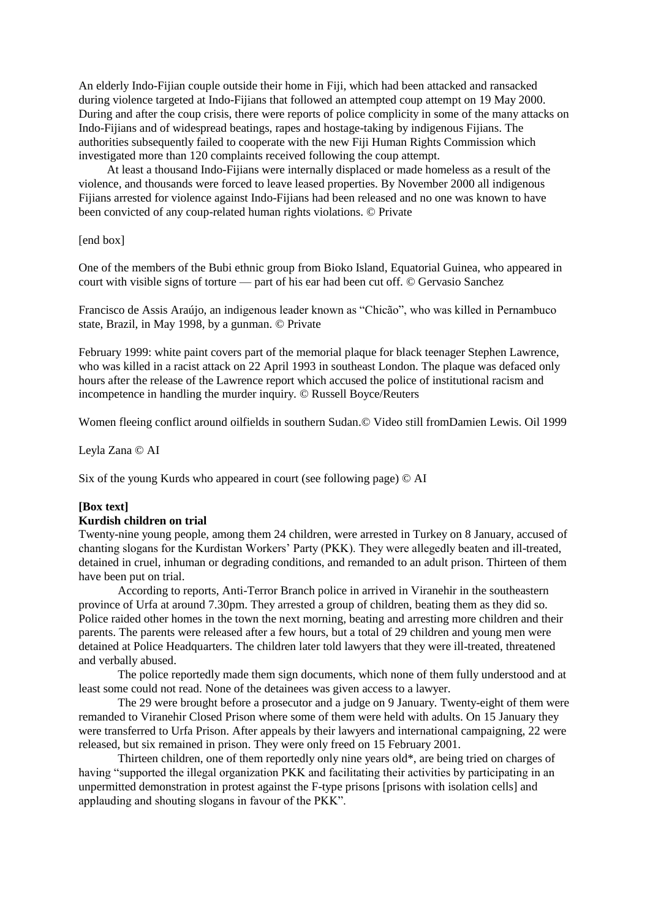An elderly Indo-Fijian couple outside their home in Fiji, which had been attacked and ransacked during violence targeted at Indo-Fijians that followed an attempted coup attempt on 19 May 2000. During and after the coup crisis, there were reports of police complicity in some of the many attacks on Indo-Fijians and of widespread beatings, rapes and hostage-taking by indigenous Fijians. The authorities subsequently failed to cooperate with the new Fiji Human Rights Commission which investigated more than 120 complaints received following the coup attempt.

At least a thousand Indo-Fijians were internally displaced or made homeless as a result of the violence, and thousands were forced to leave leased properties. By November 2000 all indigenous Fijians arrested for violence against Indo-Fijians had been released and no one was known to have been convicted of any coup-related human rights violations. © Private

[end box]

One of the members of the Bubi ethnic group from Bioko Island, Equatorial Guinea, who appeared in court with visible signs of torture — part of his ear had been cut off. © Gervasio Sanchez

Francisco de Assis Araújo, an indigenous leader known as "Chicão", who was killed in Pernambuco state, Brazil, in May 1998, by a gunman. © Private

February 1999: white paint covers part of the memorial plaque for black teenager Stephen Lawrence, who was killed in a racist attack on 22 April 1993 in southeast London. The plaque was defaced only hours after the release of the Lawrence report which accused the police of institutional racism and incompetence in handling the murder inquiry. © Russell Boyce/Reuters

Women fleeing conflict around oilfields in southern Sudan.© Video still fromDamien Lewis. Oil 1999

Leyla Zana © AI

Six of the young Kurds who appeared in court (see following page) © AI

**[Box text]**

**Kurdish children on trial**

Twenty-nine young people, among them 24 children, were arrested in Turkey on 8 January, accused of chanting slogans for the Kurdistan Workers' Party (PKK). They were allegedly beaten and ill-treated, detained in cruel, inhuman or degrading conditions, and remanded to an adult prison. Thirteen of them have been put on trial.

According to reports, Anti-Terror Branch police in arrived in Viranehir in the southeastern province of Urfa at around 7.30pm. They arrested a group of children, beating them as they did so. Police raided other homes in the town the next morning, beating and arresting more children and their parents. The parents were released after a few hours, but a total of 29 children and young men were detained at Police Headquarters. The children later told lawyers that they were ill-treated, threatened and verbally abused.

The police reportedly made them sign documents, which none of them fully understood and at least some could not read. None of the detainees was given access to a lawyer.

The 29 were brought before a prosecutor and a judge on 9 January. Twenty-eight of them were remanded to Viranehir Closed Prison where some of them were held with adults. On 15 January they were transferred to Urfa Prison. After appeals by their lawyers and international campaigning, 22 were released, but six remained in prison. They were only freed on 15 February 2001.

Thirteen children, one of them reportedly only nine years old*, are being tried on charges of having "supported the illegal organization PKK and facilitating their activities by participating in an unpermitted demonstration in protest against the F-type prisons [prisons with isolation cells] and applauding and shouting slogans in favour of the PKK".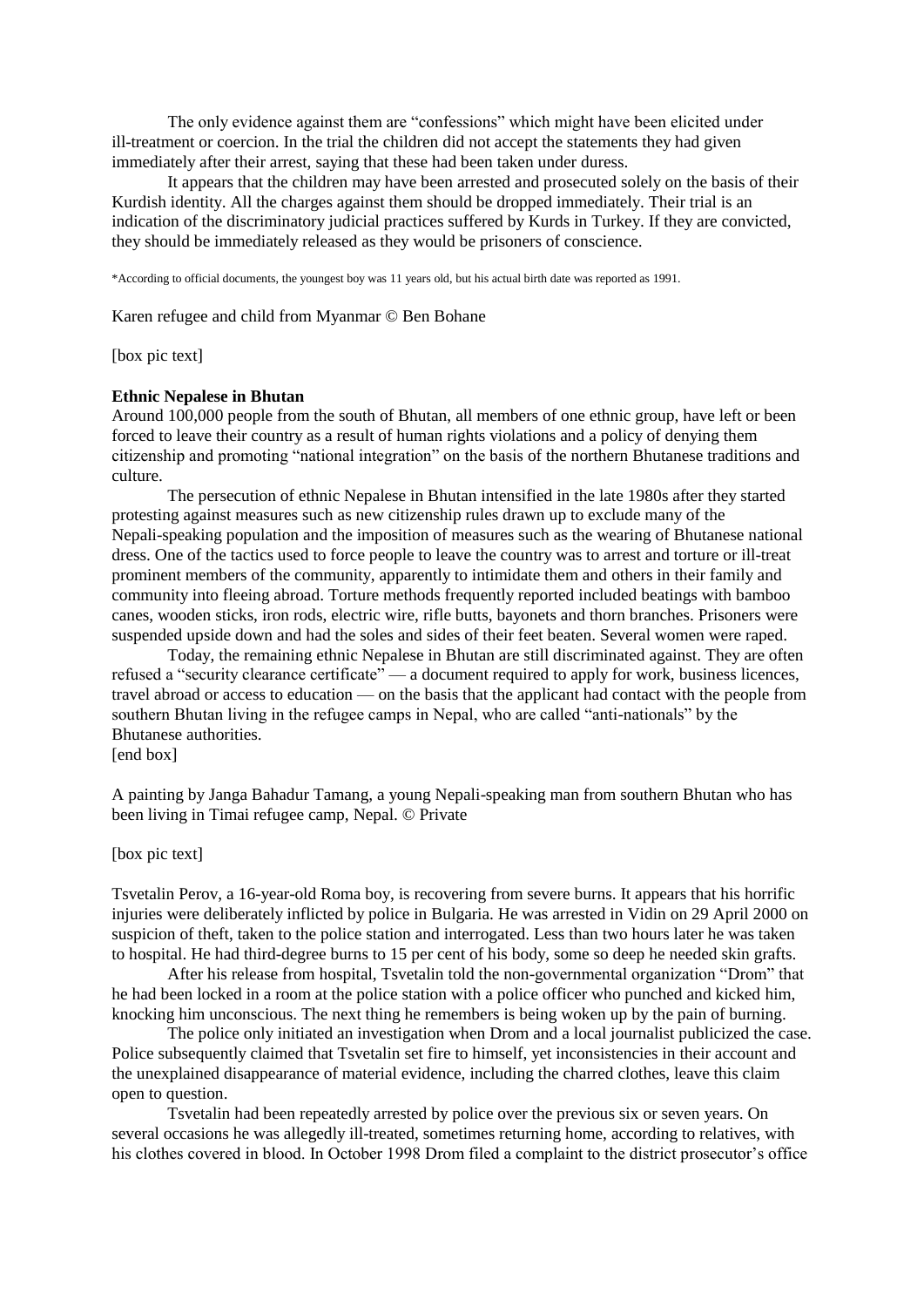The only evidence against them are "confessions" which might have been elicited under ill-treatment or coercion. In the trial the children did not accept the statements they had given immediately after their arrest, saying that these had been taken under duress.

It appears that the children may have been arrested and prosecuted solely on the basis of their Kurdish identity. All the charges against them should be dropped immediately. Their trial is an indication of the discriminatory judicial practices suffered by Kurds in Turkey. If they are convicted, they should be immediately released as they would be prisoners of conscience.

*According to official documents, the youngest boy was 11 years old, but his actual birth date was reported as 1991.

Karen refugee and child from Myanmar © Ben Bohane

[box pic text]

**Ethnic Nepalese in Bhutan**

Around 100,000 people from the south of Bhutan, all members of one ethnic group, have left or been forced to leave their country as a result of human rights violations and a policy of denying them citizenship and promoting "national integration" on the basis of the northern Bhutanese traditions and culture.

The persecution of ethnic Nepalese in Bhutan intensified in the late 1980s after they started protesting against measures such as new citizenship rules drawn up to exclude many of the Nepali-speaking population and the imposition of measures such as the wearing of Bhutanese national dress. One of the tactics used to force people to leave the country was to arrest and torture or ill-treat prominent members of the community, apparently to intimidate them and others in their family and community into fleeing abroad. Torture methods frequently reported included beatings with bamboo canes, wooden sticks, iron rods, electric wire, rifle butts, bayonets and thorn branches. Prisoners were suspended upside down and had the soles and sides of their feet beaten. Several women were raped.

Today, the remaining ethnic Nepalese in Bhutan are still discriminated against. They are often refused a "security clearance certificate" — a document required to apply for work, business licences, travel abroad or access to education — on the basis that the applicant had contact with the people from southern Bhutan living in the refugee camps in Nepal, who are called "anti-nationals" by the Bhutanese authorities.

[end box]

A painting by Janga Bahadur Tamang, a young Nepali-speaking man from southern Bhutan who has been living in Timai refugee camp, Nepal. © Private

[box pic text]

Tsvetalin Perov, a 16-year-old Roma boy, is recovering from severe burns. It appears that his horrific injuries were deliberately inflicted by police in Bulgaria. He was arrested in Vidin on 29 April 2000 on suspicion of theft, taken to the police station and interrogated. Less than two hours later he was taken to hospital. He had third-degree burns to 15 per cent of his body, some so deep he needed skin grafts.

After his release from hospital, Tsvetalin told the non-governmental organization "Drom" that he had been locked in a room at the police station with a police officer who punched and kicked him, knocking him unconscious. The next thing he remembers is being woken up by the pain of burning.

The police only initiated an investigation when Drom and a local journalist publicized the case. Police subsequently claimed that Tsvetalin set fire to himself, yet inconsistencies in their account and the unexplained disappearance of material evidence, including the charred clothes, leave this claim open to question.

Tsvetalin had been repeatedly arrested by police over the previous six or seven years. On several occasions he was allegedly ill-treated, sometimes returning home, according to relatives, with his clothes covered in blood. In October 1998 Drom filed a complaint to the district prosecutor's office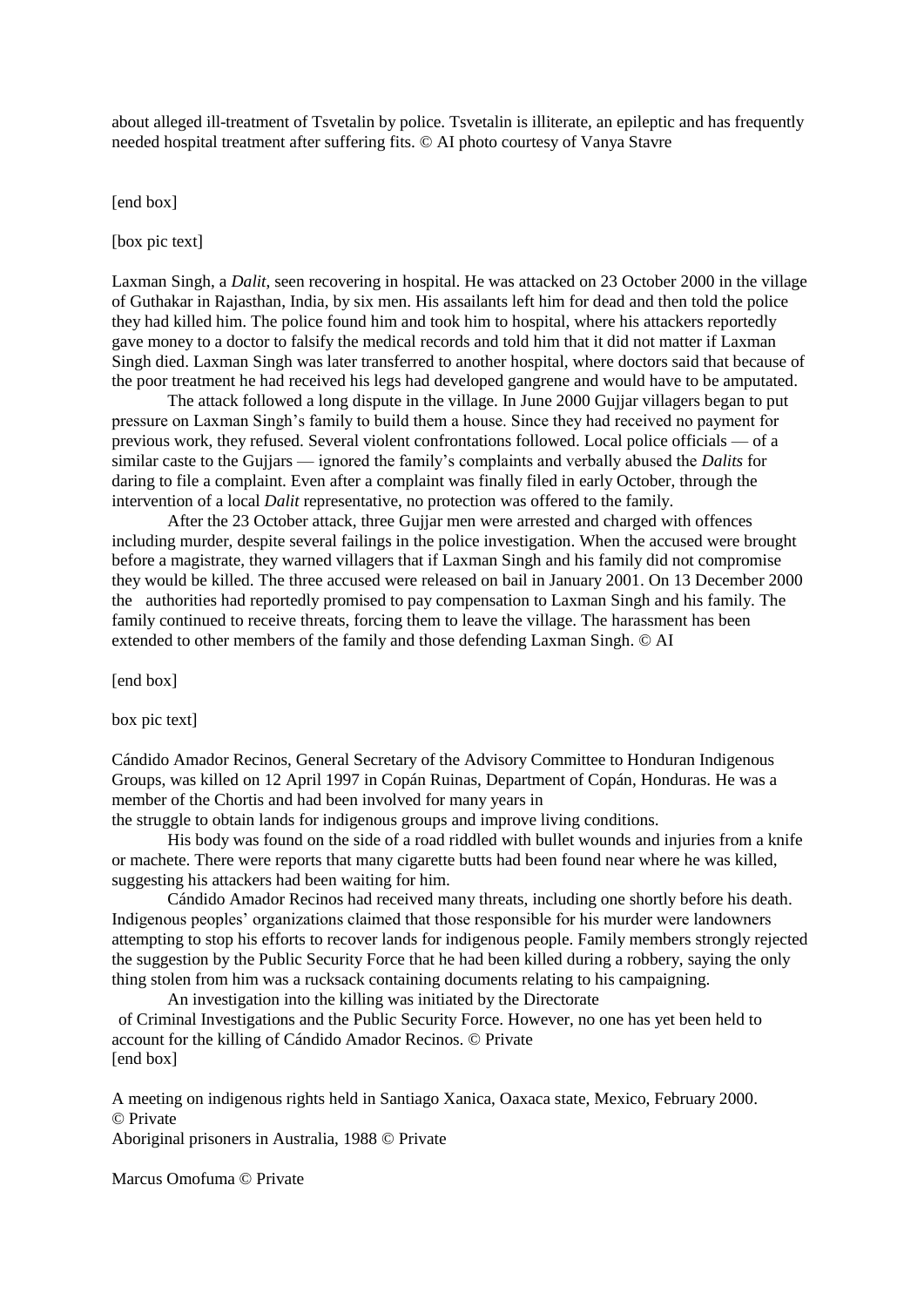about alleged ill-treatment of Tsvetalin by police. Tsvetalin is illiterate, an epileptic and has frequently needed hospital treatment after suffering fits. © AI photo courtesy of Vanya Stavre

[end box]

[box pic text]

Laxman Singh, a *Dalit*, seen recovering in hospital. He was attacked on 23 October 2000 in the village of Guthakar in Rajasthan, India, by six men. His assailants left him for dead and then told the police they had killed him. The police found him and took him to hospital, where his attackers reportedly gave money to a doctor to falsify the medical records and told him that it did not matter if Laxman Singh died. Laxman Singh was later transferred to another hospital, where doctors said that because of the poor treatment he had received his legs had developed gangrene and would have to be amputated.

The attack followed a long dispute in the village. In June 2000 Gujjar villagers began to put pressure on Laxman Singh's family to build them a house. Since they had received no payment for previous work, they refused. Several violent confrontations followed. Local police officials — of a similar caste to the Gujjars — ignored the family's complaints and verbally abused the *Dalits* for daring to file a complaint. Even after a complaint was finally filed in early October, through the intervention of a local *Dalit* representative, no protection was offered to the family.

After the 23 October attack, three Gujjar men were arrested and charged with offences including murder, despite several failings in the police investigation. When the accused were brought before a magistrate, they warned villagers that if Laxman Singh and his family did not compromise they would be killed. The three accused were released on bail in January 2001. On 13 December 2000 the authorities had reportedly promised to pay compensation to Laxman Singh and his family. The family continued to receive threats, forcing them to leave the village. The harassment has been extended to other members of the family and those defending Laxman Singh. © AI

[end box]

box pic text]

Cándido Amador Recinos, General Secretary of the Advisory Committee to Honduran Indigenous Groups, was killed on 12 April 1997 in Copán Ruinas, Department of Copán, Honduras. He was a member of the Chortis and had been involved for many years in the struggle to obtain lands for indigenous groups and improve living conditions.

His body was found on the side of a road riddled with bullet wounds and injuries from a knife or machete. There were reports that many cigarette butts had been found near where he was killed, suggesting his attackers had been waiting for him.

Cándido Amador Recinos had received many threats, including one shortly before his death. Indigenous peoples' organizations claimed that those responsible for his murder were landowners attempting to stop his efforts to recover lands for indigenous people. Family members strongly rejected the suggestion by the Public Security Force that he had been killed during a robbery, saying the only thing stolen from him was a rucksack containing documents relating to his campaigning.

An investigation into the killing was initiated by the Directorate of Criminal Investigations and the Public Security Force. However, no one has yet been held to account for the killing of Cándido Amador Recinos. © Private

[end box]

A meeting on indigenous rights held in Santiago Xanica, Oaxaca state, Mexico, February 2000. © Private

Aboriginal prisoners in Australia, 1988 © Private

Marcus Omofuma © Private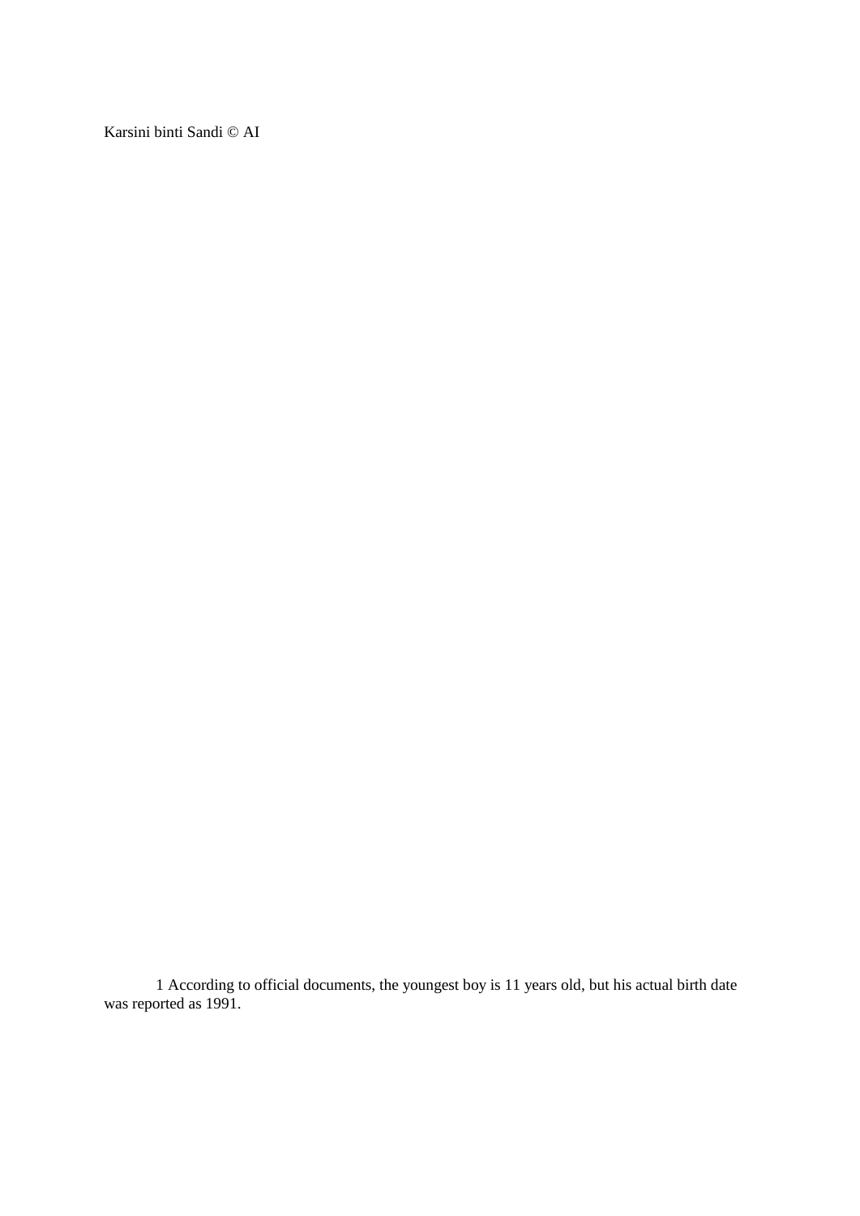Karsini binti Sandi © AI

1 According to official documents, the youngest boy is 11 years old, but his actual birth date was reported as 1991.